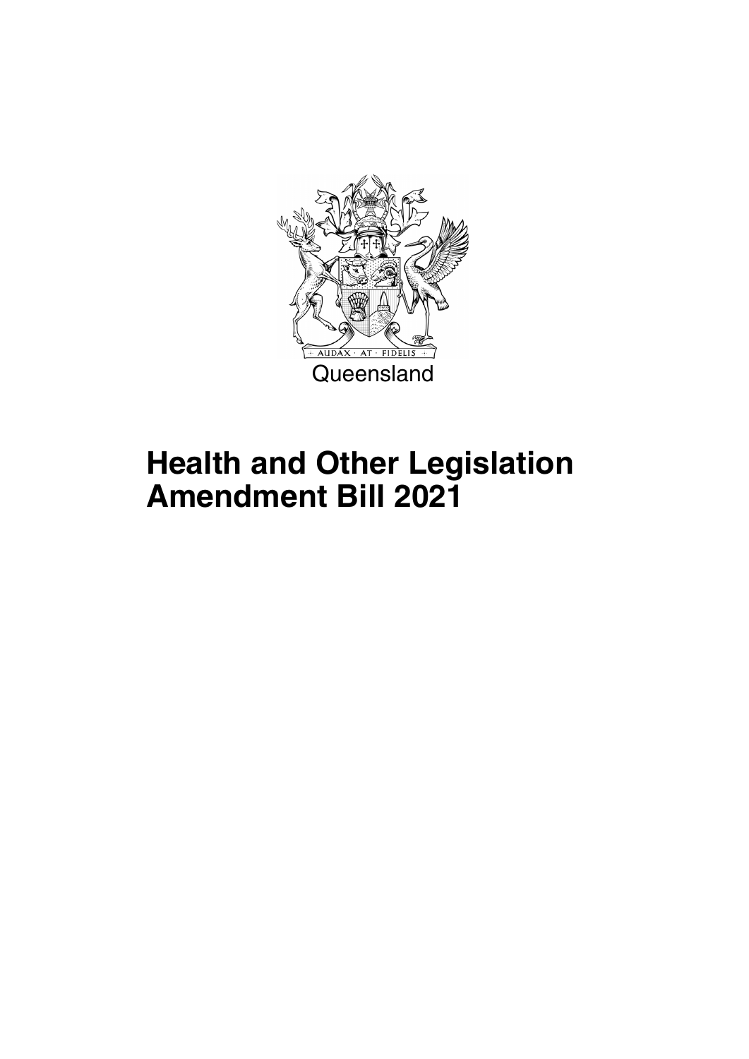Queensland

# Health and Other Legislation Amendment Bill 2021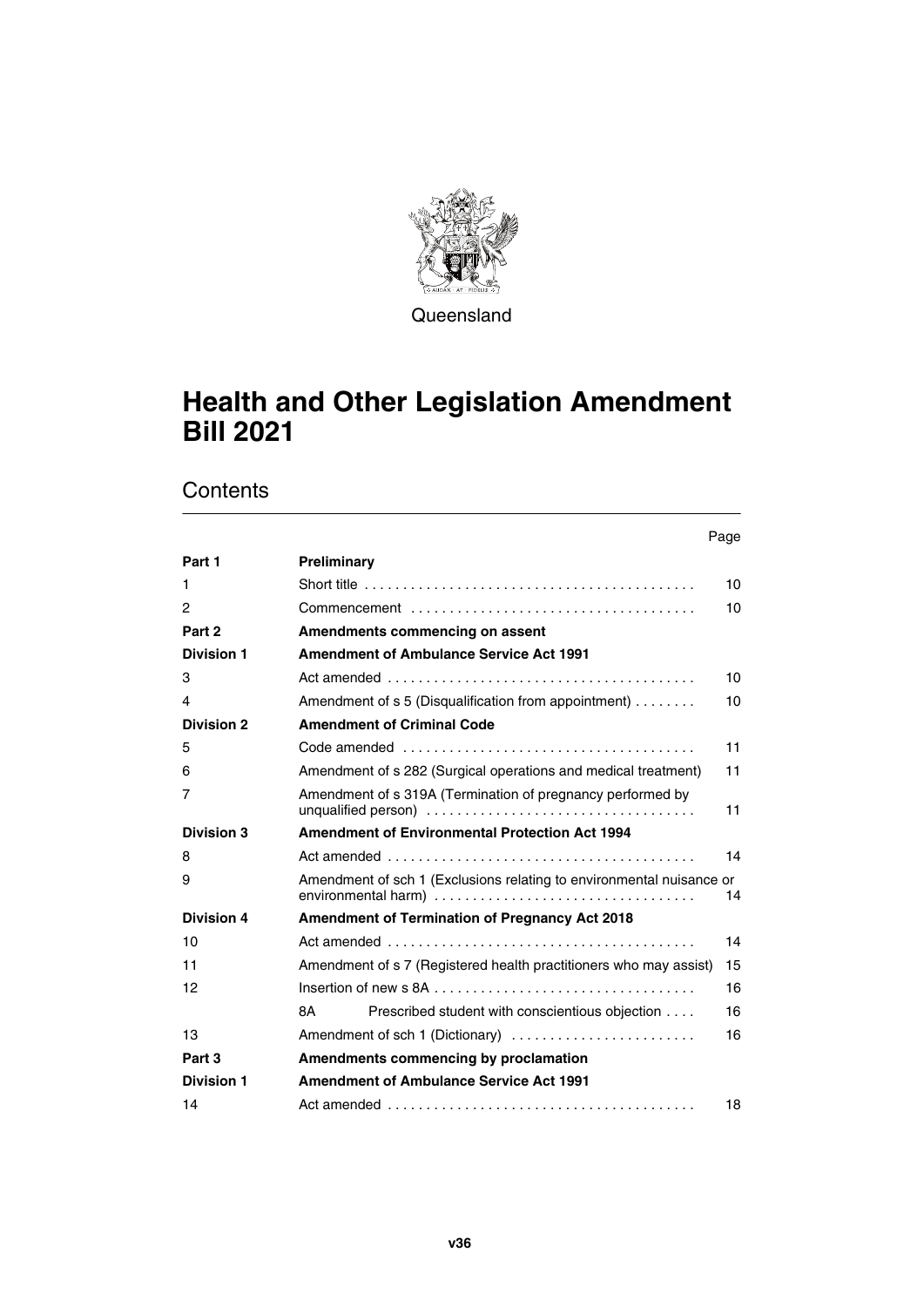Queensland

# Health and Other Legislation Amendment Bill 2021

## Contents

| | | Page |
|---|---|---|
| **Part 1** | **Preliminary** | |
| 1 | Short title | 10 |
| 2 | Commencement | 10 |
| **Part 2** | **Amendments commencing on assent** | |
| **Division 1** | **Amendment of Ambulance Service Act 1991** | |
| 3 | Act amended | 10 |
| 4 | Amendment of s 5 (Disqualification from appointment) | 10 |
| **Division 2** | **Amendment of Criminal Code** | |
| 5 | Code amended | 11 |
| 6 | Amendment of s 282 (Surgical operations and medical treatment) | 11 |
| 7 | Amendment of s 319A (Termination of pregnancy performed by unqualified person) | 11 |
| **Division 3** | **Amendment of Environmental Protection Act 1994** | |
| 8 | Act amended | 14 |
| 9 | Amendment of sch 1 (Exclusions relating to environmental nuisance or environmental harm) | 14 |
| **Division 4** | **Amendment of Termination of Pregnancy Act 2018** | |
| 10 | Act amended | 14 |
| 11 | Amendment of s 7 (Registered health practitioners who may assist) | 15 |
| 12 | Insertion of new s 8A | 16 |
| | 8A Prescribed student with conscientious objection | 16 |
| 13 | Amendment of sch 1 (Dictionary) | 16 |
| **Part 3** | **Amendments commencing by proclamation** | |
| **Division 1** | **Amendment of Ambulance Service Act 1991** | |
| 14 | Act amended | 18 |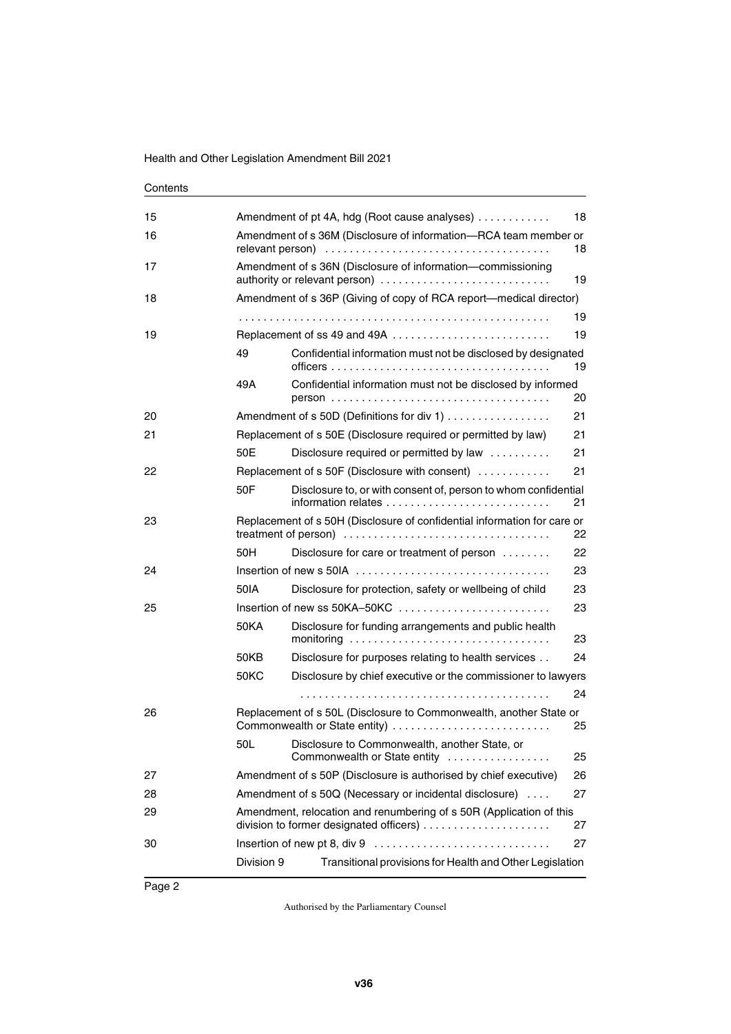Contents

| | | | |
|---|---|---|---|
| 15 | | Amendment of pt 4A, hdg (Root cause analyses) | 18 |
| 16 | | Amendment of s 36M (Disclosure of information—RCA team member or relevant person) | 18 |
| 17 | | Amendment of s 36N (Disclosure of information—commissioning authority or relevant person) | 19 |
| 18 | | Amendment of s 36P (Giving of copy of RCA report—medical director) | 19 |
| 19 | | Replacement of ss 49 and 49A | 19 |
| | 49 | Confidential information must not be disclosed by designated officers | 19 |
| | 49A | Confidential information must not be disclosed by informed person | 20 |
| 20 | | Amendment of s 50D (Definitions for div 1) | 21 |
| 21 | | Replacement of s 50E (Disclosure required or permitted by law) | 21 |
| | 50E | Disclosure required or permitted by law | 21 |
| 22 | | Replacement of s 50F (Disclosure with consent) | 21 |
| | 50F | Disclosure to, or with consent of, person to whom confidential information relates | 21 |
| 23 | | Replacement of s 50H (Disclosure of confidential information for care or treatment of person) | 22 |
| | 50H | Disclosure for care or treatment of person | 22 |
| 24 | | Insertion of new s 50IA | 23 |
| | 50IA | Disclosure for protection, safety or wellbeing of child | 23 |
| 25 | | Insertion of new ss 50KA–50KC | 23 |
| | 50KA | Disclosure for funding arrangements and public health monitoring | 23 |
| | 50KB | Disclosure for purposes relating to health services | 24 |
| | 50KC | Disclosure by chief executive or the commissioner to lawyers | 24 |
| 26 | | Replacement of s 50L (Disclosure to Commonwealth, another State or Commonwealth or State entity) | 25 |
| | 50L | Disclosure to Commonwealth, another State, or Commonwealth or State entity | 25 |
| 27 | | Amendment of s 50P (Disclosure is authorised by chief executive) | 26 |
| 28 | | Amendment of s 50Q (Necessary or incidental disclosure) | 27 |
| 29 | | Amendment, relocation and renumbering of s 50R (Application of this division to former designated officers) | 27 |
| 30 | | Insertion of new pt 8, div 9 | 27 |
| | Division 9 | Transitional provisions for Health and Other Legislation | |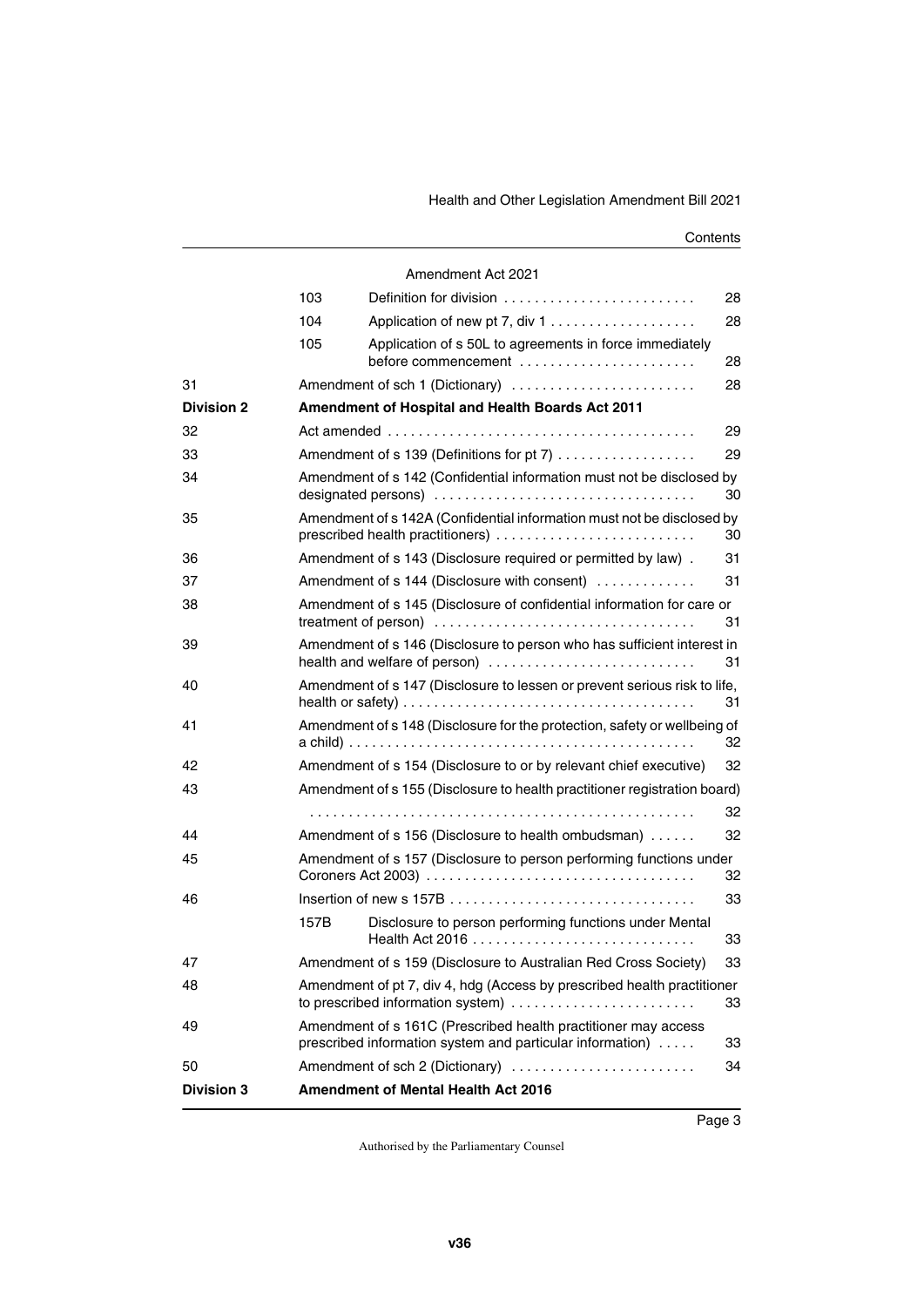| | | | |
|---|---|---|---|
| | | Amendment Act 2021 | |
| | 103 | Definition for division | 28 |
| | 104 | Application of new pt 7, div 1 | 28 |
| | 105 | Application of s 50L to agreements in force immediately before commencement | 28 |
| 31 | | Amendment of sch 1 (Dictionary) | 28 |
| **Division 2** | | **Amendment of Hospital and Health Boards Act 2011** | |
| 32 | | Act amended | 29 |
| 33 | | Amendment of s 139 (Definitions for pt 7) | 29 |
| 34 | | Amendment of s 142 (Confidential information must not be disclosed by designated persons) | 30 |
| 35 | | Amendment of s 142A (Confidential information must not be disclosed by prescribed health practitioners) | 30 |
| 36 | | Amendment of s 143 (Disclosure required or permitted by law) | 31 |
| 37 | | Amendment of s 144 (Disclosure with consent) | 31 |
| 38 | | Amendment of s 145 (Disclosure of confidential information for care or treatment of person) | 31 |
| 39 | | Amendment of s 146 (Disclosure to person who has sufficient interest in health and welfare of person) | 31 |
| 40 | | Amendment of s 147 (Disclosure to lessen or prevent serious risk to life, health or safety) | 31 |
| 41 | | Amendment of s 148 (Disclosure for the protection, safety or wellbeing of a child) | 32 |
| 42 | | Amendment of s 154 (Disclosure to or by relevant chief executive) | 32 |
| 43 | | Amendment of s 155 (Disclosure to health practitioner registration board) | 32 |
| 44 | | Amendment of s 156 (Disclosure to health ombudsman) | 32 |
| 45 | | Amendment of s 157 (Disclosure to person performing functions under Coroners Act 2003) | 32 |
| 46 | | Insertion of new s 157B | 33 |
| | 157B | Disclosure to person performing functions under Mental Health Act 2016 | 33 |
| 47 | | Amendment of s 159 (Disclosure to Australian Red Cross Society) | 33 |
| 48 | | Amendment of pt 7, div 4, hdg (Access by prescribed health practitioner to prescribed information system) | 33 |
| 49 | | Amendment of s 161C (Prescribed health practitioner may access prescribed information system and particular information) | 33 |
| 50 | | Amendment of sch 2 (Dictionary) | 34 |
| **Division 3** | | **Amendment of Mental Health Act 2016** | |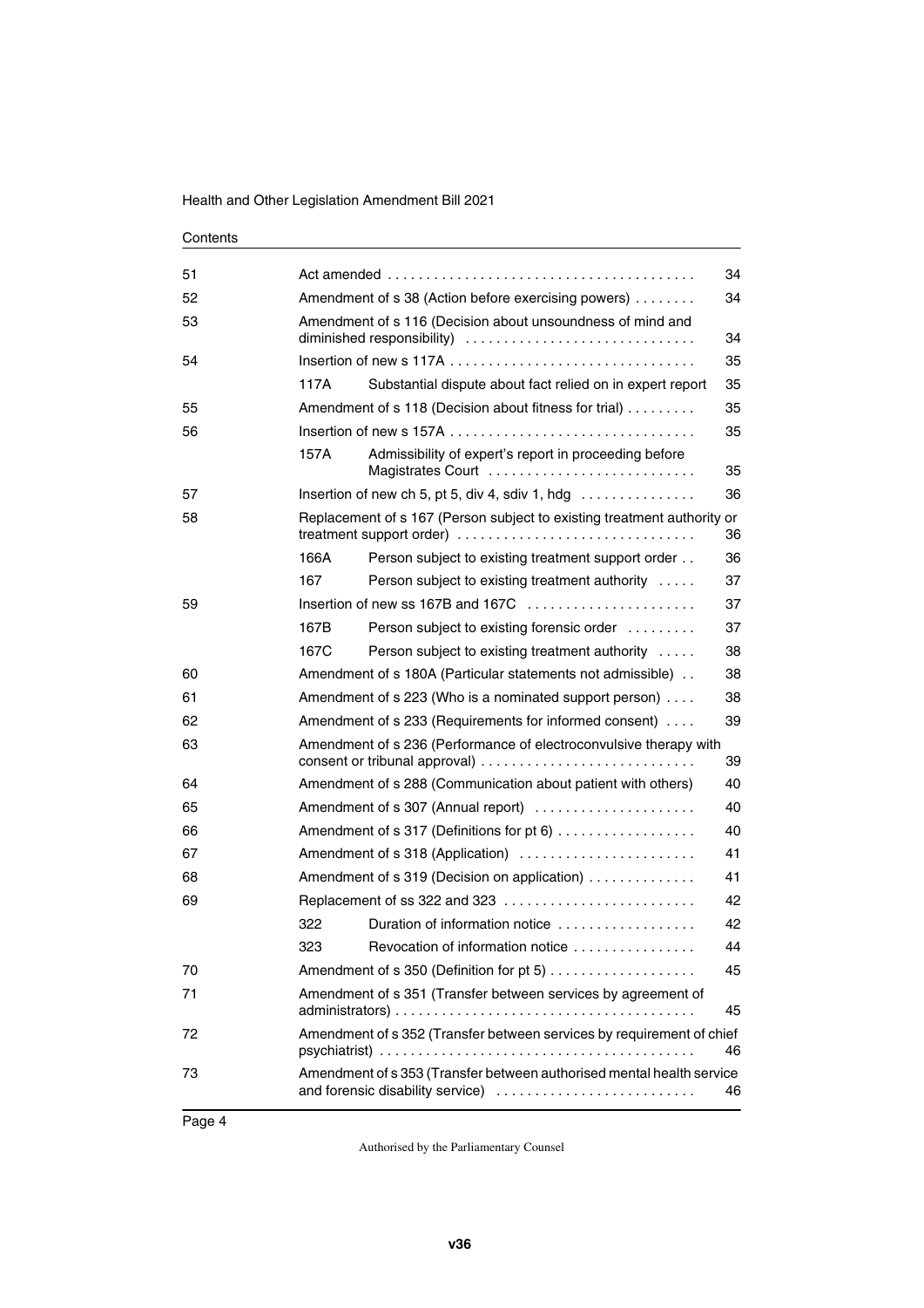Contents

| | | | |
|---|---|---|---|
| 51 | | Act amended | 34 |
| 52 | | Amendment of s 38 (Action before exercising powers) | 34 |
| 53 | | Amendment of s 116 (Decision about unsoundness of mind and diminished responsibility) | 34 |
| 54 | | Insertion of new s 117A | 35 |
| | 117A | Substantial dispute about fact relied on in expert report | 35 |
| 55 | | Amendment of s 118 (Decision about fitness for trial) | 35 |
| 56 | | Insertion of new s 157A | 35 |
| | 157A | Admissibility of expert's report in proceeding before Magistrates Court | 35 |
| 57 | | Insertion of new ch 5, pt 5, div 4, sdiv 1, hdg | 36 |
| 58 | | Replacement of s 167 (Person subject to existing treatment authority or treatment support order) | 36 |
| | 166A | Person subject to existing treatment support order | 36 |
| | 167 | Person subject to existing treatment authority | 37 |
| 59 | | Insertion of new ss 167B and 167C | 37 |
| | 167B | Person subject to existing forensic order | 37 |
| | 167C | Person subject to existing treatment authority | 38 |
| 60 | | Amendment of s 180A (Particular statements not admissible) | 38 |
| 61 | | Amendment of s 223 (Who is a nominated support person) | 38 |
| 62 | | Amendment of s 233 (Requirements for informed consent) | 39 |
| 63 | | Amendment of s 236 (Performance of electroconvulsive therapy with consent or tribunal approval) | 39 |
| 64 | | Amendment of s 288 (Communication about patient with others) | 40 |
| 65 | | Amendment of s 307 (Annual report) | 40 |
| 66 | | Amendment of s 317 (Definitions for pt 6) | 40 |
| 67 | | Amendment of s 318 (Application) | 41 |
| 68 | | Amendment of s 319 (Decision on application) | 41 |
| 69 | | Replacement of ss 322 and 323 | 42 |
| | 322 | Duration of information notice | 42 |
| | 323 | Revocation of information notice | 44 |
| 70 | | Amendment of s 350 (Definition for pt 5) | 45 |
| 71 | | Amendment of s 351 (Transfer between services by agreement of administrators) | 45 |
| 72 | | Amendment of s 352 (Transfer between services by requirement of chief psychiatrist) | 46 |
| 73 | | Amendment of s 353 (Transfer between authorised mental health service and forensic disability service) | 46 |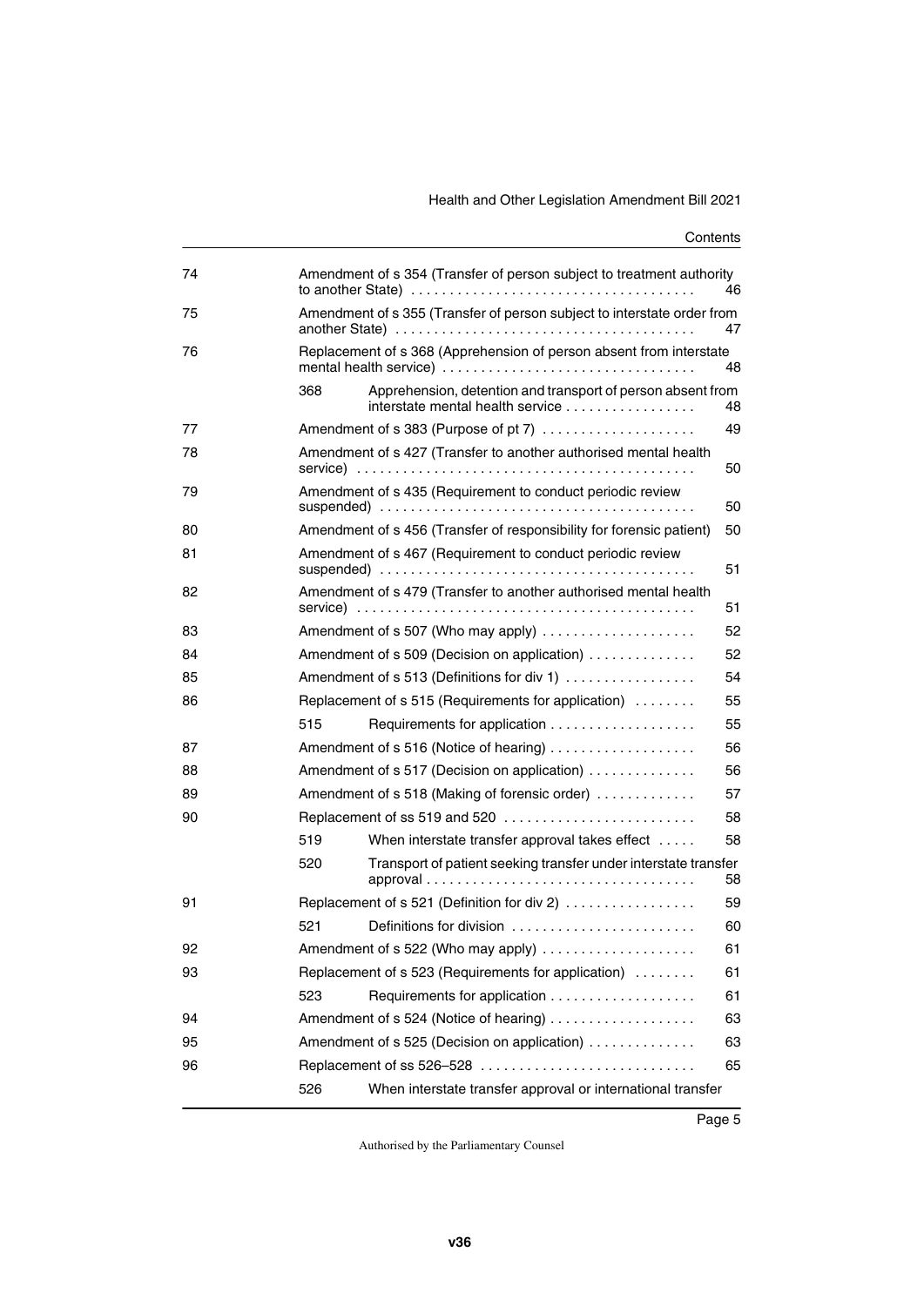| | | | |
|---|---|---|---|
| 74 | Amendment of s 354 (Transfer of person subject to treatment authority to another State) | | 46 |
| 75 | Amendment of s 355 (Transfer of person subject to interstate order from another State) | | 47 |
| 76 | Replacement of s 368 (Apprehension of person absent from interstate mental health service) | | 48 |
| | 368 | Apprehension, detention and transport of person absent from interstate mental health service | 48 |
| 77 | Amendment of s 383 (Purpose of pt 7) | | 49 |
| 78 | Amendment of s 427 (Transfer to another authorised mental health service) | | 50 |
| 79 | Amendment of s 435 (Requirement to conduct periodic review suspended) | | 50 |
| 80 | Amendment of s 456 (Transfer of responsibility for forensic patient) | | 50 |
| 81 | Amendment of s 467 (Requirement to conduct periodic review suspended) | | 51 |
| 82 | Amendment of s 479 (Transfer to another authorised mental health service) | | 51 |
| 83 | Amendment of s 507 (Who may apply) | | 52 |
| 84 | Amendment of s 509 (Decision on application) | | 52 |
| 85 | Amendment of s 513 (Definitions for div 1) | | 54 |
| 86 | Replacement of s 515 (Requirements for application) | | 55 |
| | 515 | Requirements for application | 55 |
| 87 | Amendment of s 516 (Notice of hearing) | | 56 |
| 88 | Amendment of s 517 (Decision on application) | | 56 |
| 89 | Amendment of s 518 (Making of forensic order) | | 57 |
| 90 | Replacement of ss 519 and 520 | | 58 |
| | 519 | When interstate transfer approval takes effect | 58 |
| | 520 | Transport of patient seeking transfer under interstate transfer approval | 58 |
| 91 | Replacement of s 521 (Definition for div 2) | | 59 |
| | 521 | Definitions for division | 60 |
| 92 | Amendment of s 522 (Who may apply) | | 61 |
| 93 | Replacement of s 523 (Requirements for application) | | 61 |
| | 523 | Requirements for application | 61 |
| 94 | Amendment of s 524 (Notice of hearing) | | 63 |
| 95 | Amendment of s 525 (Decision on application) | | 63 |
| 96 | Replacement of ss 526–528 | | 65 |
| | 526 | When interstate transfer approval or international transfer | |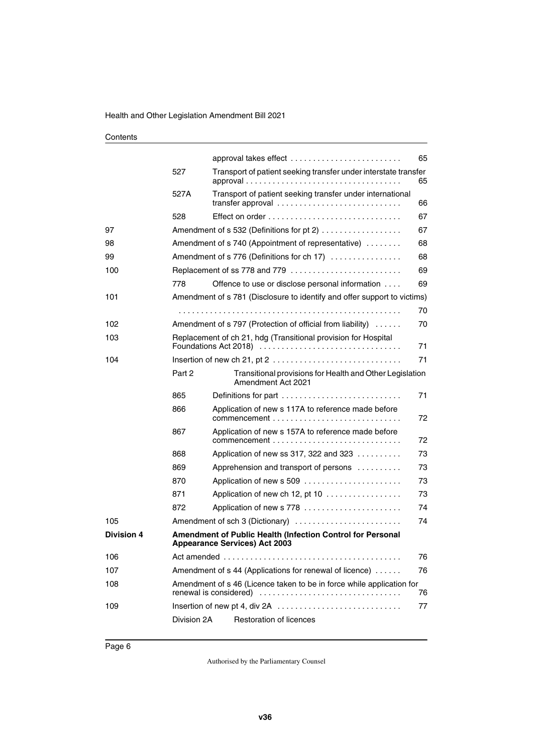| | | | |
|---|---|---|---|
| | | approval takes effect | 65 |
| | 527 | Transport of patient seeking transfer under interstate transfer approval | 65 |
| | 527A | Transport of patient seeking transfer under international transfer approval | 66 |
| | 528 | Effect on order | 67 |
| 97 | Amendment of s 532 (Definitions for pt 2) | | 67 |
| 98 | Amendment of s 740 (Appointment of representative) | | 68 |
| 99 | Amendment of s 776 (Definitions for ch 17) | | 68 |
| 100 | Replacement of ss 778 and 779 | | 69 |
| | 778 | Offence to use or disclose personal information | 69 |
| 101 | Amendment of s 781 (Disclosure to identify and offer support to victims) | | 70 |
| 102 | Amendment of s 797 (Protection of official from liability) | | 70 |
| 103 | Replacement of ch 21, hdg (Transitional provision for Hospital Foundations Act 2018) | | 71 |
| 104 | Insertion of new ch 21, pt 2 | | 71 |
| | Part 2 | Transitional provisions for Health and Other Legislation Amendment Act 2021 | |
| | 865 | Definitions for part | 71 |
| | 866 | Application of new s 117A to reference made before commencement | 72 |
| | 867 | Application of new s 157A to reference made before commencement | 72 |
| | 868 | Application of new ss 317, 322 and 323 | 73 |
| | 869 | Apprehension and transport of persons | 73 |
| | 870 | Application of new s 509 | 73 |
| | 871 | Application of new ch 12, pt 10 | 73 |
| | 872 | Application of new s 778 | 74 |
| 105 | Amendment of sch 3 (Dictionary) | | 74 |
| **Division 4** | **Amendment of Public Health (Infection Control for Personal Appearance Services) Act 2003** | | |
| 106 | Act amended | | 76 |
| 107 | Amendment of s 44 (Applications for renewal of licence) | | 76 |
| 108 | Amendment of s 46 (Licence taken to be in force while application for renewal is considered) | | 76 |
| 109 | Insertion of new pt 4, div 2A | | 77 |
| | Division 2A | Restoration of licences | |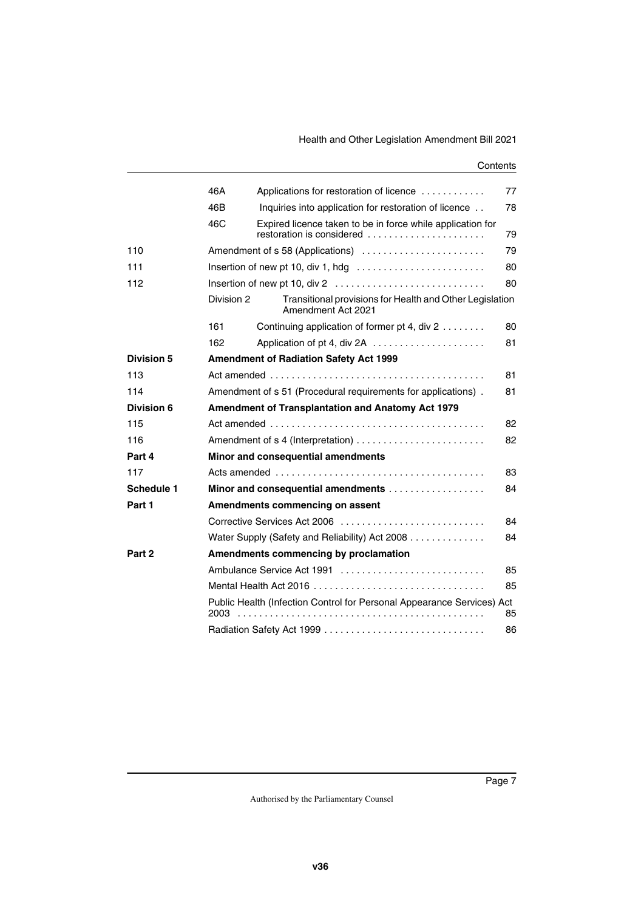| | | | |
|---|---|---|---|
| | 46A | Applications for restoration of licence | 77 |
| | 46B | Inquiries into application for restoration of licence | 78 |
| | 46C | Expired licence taken to be in force while application for restoration is considered | 79 |
| 110 | | Amendment of s 58 (Applications) | 79 |
| 111 | | Insertion of new pt 10, div 1, hdg | 80 |
| 112 | | Insertion of new pt 10, div 2 | 80 |
| | Division 2 | Transitional provisions for Health and Other Legislation Amendment Act 2021 | |
| | 161 | Continuing application of former pt 4, div 2 | 80 |
| | 162 | Application of pt 4, div 2A | 81 |
| **Division 5** | | **Amendment of Radiation Safety Act 1999** | |
| 113 | | Act amended | 81 |
| 114 | | Amendment of s 51 (Procedural requirements for applications) | 81 |
| **Division 6** | | **Amendment of Transplantation and Anatomy Act 1979** | |
| 115 | | Act amended | 82 |
| 116 | | Amendment of s 4 (Interpretation) | 82 |
| **Part 4** | | **Minor and consequential amendments** | |
| 117 | | Acts amended | 83 |
| **Schedule 1** | | **Minor and consequential amendments** | 84 |
| **Part 1** | | **Amendments commencing on assent** | |
| | | Corrective Services Act 2006 | 84 |
| | | Water Supply (Safety and Reliability) Act 2008 | 84 |
| **Part 2** | | **Amendments commencing by proclamation** | |
| | | Ambulance Service Act 1991 | 85 |
| | | Mental Health Act 2016 | 85 |
| | | Public Health (Infection Control for Personal Appearance Services) Act 2003 | 85 |
| | | Radiation Safety Act 1999 | 86 |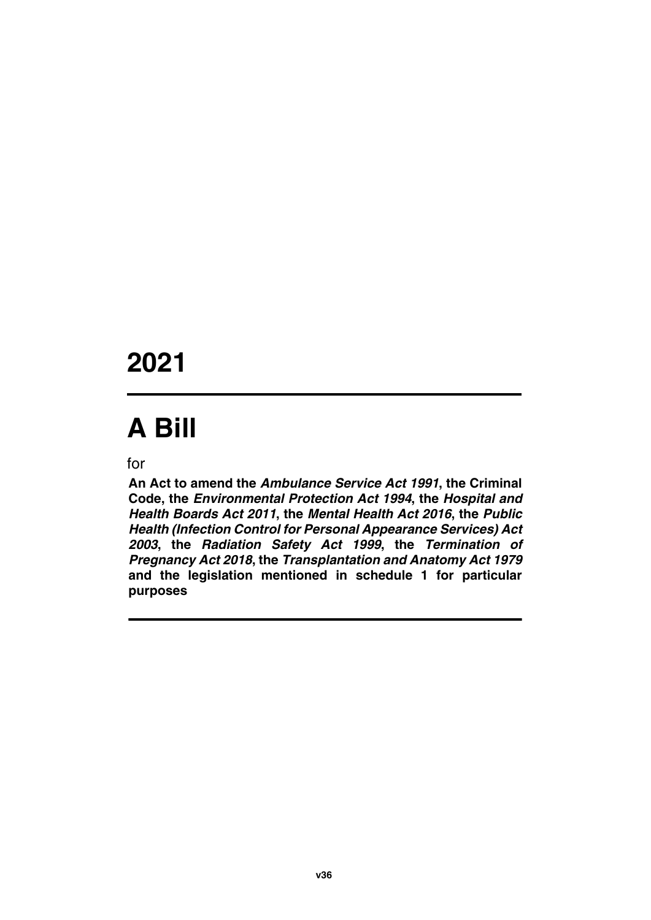# 2021

# A Bill

for

**An Act to amend the *Ambulance Service Act 1991*, the Criminal Code, the *Environmental Protection Act 1994*, the *Hospital and Health Boards Act 2011*, the *Mental Health Act 2016*, the *Public Health (Infection Control for Personal Appearance Services) Act 2003*, the *Radiation Safety Act 1999*, the *Termination of Pregnancy Act 2018*, the *Transplantation and Anatomy Act 1979* and the legislation mentioned in schedule 1 for particular purposes**

v36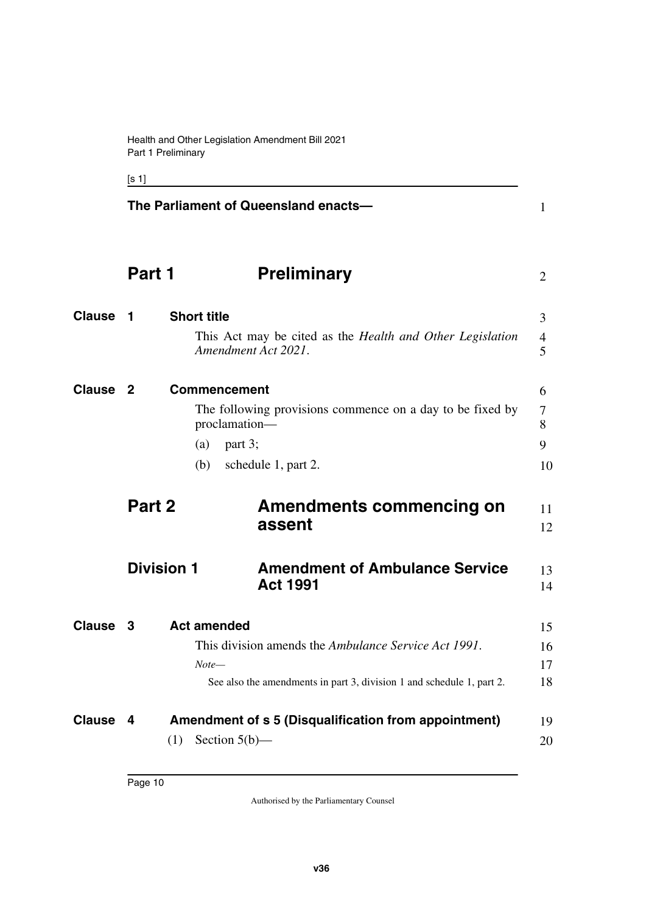**The Parliament of Queensland enacts—**

# Part 1 Preliminary

## Clause 1 Short title

This Act may be cited as the *Health and Other Legislation Amendment Act 2021*.

## Clause 2 Commencement

The following provisions commence on a day to be fixed by proclamation—

(a) part 3;

(b) schedule 1, part 2.

# Part 2 Amendments commencing on assent

## Division 1 Amendment of Ambulance Service Act 1991

### Clause 3 Act amended

This division amends the *Ambulance Service Act 1991*.

*Note—*

See also the amendments in part 3, division 1 and schedule 1, part 2.

### Clause 4 Amendment of s 5 (Disqualification from appointment)

(1) Section 5(b)—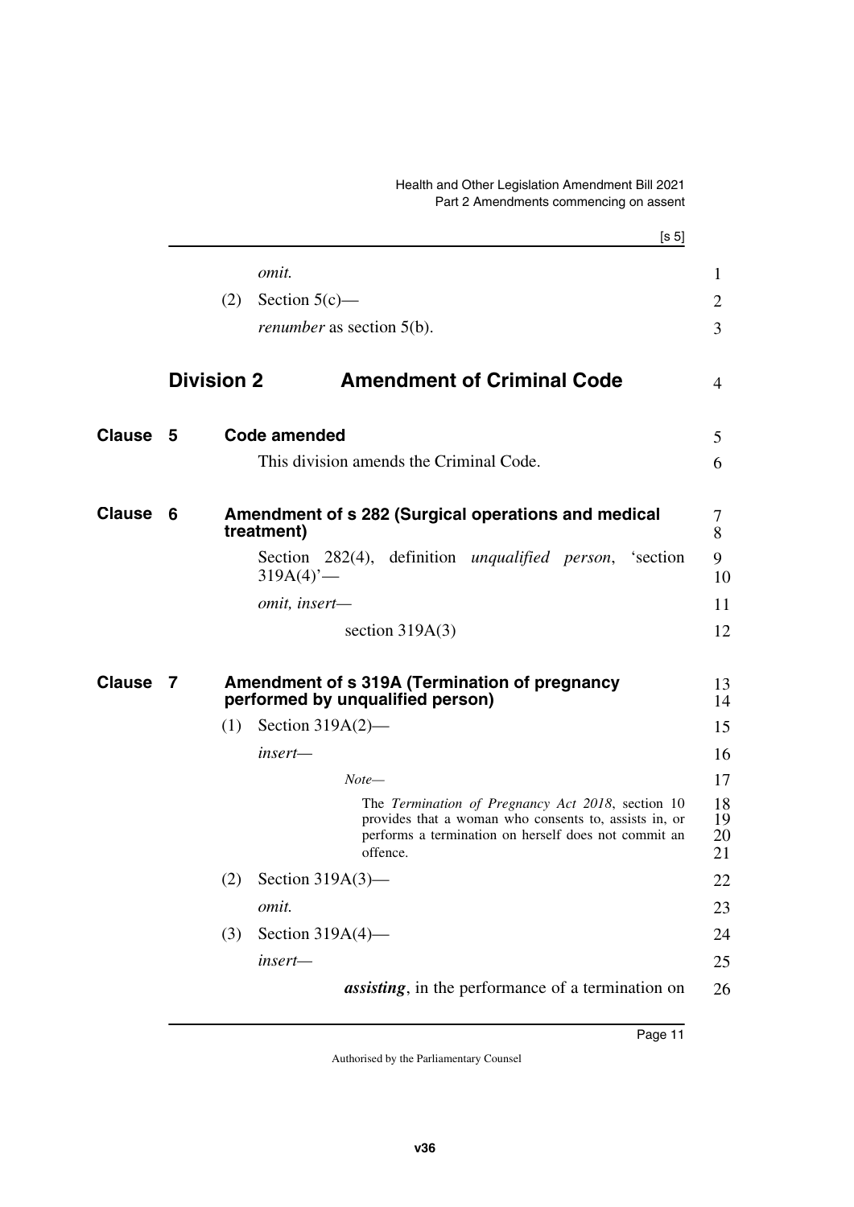*omit.*

(2) Section 5(c)—

*renumber* as section 5(b).

## Division 2 Amendment of Criminal Code

### Clause 5 Code amended

This division amends the Criminal Code.

### Clause 6 Amendment of s 282 (Surgical operations and medical treatment)

Section 282(4), definition *unqualified person*, 'section 319A(4)'—

*omit, insert—*

section 319A(3)

### Clause 7 Amendment of s 319A (Termination of pregnancy performed by unqualified person)

(1) Section 319A(2)—

*insert—*

*Note—*

The *Termination of Pregnancy Act 2018*, section 10 provides that a woman who consents to, assists in, or performs a termination on herself does not commit an offence.

(2) Section 319A(3)—

*omit.*

(3) Section 319A(4)—

*insert—*

***assisting***, in the performance of a termination on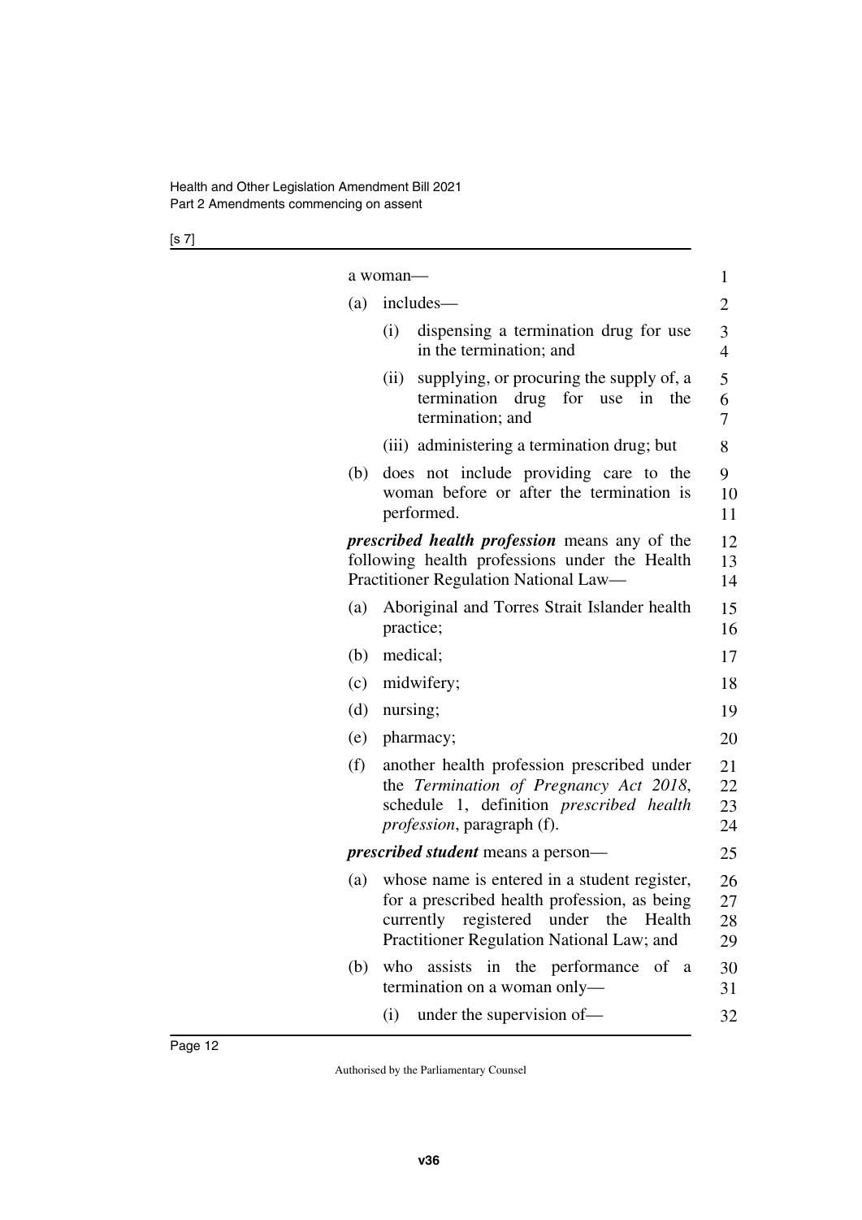a woman—

(a) includes—

(i) dispensing a termination drug for use in the termination; and

(ii) supplying, or procuring the supply of, a termination drug for use in the termination; and

(iii) administering a termination drug; but

(b) does not include providing care to the woman before or after the termination is performed.

***prescribed health profession*** means any of the following health professions under the Health Practitioner Regulation National Law—

(a) Aboriginal and Torres Strait Islander health practice;

(b) medical;

(c) midwifery;

(d) nursing;

(e) pharmacy;

(f) another health profession prescribed under the *Termination of Pregnancy Act 2018*, schedule 1, definition *prescribed health profession*, paragraph (f).

***prescribed student*** means a person—

(a) whose name is entered in a student register, for a prescribed health profession, as being currently registered under the Health Practitioner Regulation National Law; and

(b) who assists in the performance of a termination on a woman only—

(i) under the supervision of—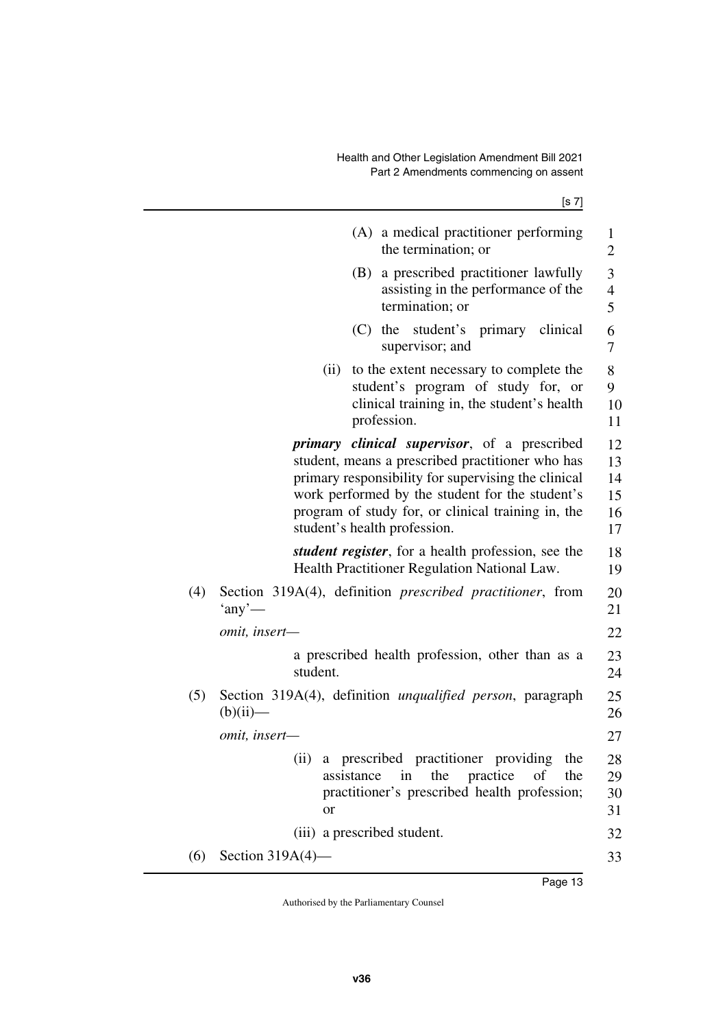(A) a medical practitioner performing the termination; or

(B) a prescribed practitioner lawfully assisting in the performance of the termination; or

(C) the student's primary clinical supervisor; and

(ii) to the extent necessary to complete the student's program of study for, or clinical training in, the student's health profession.

***primary clinical supervisor***, of a prescribed student, means a prescribed practitioner who has primary responsibility for supervising the clinical work performed by the student for the student's program of study for, or clinical training in, the student's health profession.

***student register***, for a health profession, see the Health Practitioner Regulation National Law.

(4) Section 319A(4), definition *prescribed practitioner*, from 'any'—

*omit, insert—*

a prescribed health profession, other than as a student.

(5) Section 319A(4), definition *unqualified person*, paragraph (b)(ii)—

*omit, insert—*

(ii) a prescribed practitioner providing the assistance in the practice of the practitioner's prescribed health profession; or

(iii) a prescribed student.

(6) Section 319A(4)—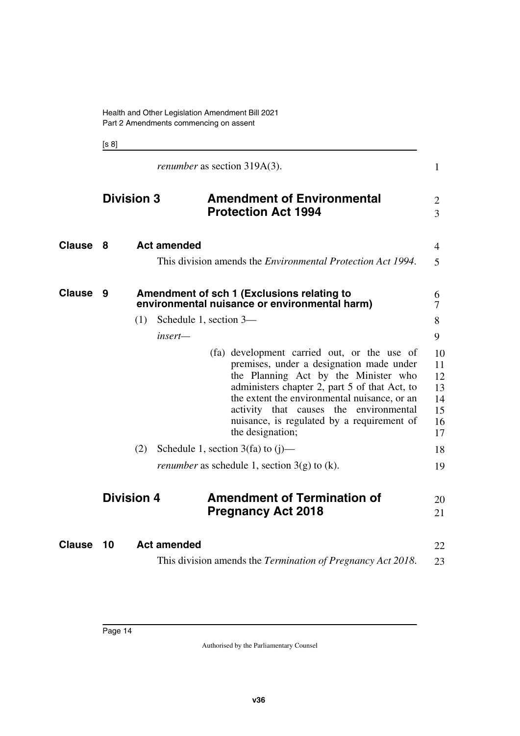*renumber* as section 319A(3).

## Division 3 Amendment of Environmental Protection Act 1994

### Clause 8 Act amended

This division amends the *Environmental Protection Act 1994*.

### Clause 9 Amendment of sch 1 (Exclusions relating to environmental nuisance or environmental harm)

(1) Schedule 1, section 3—

*insert*—

(fa) development carried out, or the use of premises, under a designation made under the Planning Act by the Minister who administers chapter 2, part 5 of that Act, to the extent the environmental nuisance, or an activity that causes the environmental nuisance, is regulated by a requirement of the designation;

(2) Schedule 1, section 3(fa) to (j)—

*renumber* as schedule 1, section 3(g) to (k).

## Division 4 Amendment of Termination of Pregnancy Act 2018

### Clause 10 Act amended

This division amends the *Termination of Pregnancy Act 2018*.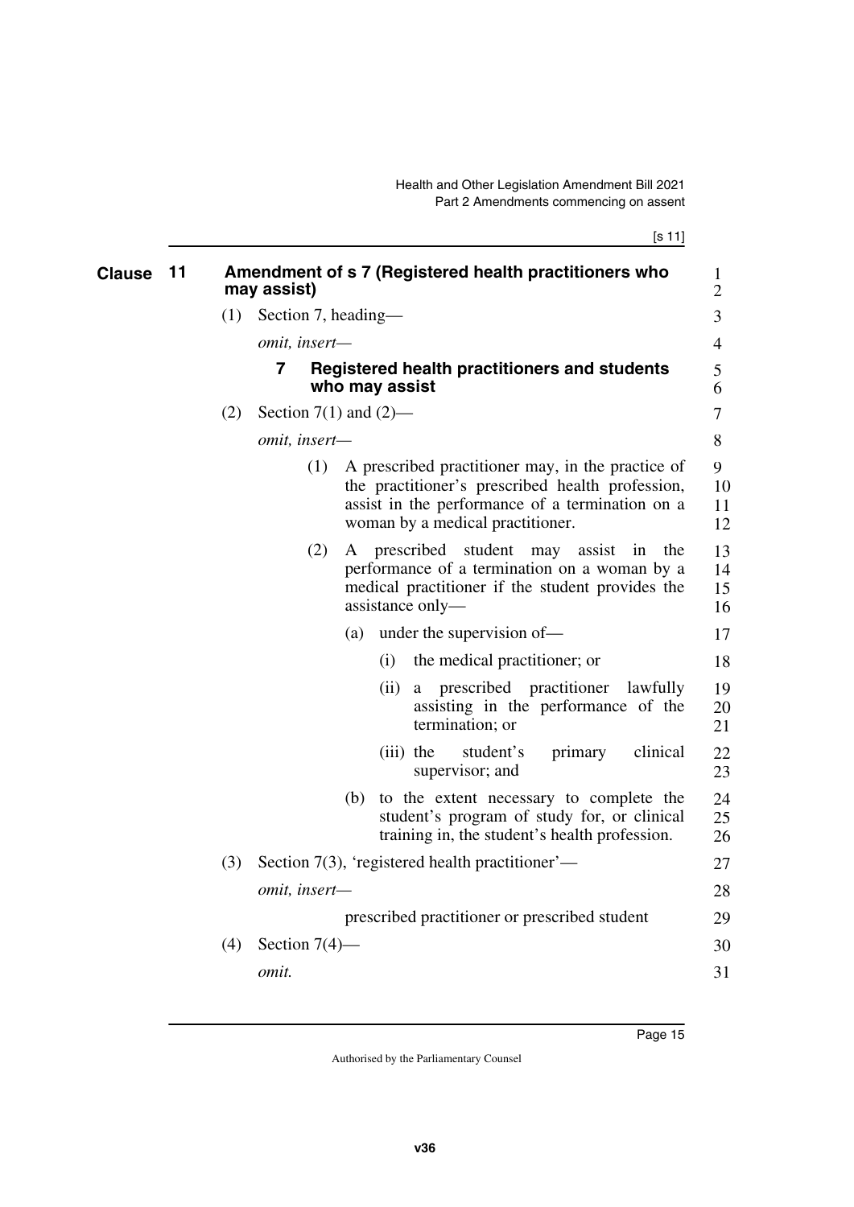## Clause 11 Amendment of s 7 (Registered health practitioners who may assist)

(1) Section 7, heading—

*omit, insert—*

### 7 Registered health practitioners and students who may assist

(2) Section 7(1) and (2)—

*omit, insert—*

> (1) A prescribed practitioner may, in the practice of the practitioner's prescribed health profession, assist in the performance of a termination on a woman by a medical practitioner.
>
> (2) A prescribed student may assist in the performance of a termination on a woman by a medical practitioner if the student provides the assistance only—
>
> (a) under the supervision of—
>
> (i) the medical practitioner; or
>
> (ii) a prescribed practitioner lawfully assisting in the performance of the termination; or
>
> (iii) the student's primary clinical supervisor; and
>
> (b) to the extent necessary to complete the student's program of study for, or clinical training in, the student's health profession.

(3) Section 7(3), 'registered health practitioner'—

*omit, insert—*

> prescribed practitioner or prescribed student

(4) Section 7(4)—

*omit.*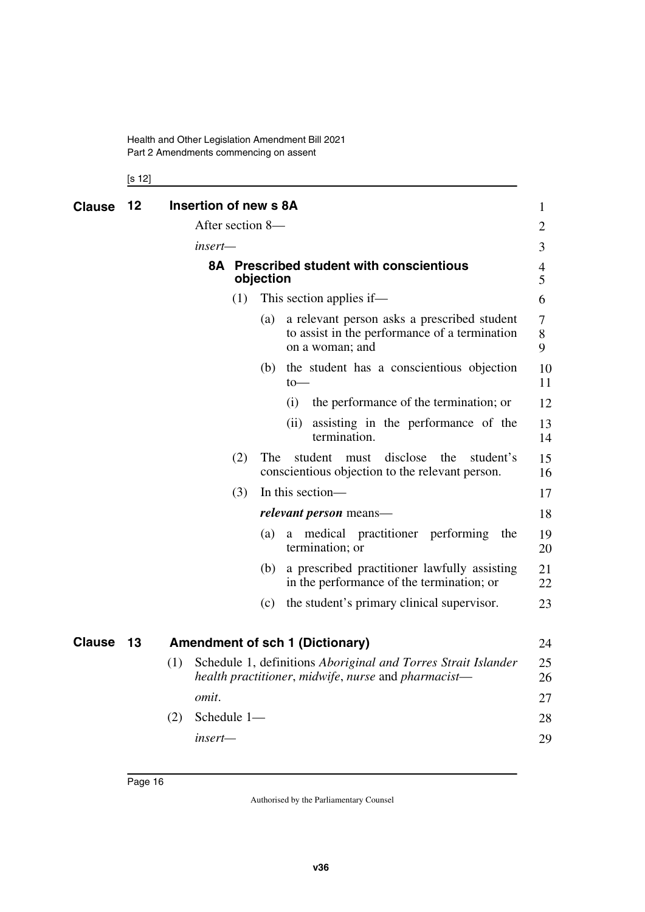## Clause 12 Insertion of new s 8A

After section 8—

*insert*—

### 8A Prescribed student with conscientious objection

(1) This section applies if—

(a) a relevant person asks a prescribed student to assist in the performance of a termination on a woman; and

(b) the student has a conscientious objection to—

(i) the performance of the termination; or

(ii) assisting in the performance of the termination.

(2) The student must disclose the student's conscientious objection to the relevant person.

(3) In this section—

***relevant person*** means—

(a) a medical practitioner performing the termination; or

(b) a prescribed practitioner lawfully assisting in the performance of the termination; or

(c) the student's primary clinical supervisor.

## Clause 13 Amendment of sch 1 (Dictionary)

(1) Schedule 1, definitions *Aboriginal and Torres Strait Islander health practitioner*, *midwife*, *nurse* and *pharmacist*—

*omit*.

(2) Schedule 1—

*insert*—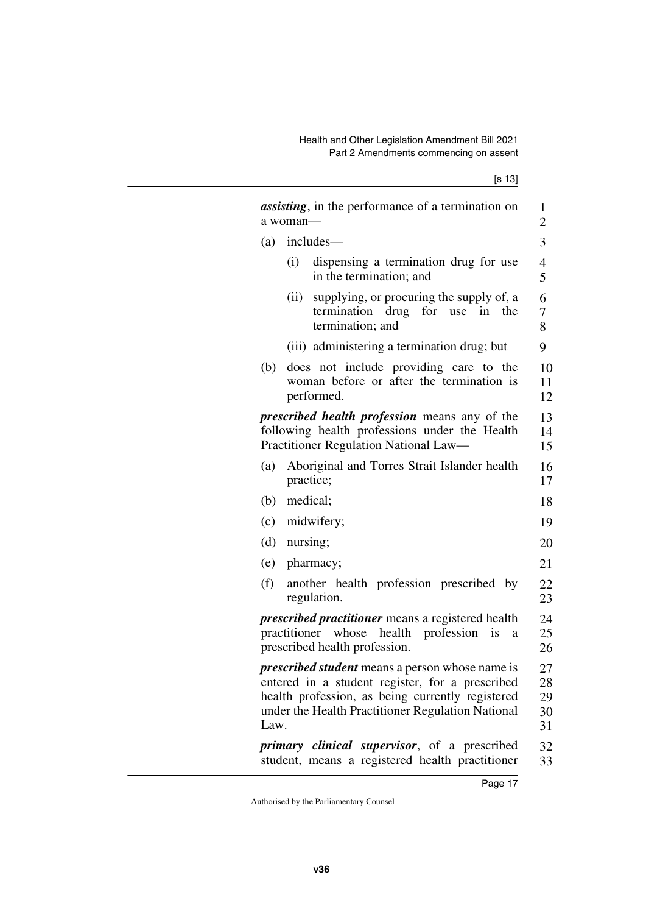***assisting***, in the performance of a termination on a woman—

(a) includes—

(i) dispensing a termination drug for use in the termination; and

(ii) supplying, or procuring the supply of, a termination drug for use in the termination; and

(iii) administering a termination drug; but

(b) does not include providing care to the woman before or after the termination is performed.

***prescribed health profession*** means any of the following health professions under the Health Practitioner Regulation National Law—

(a) Aboriginal and Torres Strait Islander health practice;

(b) medical;

(c) midwifery;

(d) nursing;

(e) pharmacy;

(f) another health profession prescribed by regulation.

***prescribed practitioner*** means a registered health practitioner whose health profession is a prescribed health profession.

***prescribed student*** means a person whose name is entered in a student register, for a prescribed health profession, as being currently registered under the Health Practitioner Regulation National Law.

***primary clinical supervisor***, of a prescribed student, means a registered health practitioner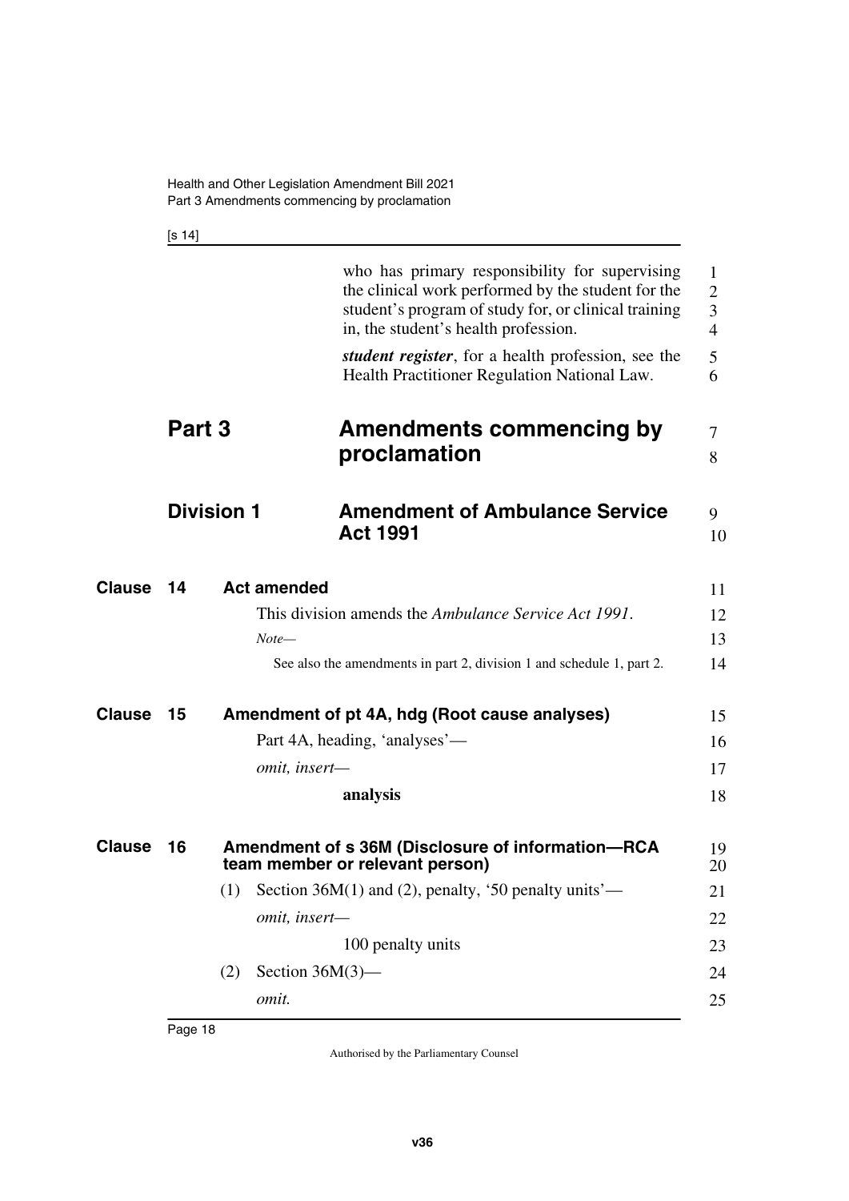who has primary responsibility for supervising the clinical work performed by the student for the student's program of study for, or clinical training in, the student's health profession.

***student register***, for a health profession, see the Health Practitioner Regulation National Law.

# Part 3 Amendments commencing by proclamation

## Division 1 Amendment of Ambulance Service Act 1991

### Clause 14 Act amended

This division amends the *Ambulance Service Act 1991*.

*Note—*

See also the amendments in part 2, division 1 and schedule 1, part 2.

### Clause 15 Amendment of pt 4A, hdg (Root cause analyses)

Part 4A, heading, 'analyses'—

*omit, insert—*

**analysis**

### Clause 16 Amendment of s 36M (Disclosure of information—RCA team member or relevant person)

(1) Section 36M(1) and (2), penalty, '50 penalty units'—

*omit, insert—*

100 penalty units

(2) Section 36M(3)—

*omit.*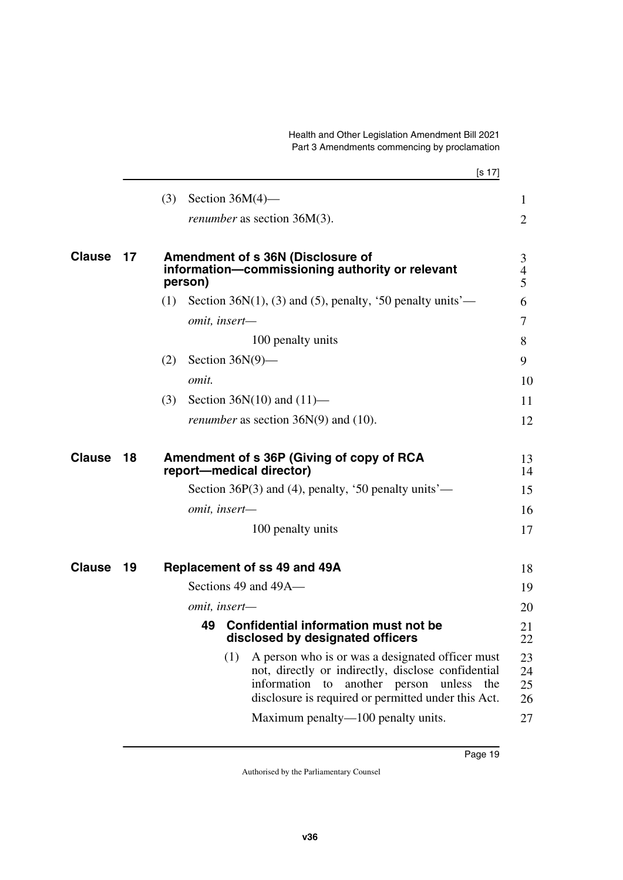(3) Section 36M(4)—

*renumber* as section 36M(3).

## Clause 17 Amendment of s 36N (Disclosure of information—commissioning authority or relevant person)

(1) Section 36N(1), (3) and (5), penalty, '50 penalty units'—

*omit, insert—*

100 penalty units

(2) Section 36N(9)—

*omit.*

(3) Section 36N(10) and (11)—

*renumber* as section 36N(9) and (10).

## Clause 18 Amendment of s 36P (Giving of copy of RCA report—medical director)

Section 36P(3) and (4), penalty, '50 penalty units'—

*omit, insert—*

100 penalty units

## Clause 19 Replacement of ss 49 and 49A

Sections 49 and 49A—

*omit, insert—*

### 49 Confidential information must not be disclosed by designated officers

(1) A person who is or was a designated officer must not, directly or indirectly, disclose confidential information to another person unless the disclosure is required or permitted under this Act.

Maximum penalty—100 penalty units.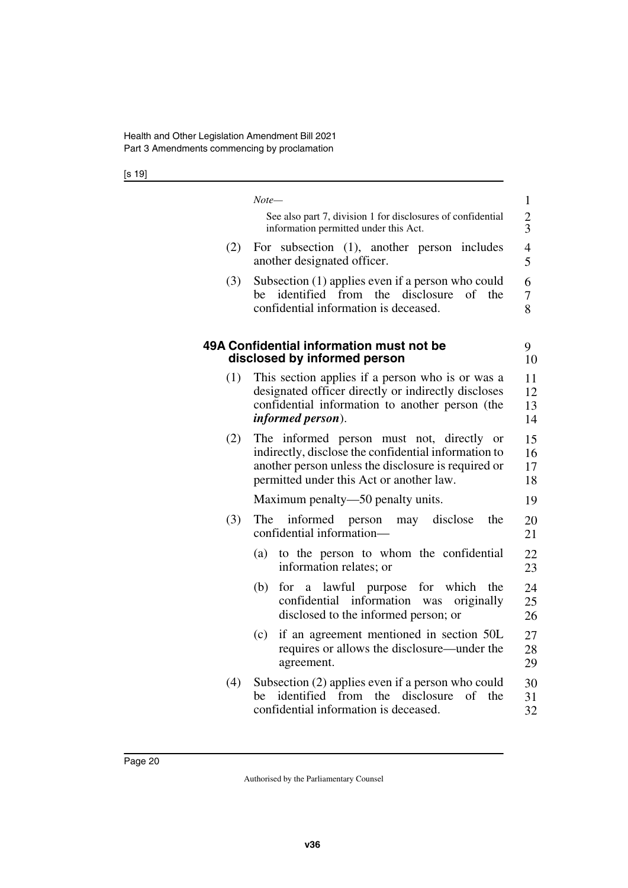*Note—*

See also part 7, division 1 for disclosures of confidential information permitted under this Act.

(2) For subsection (1), another person includes another designated officer.

(3) Subsection (1) applies even if a person who could be identified from the disclosure of the confidential information is deceased.

### 49A Confidential information must not be disclosed by informed person

(1) This section applies if a person who is or was a designated officer directly or indirectly discloses confidential information to another person (the ***informed person***).

(2) The informed person must not, directly or indirectly, disclose the confidential information to another person unless the disclosure is required or permitted under this Act or another law.

Maximum penalty—50 penalty units.

(3) The informed person may disclose the confidential information—

(a) to the person to whom the confidential information relates; or

(b) for a lawful purpose for which the confidential information was originally disclosed to the informed person; or

(c) if an agreement mentioned in section 50L requires or allows the disclosure—under the agreement.

(4) Subsection (2) applies even if a person who could be identified from the disclosure of the confidential information is deceased.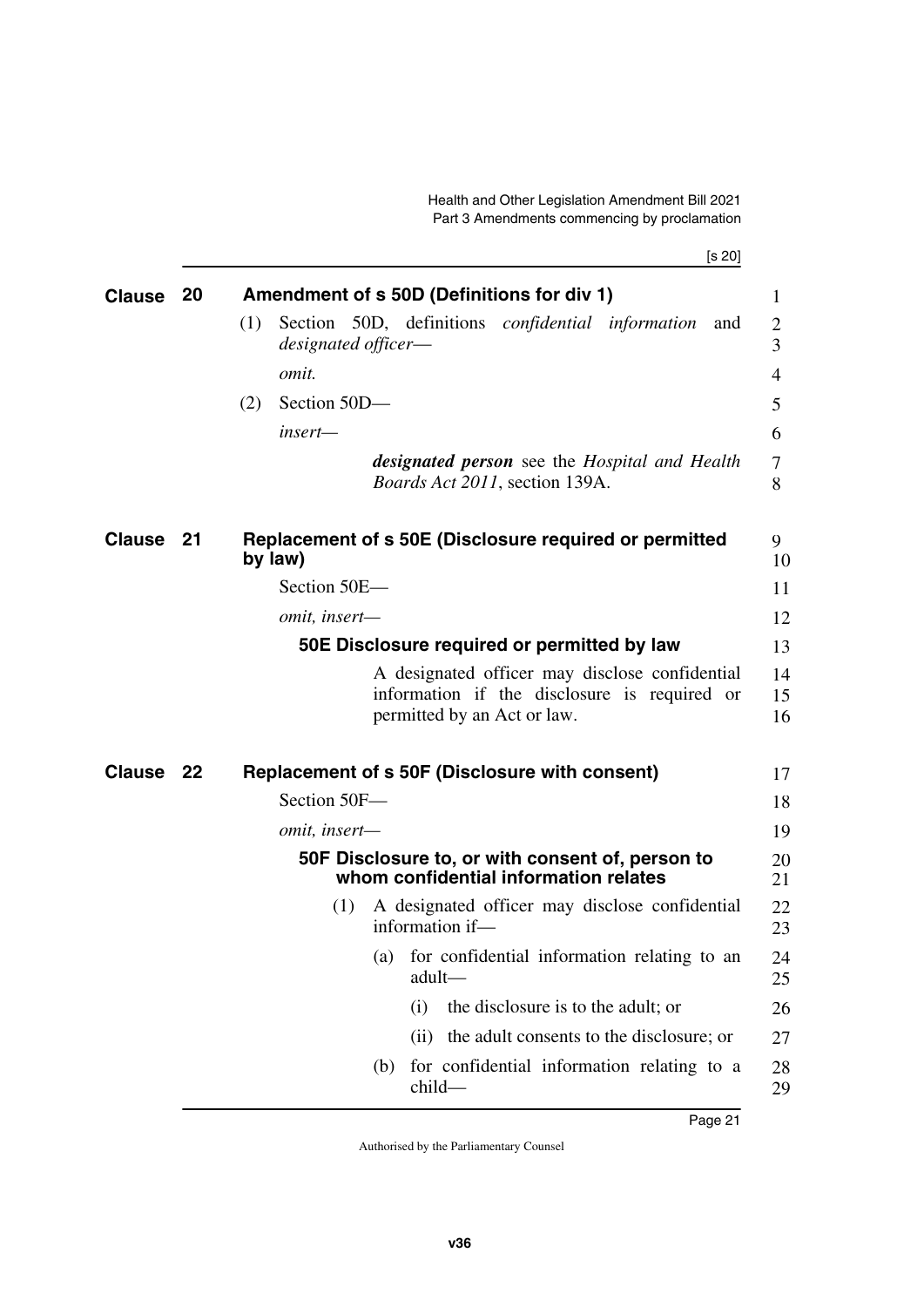## Clause 20 Amendment of s 50D (Definitions for div 1)

(1) Section 50D, definitions *confidential information* and *designated officer*—

*omit.*

(2) Section 50D—

*insert—*

***designated person*** see the *Hospital and Health Boards Act 2011*, section 139A.

## Clause 21 Replacement of s 50E (Disclosure required or permitted by law)

Section 50E—

*omit, insert—*

### 50E Disclosure required or permitted by law

A designated officer may disclose confidential information if the disclosure is required or permitted by an Act or law.

## Clause 22 Replacement of s 50F (Disclosure with consent)

Section 50F—

*omit, insert—*

### 50F Disclosure to, or with consent of, person to whom confidential information relates

(1) A designated officer may disclose confidential information if—

(a) for confidential information relating to an adult—

(i) the disclosure is to the adult; or

(ii) the adult consents to the disclosure; or

(b) for confidential information relating to a child—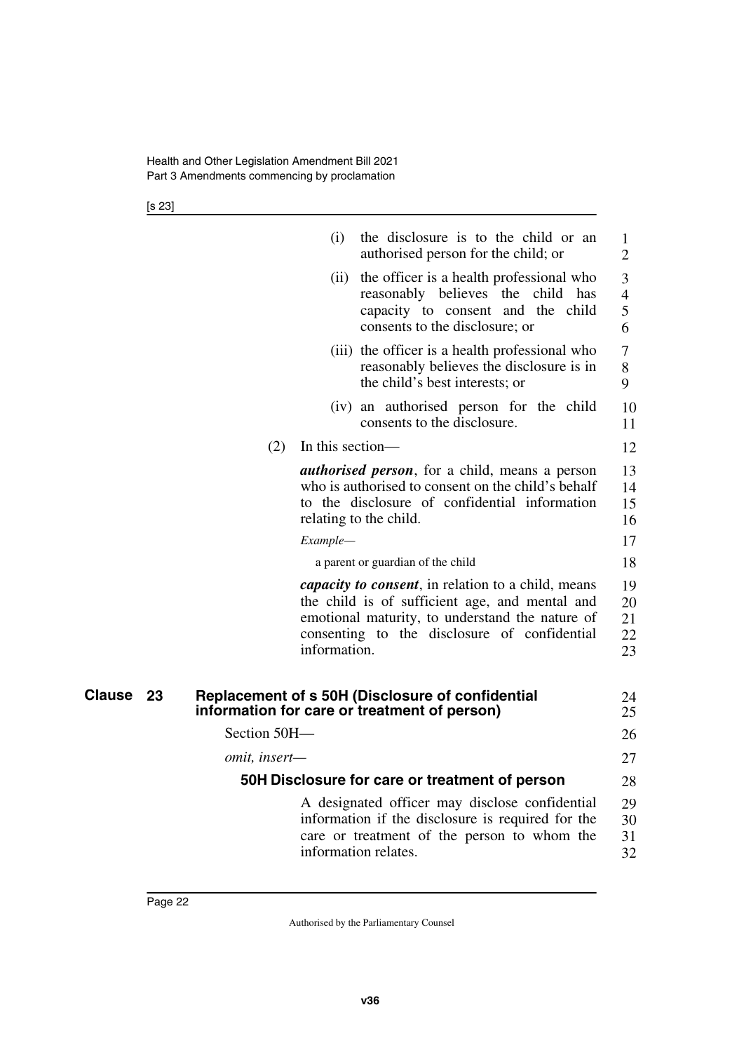(i) the disclosure is to the child or an authorised person for the child; or

(ii) the officer is a health professional who reasonably believes the child has capacity to consent and the child consents to the disclosure; or

(iii) the officer is a health professional who reasonably believes the disclosure is in the child's best interests; or

(iv) an authorised person for the child consents to the disclosure.

(2) In this section—

***authorised person***, for a child, means a person who is authorised to consent on the child's behalf to the disclosure of confidential information relating to the child.

*Example—*

a parent or guardian of the child

***capacity to consent***, in relation to a child, means the child is of sufficient age, and mental and emotional maturity, to understand the nature of consenting to the disclosure of confidential information.

## Clause 23 Replacement of s 50H (Disclosure of confidential information for care or treatment of person)

Section 50H—

*omit, insert—*

### 50H Disclosure for care or treatment of person

A designated officer may disclose confidential information if the disclosure is required for the care or treatment of the person to whom the information relates.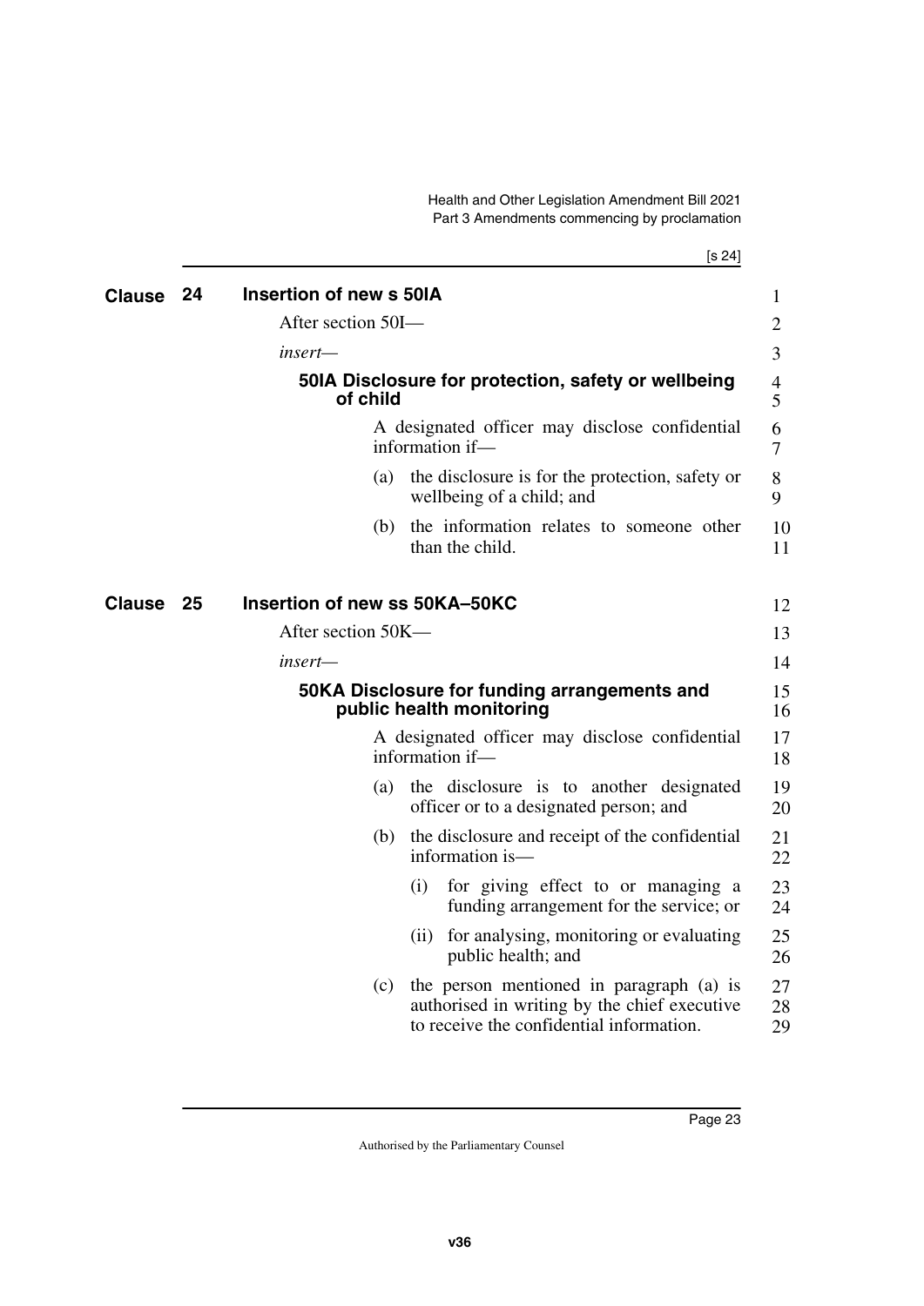## Clause 24 Insertion of new s 50IA

After section 50I—

*insert*—

### 50IA Disclosure for protection, safety or wellbeing of child

A designated officer may disclose confidential information if—

(a) the disclosure is for the protection, safety or wellbeing of a child; and

(b) the information relates to someone other than the child.

## Clause 25 Insertion of new ss 50KA–50KC

After section 50K—

*insert*—

### 50KA Disclosure for funding arrangements and public health monitoring

A designated officer may disclose confidential information if—

(a) the disclosure is to another designated officer or to a designated person; and

(b) the disclosure and receipt of the confidential information is—

(i) for giving effect to or managing a funding arrangement for the service; or

(ii) for analysing, monitoring or evaluating public health; and

(c) the person mentioned in paragraph (a) is authorised in writing by the chief executive to receive the confidential information.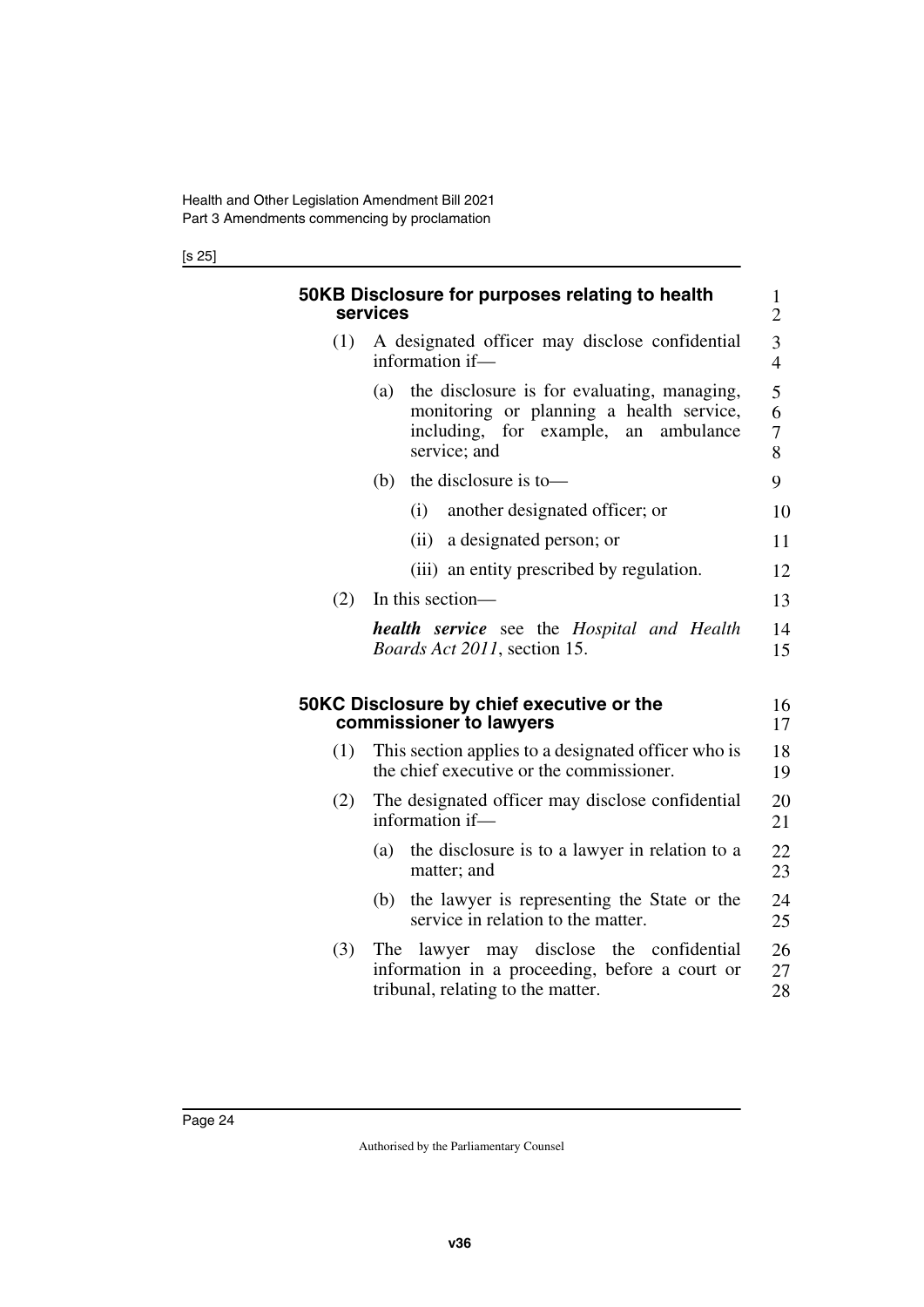#### 50KB Disclosure for purposes relating to health services

(1) A designated officer may disclose confidential information if—

(a) the disclosure is for evaluating, managing, monitoring or planning a health service, including, for example, an ambulance service; and

(b) the disclosure is to—

(i) another designated officer; or

(ii) a designated person; or

(iii) an entity prescribed by regulation.

(2) In this section—

***health service*** see the *Hospital and Health Boards Act 2011*, section 15.

#### 50KC Disclosure by chief executive or the commissioner to lawyers

(1) This section applies to a designated officer who is the chief executive or the commissioner.

(2) The designated officer may disclose confidential information if—

(a) the disclosure is to a lawyer in relation to a matter; and

(b) the lawyer is representing the State or the service in relation to the matter.

(3) The lawyer may disclose the confidential information in a proceeding, before a court or tribunal, relating to the matter.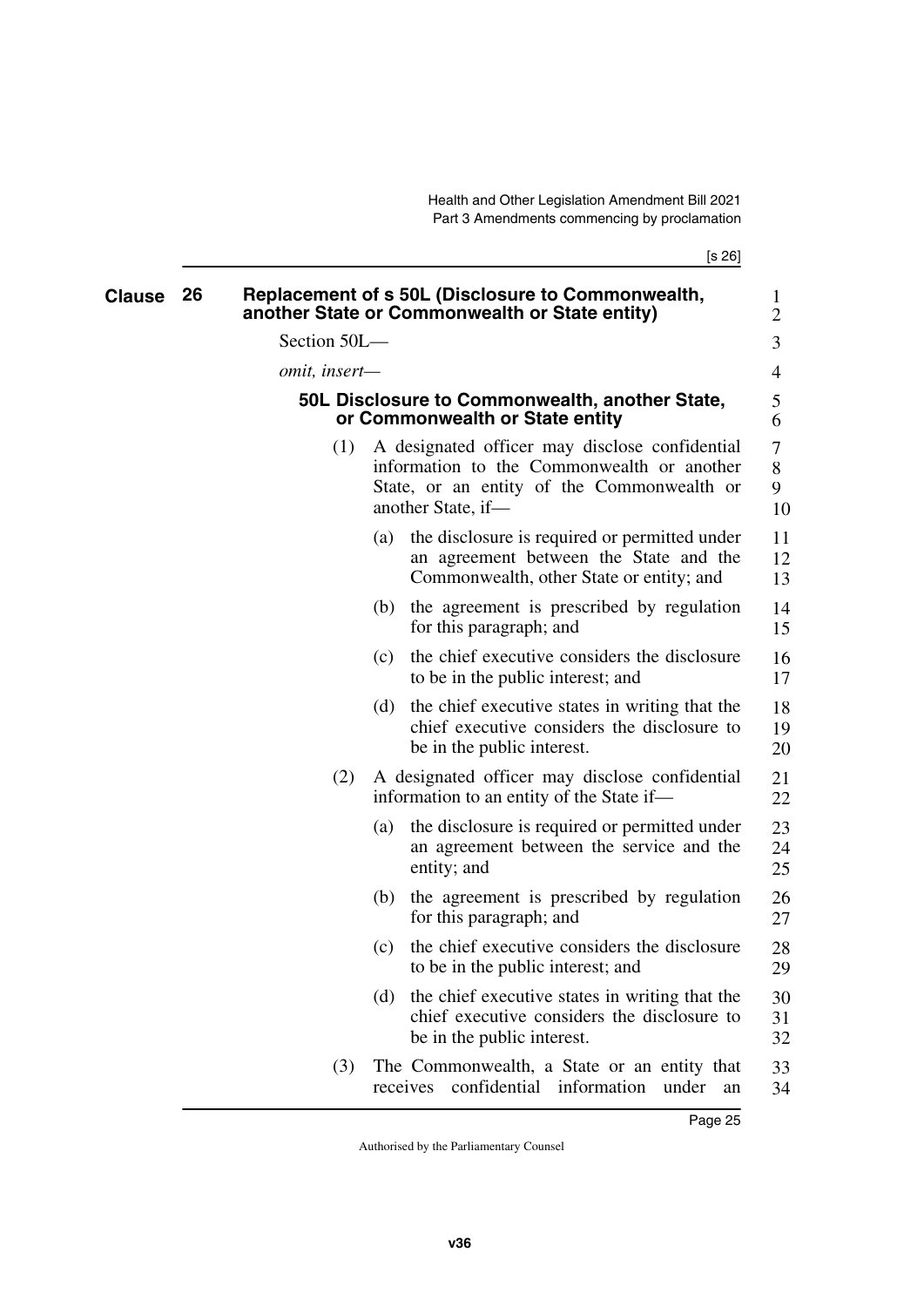## Clause 26 Replacement of s 50L (Disclosure to Commonwealth, another State or Commonwealth or State entity)

Section 50L—

*omit, insert—*

### 50L Disclosure to Commonwealth, another State, or Commonwealth or State entity

(1) A designated officer may disclose confidential information to the Commonwealth or another State, or an entity of the Commonwealth or another State, if—

(a) the disclosure is required or permitted under an agreement between the State and the Commonwealth, other State or entity; and

(b) the agreement is prescribed by regulation for this paragraph; and

(c) the chief executive considers the disclosure to be in the public interest; and

(d) the chief executive states in writing that the chief executive considers the disclosure to be in the public interest.

(2) A designated officer may disclose confidential information to an entity of the State if—

(a) the disclosure is required or permitted under an agreement between the service and the entity; and

(b) the agreement is prescribed by regulation for this paragraph; and

(c) the chief executive considers the disclosure to be in the public interest; and

(d) the chief executive states in writing that the chief executive considers the disclosure to be in the public interest.

(3) The Commonwealth, a State or an entity that receives confidential information under an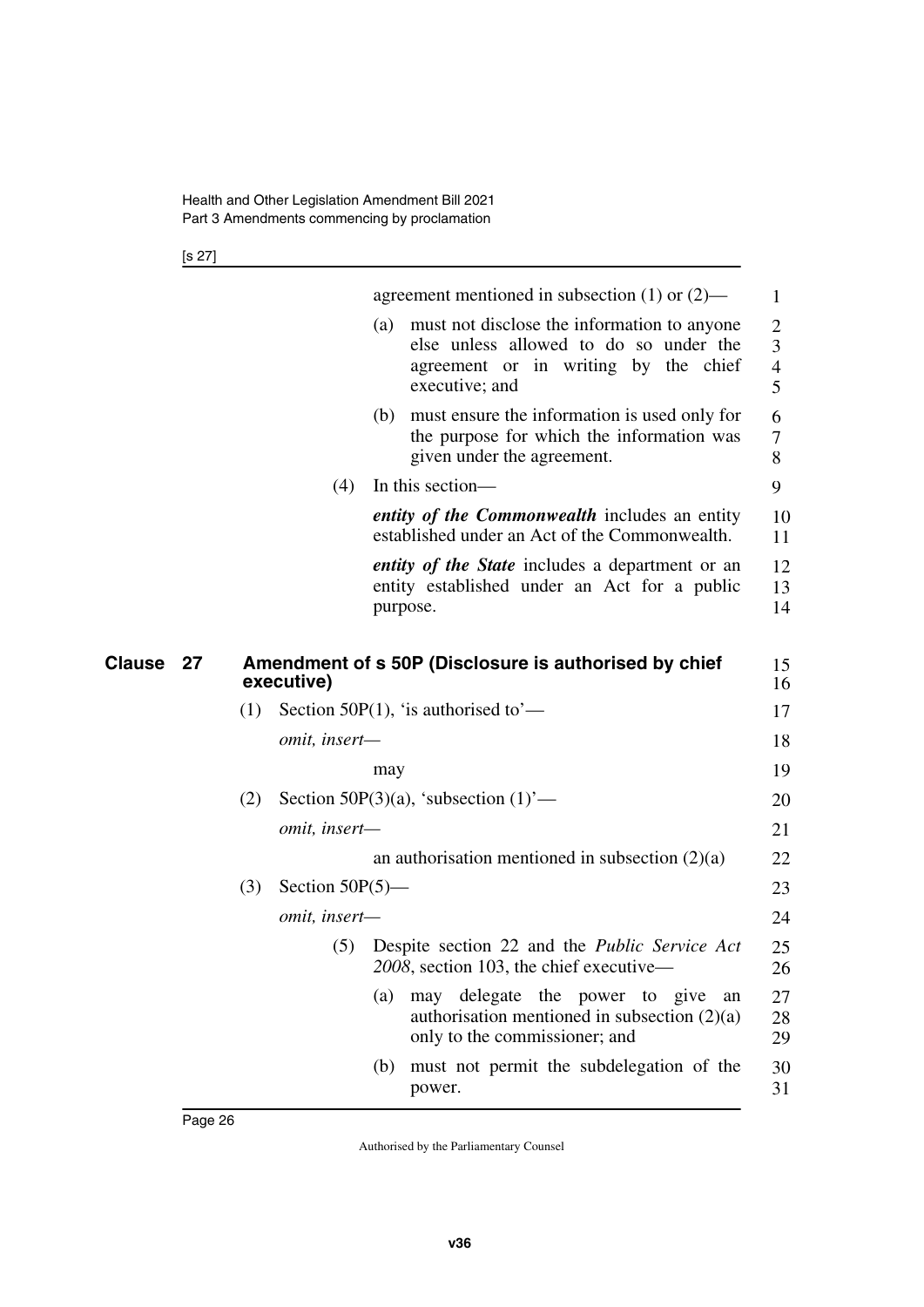agreement mentioned in subsection (1) or (2)—

(a) must not disclose the information to anyone else unless allowed to do so under the agreement or in writing by the chief executive; and

(b) must ensure the information is used only for the purpose for which the information was given under the agreement.

(4) In this section—

***entity of the Commonwealth*** includes an entity established under an Act of the Commonwealth.

***entity of the State*** includes a department or an entity established under an Act for a public purpose.

## Clause 27 Amendment of s 50P (Disclosure is authorised by chief executive)

(1) Section 50P(1), 'is authorised to'—

*omit, insert—*

may

(2) Section 50P(3)(a), 'subsection (1)'—

*omit, insert—*

an authorisation mentioned in subsection (2)(a)

(3) Section 50P(5)—

*omit, insert—*

(5) Despite section 22 and the *Public Service Act 2008*, section 103, the chief executive—

(a) may delegate the power to give an authorisation mentioned in subsection (2)(a) only to the commissioner; and

(b) must not permit the subdelegation of the power.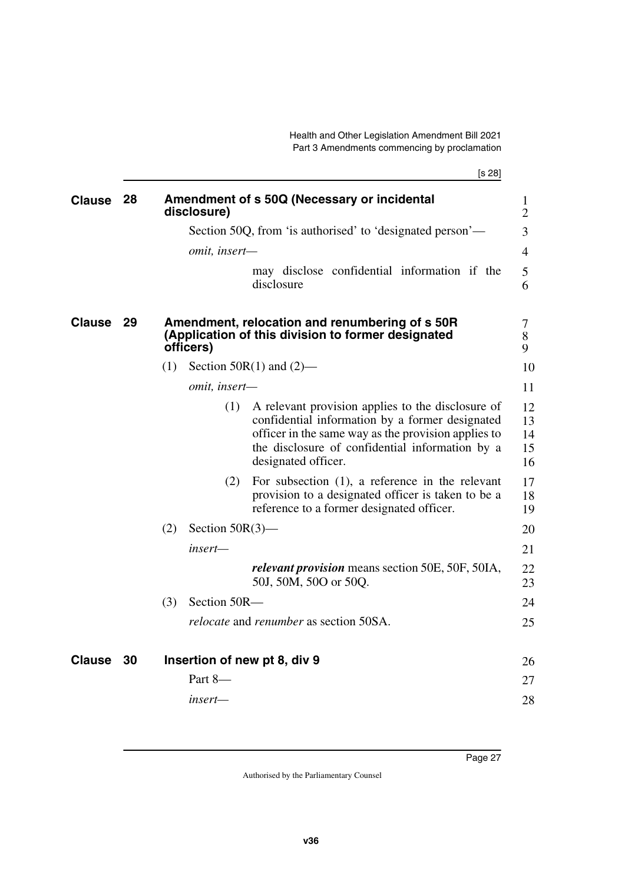## Clause 28 Amendment of s 50Q (Necessary or incidental disclosure)

Section 50Q, from 'is authorised' to 'designated person'—

*omit, insert—*

> may disclose confidential information if the disclosure

## Clause 29 Amendment, relocation and renumbering of s 50R (Application of this division to former designated officers)

(1) Section 50R(1) and (2)—

*omit, insert—*

> (1) A relevant provision applies to the disclosure of confidential information by a former designated officer in the same way as the provision applies to the disclosure of confidential information by a designated officer.
>
> (2) For subsection (1), a reference in the relevant provision to a designated officer is taken to be a reference to a former designated officer.

(2) Section 50R(3)—

*insert—*

> ***relevant provision*** means section 50E, 50F, 50IA, 50J, 50M, 50O or 50Q.

(3) Section 50R—

*relocate* and *renumber* as section 50SA.

## Clause 30 Insertion of new pt 8, div 9

Part 8—

*insert—*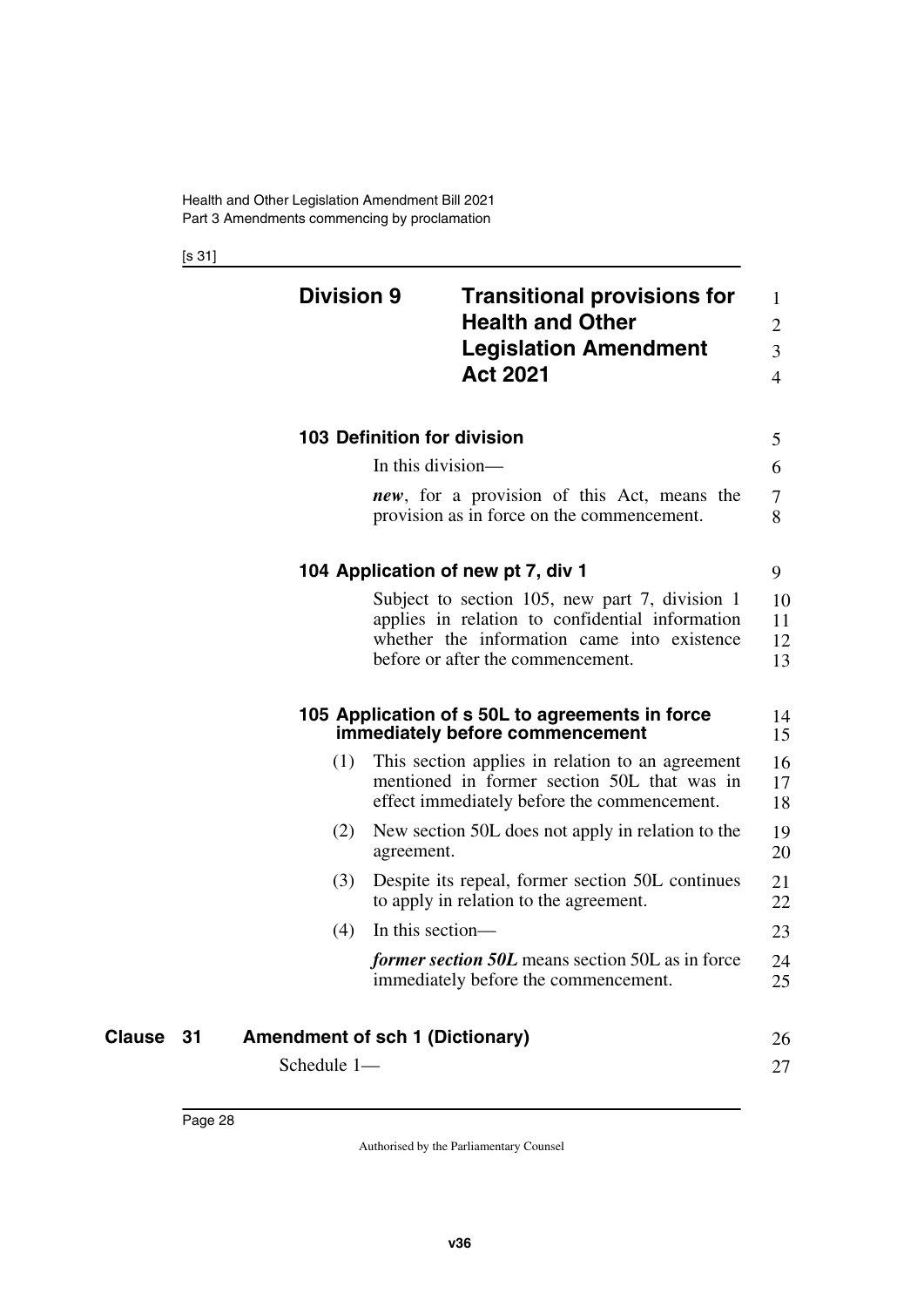## Division 9 Transitional provisions for Health and Other Legislation Amendment Act 2021

### 103 Definition for division

In this division—

***new***, for a provision of this Act, means the provision as in force on the commencement.

### 104 Application of new pt 7, div 1

Subject to section 105, new part 7, division 1 applies in relation to confidential information whether the information came into existence before or after the commencement.

### 105 Application of s 50L to agreements in force immediately before commencement

(1) This section applies in relation to an agreement mentioned in former section 50L that was in effect immediately before the commencement.

(2) New section 50L does not apply in relation to the agreement.

(3) Despite its repeal, former section 50L continues to apply in relation to the agreement.

(4) In this section—

***former section 50L*** means section 50L as in force immediately before the commencement.

## Clause 31 Amendment of sch 1 (Dictionary)

Schedule 1—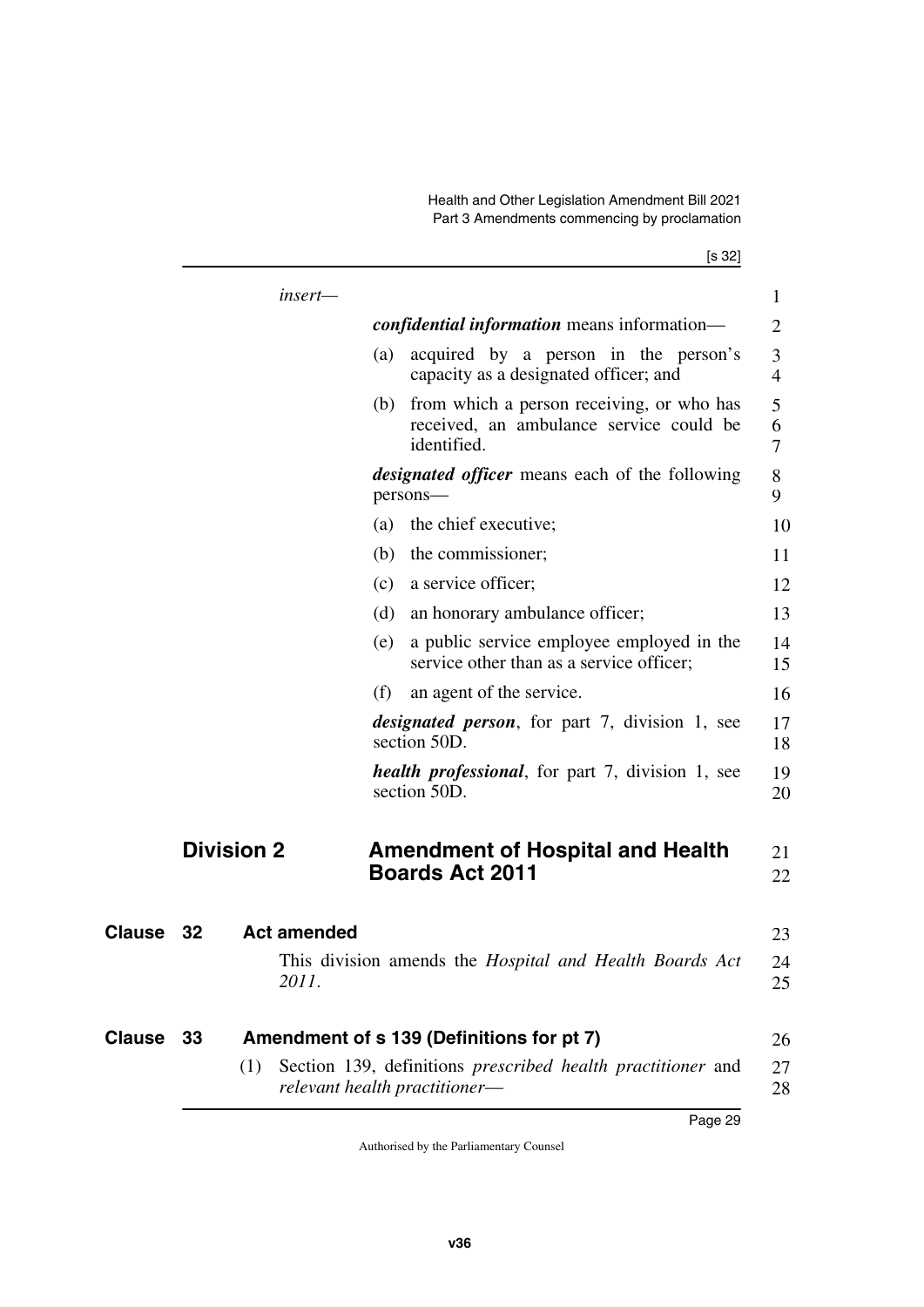*insert—*

***confidential information*** means information—

(a) acquired by a person in the person's capacity as a designated officer; and

(b) from which a person receiving, or who has received, an ambulance service could be identified.

***designated officer*** means each of the following persons—

(a) the chief executive;

(b) the commissioner;

(c) a service officer;

(d) an honorary ambulance officer;

(e) a public service employee employed in the service other than as a service officer;

(f) an agent of the service.

***designated person***, for part 7, division 1, see section 50D.

***health professional***, for part 7, division 1, see section 50D.

## Division 2 Amendment of Hospital and Health Boards Act 2011

### Clause 32 Act amended

This division amends the *Hospital and Health Boards Act 2011*.

### Clause 33 Amendment of s 139 (Definitions for pt 7)

(1) Section 139, definitions *prescribed health practitioner* and *relevant health practitioner*—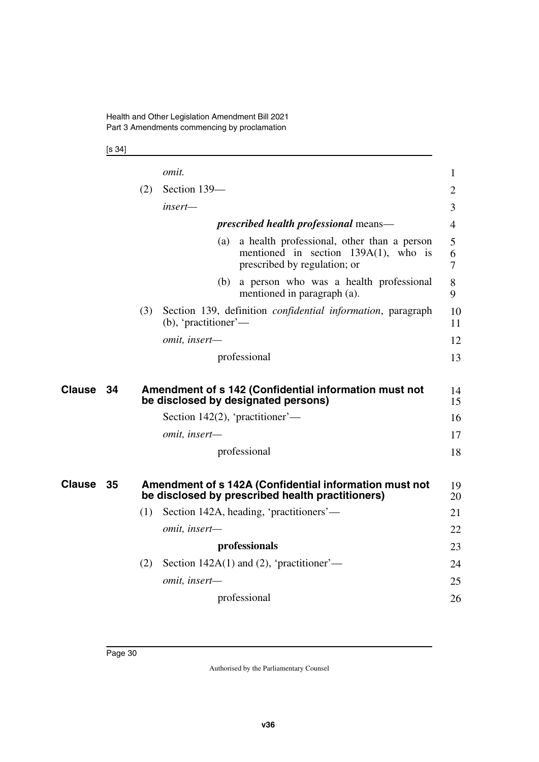*omit.*

(2) Section 139—

*insert—*

***prescribed health professional*** means—

(a) a health professional, other than a person mentioned in section 139A(1), who is prescribed by regulation; or

(b) a person who was a health professional mentioned in paragraph (a).

(3) Section 139, definition *confidential information*, paragraph (b), 'practitioner'—

*omit, insert—*

professional

## Clause 34 Amendment of s 142 (Confidential information must not be disclosed by designated persons)

Section 142(2), 'practitioner'—

*omit, insert—*

professional

## Clause 35 Amendment of s 142A (Confidential information must not be disclosed by prescribed health practitioners)

(1) Section 142A, heading, 'practitioners'—

*omit, insert—*

**professionals**

(2) Section 142A(1) and (2), 'practitioner'—

*omit, insert—*

professional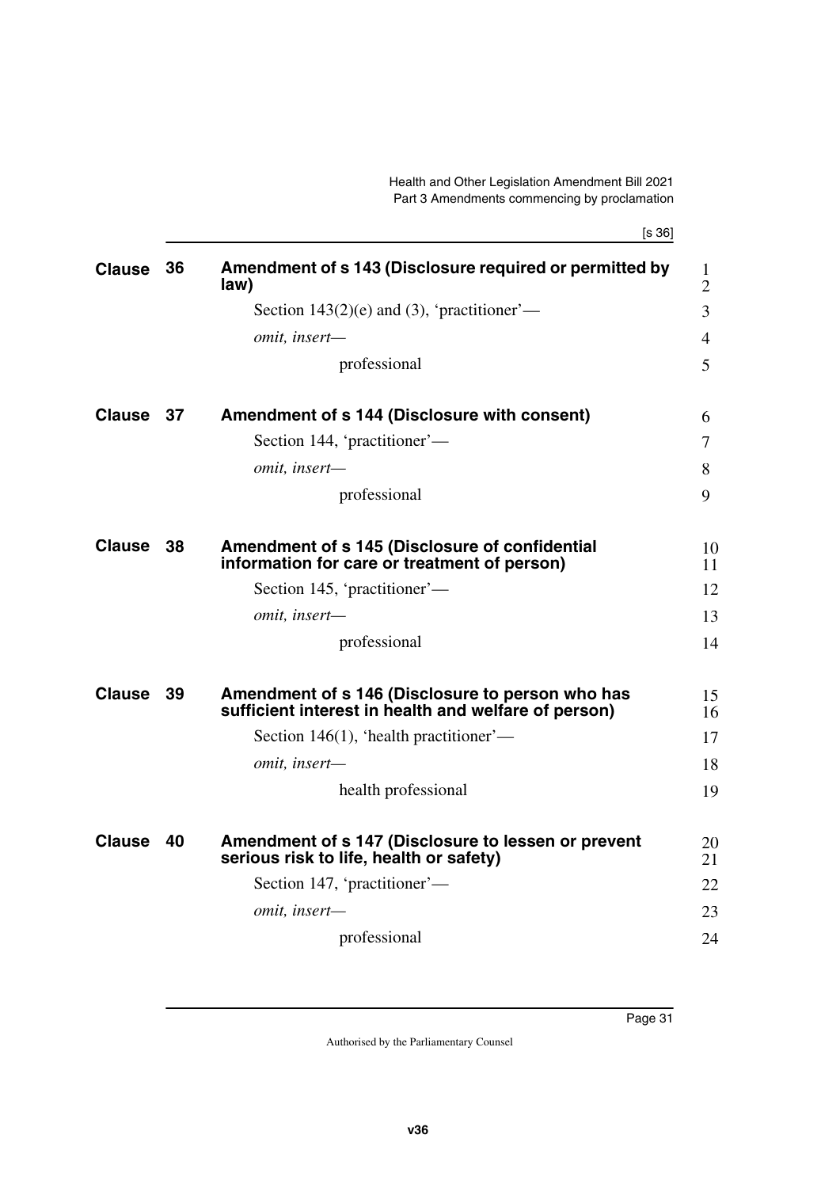## Clause 36 Amendment of s 143 (Disclosure required or permitted by law)

Section 143(2)(e) and (3), 'practitioner'—

*omit, insert—*

professional

## Clause 37 Amendment of s 144 (Disclosure with consent)

Section 144, 'practitioner'—

*omit, insert—*

professional

## Clause 38 Amendment of s 145 (Disclosure of confidential information for care or treatment of person)

Section 145, 'practitioner'—

*omit, insert—*

professional

## Clause 39 Amendment of s 146 (Disclosure to person who has sufficient interest in health and welfare of person)

Section 146(1), 'health practitioner'—

*omit, insert—*

health professional

## Clause 40 Amendment of s 147 (Disclosure to lessen or prevent serious risk to life, health or safety)

Section 147, 'practitioner'—

*omit, insert—*

professional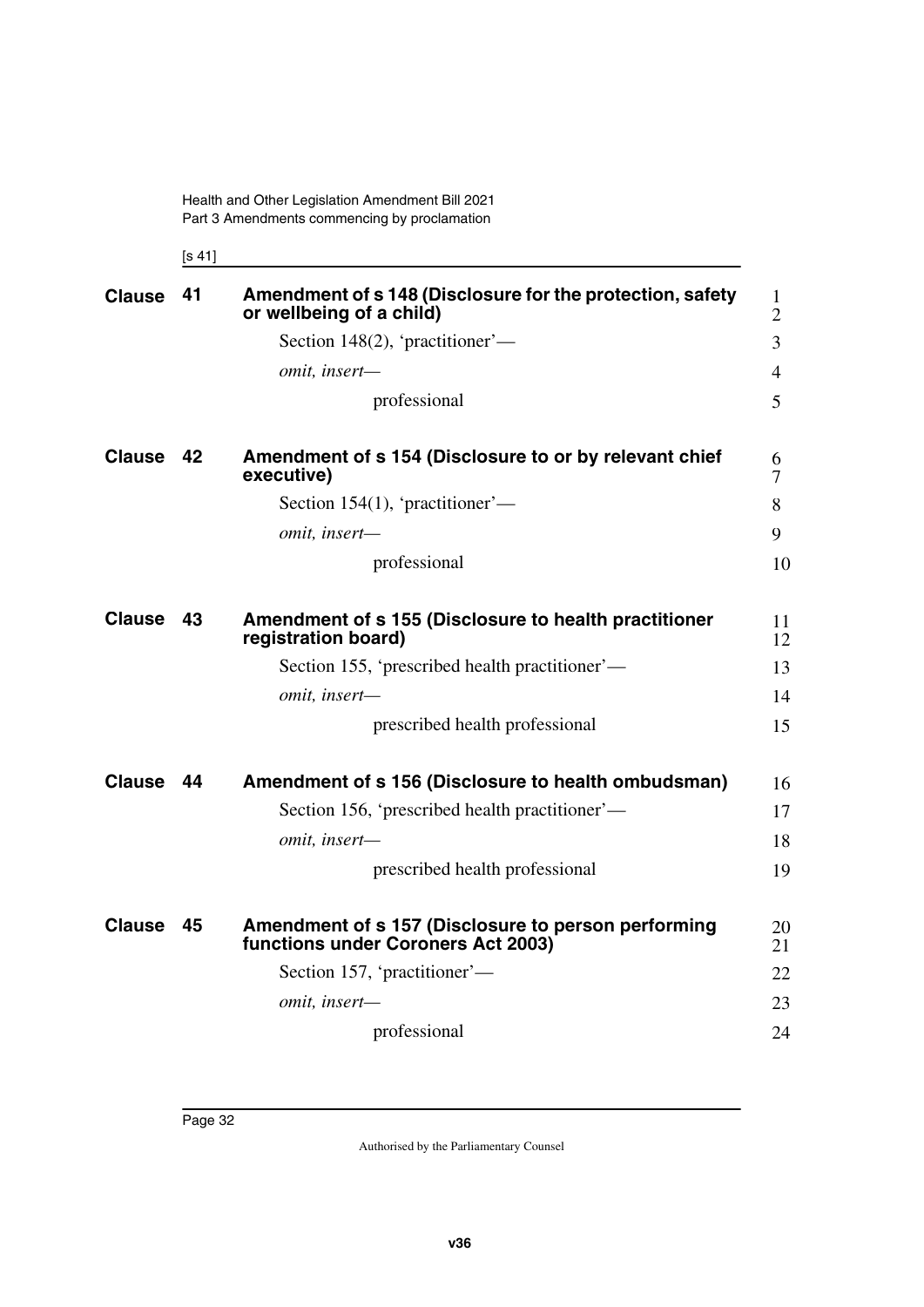## Clause 41 Amendment of s 148 (Disclosure for the protection, safety or wellbeing of a child)

Section 148(2), 'practitioner'—

*omit, insert—*

professional

## Clause 42 Amendment of s 154 (Disclosure to or by relevant chief executive)

Section 154(1), 'practitioner'—

*omit, insert—*

professional

## Clause 43 Amendment of s 155 (Disclosure to health practitioner registration board)

Section 155, 'prescribed health practitioner'—

*omit, insert—*

prescribed health professional

## Clause 44 Amendment of s 156 (Disclosure to health ombudsman)

Section 156, 'prescribed health practitioner'—

*omit, insert—*

prescribed health professional

## Clause 45 Amendment of s 157 (Disclosure to person performing functions under Coroners Act 2003)

Section 157, 'practitioner'—

*omit, insert—*

professional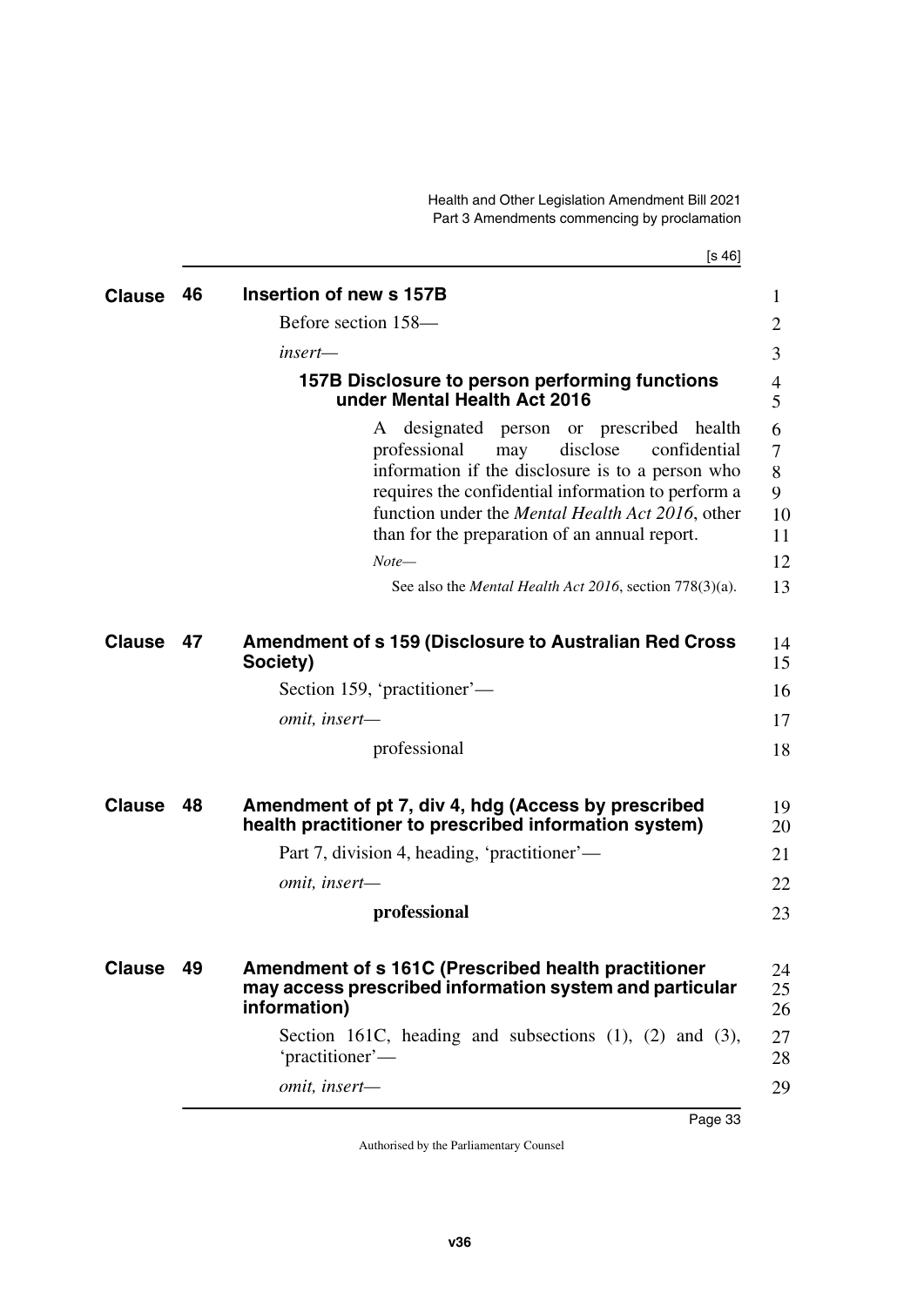## Clause 46 Insertion of new s 157B

Before section 158—

*insert*—

### 157B Disclosure to person performing functions under Mental Health Act 2016

A designated person or prescribed health professional may disclose confidential information if the disclosure is to a person who requires the confidential information to perform a function under the *Mental Health Act 2016*, other than for the preparation of an annual report.

*Note*—

See also the *Mental Health Act 2016*, section 778(3)(a).

## Clause 47 Amendment of s 159 (Disclosure to Australian Red Cross Society)

Section 159, 'practitioner'—

*omit, insert*—

professional

## Clause 48 Amendment of pt 7, div 4, hdg (Access by prescribed health practitioner to prescribed information system)

Part 7, division 4, heading, 'practitioner'—

*omit, insert*—

**professional**

## Clause 49 Amendment of s 161C (Prescribed health practitioner may access prescribed information system and particular information)

Section 161C, heading and subsections (1), (2) and (3), 'practitioner'—

*omit, insert*—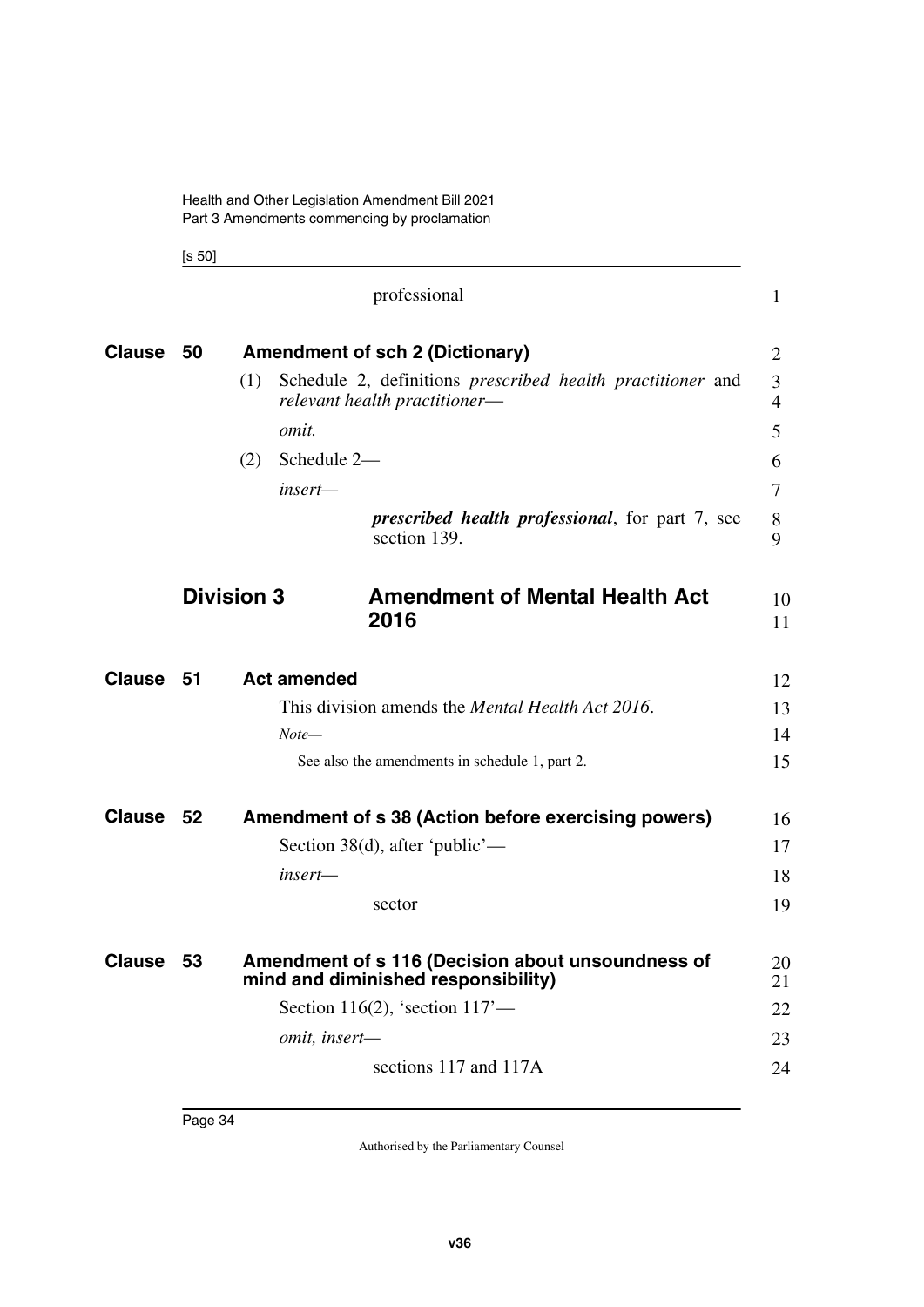professional

**Clause 50 Amendment of sch 2 (Dictionary)**

(1) Schedule 2, definitions *prescribed health practitioner* and *relevant health practitioner*—

*omit.*

(2) Schedule 2—

*insert*—

***prescribed health professional***, for part 7, see section 139.

## Division 3 Amendment of Mental Health Act 2016

**Clause 51 Act amended**

This division amends the *Mental Health Act 2016*.

*Note*—

See also the amendments in schedule 1, part 2.

**Clause 52 Amendment of s 38 (Action before exercising powers)**

Section 38(d), after 'public'—

*insert*—

sector

**Clause 53 Amendment of s 116 (Decision about unsoundness of mind and diminished responsibility)**

Section 116(2), 'section 117'—

*omit, insert*—

sections 117 and 117A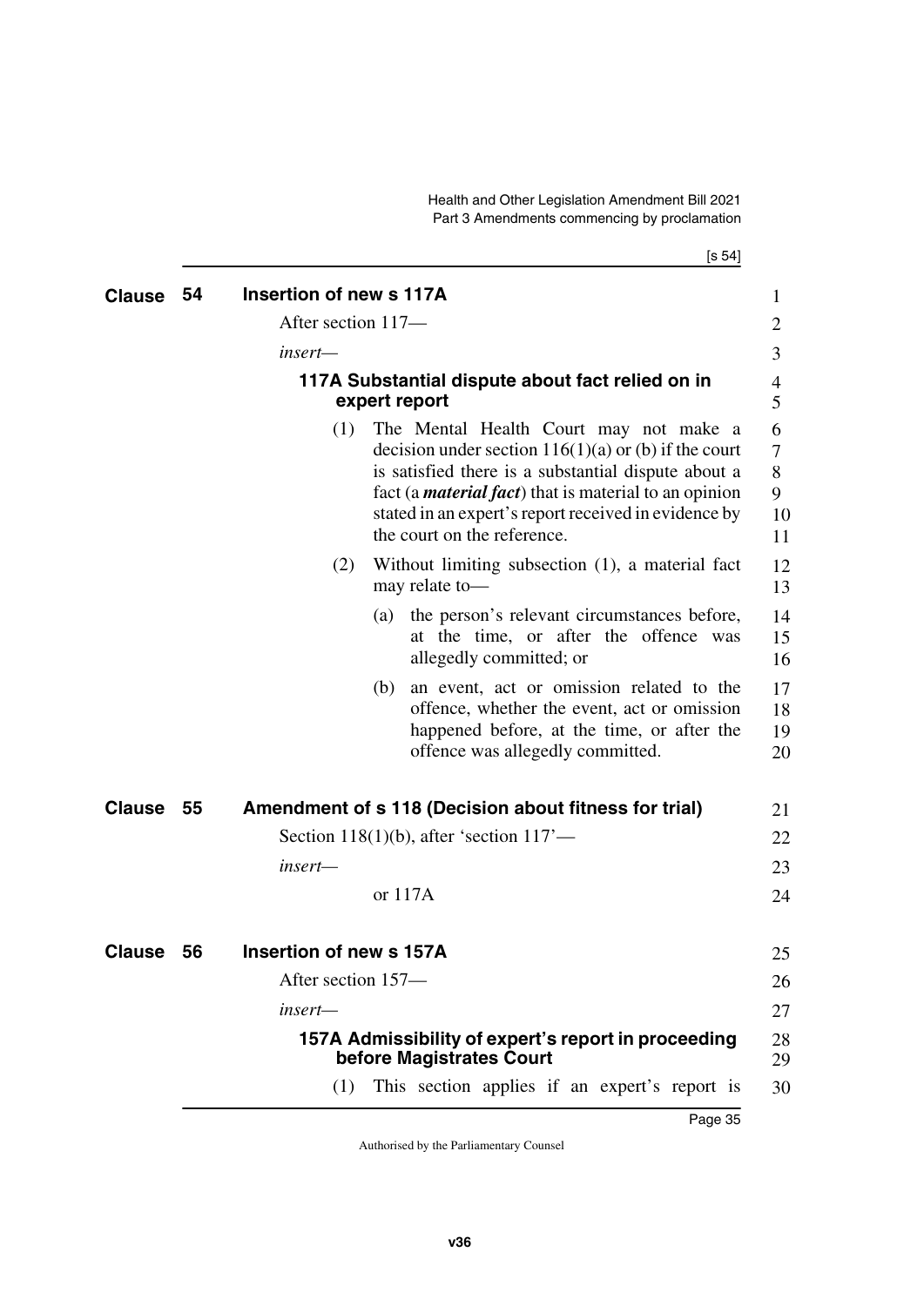## Clause 54 Insertion of new s 117A

After section 117—

*insert*—

### 117A Substantial dispute about fact relied on in expert report

(1) The Mental Health Court may not make a decision under section 116(1)(a) or (b) if the court is satisfied there is a substantial dispute about a fact (a ***material fact***) that is material to an opinion stated in an expert's report received in evidence by the court on the reference.

(2) Without limiting subsection (1), a material fact may relate to—

(a) the person's relevant circumstances before, at the time, or after the offence was allegedly committed; or

(b) an event, act or omission related to the offence, whether the event, act or omission happened before, at the time, or after the offence was allegedly committed.

## Clause 55 Amendment of s 118 (Decision about fitness for trial)

Section 118(1)(b), after 'section 117'—

*insert*—

or 117A

## Clause 56 Insertion of new s 157A

After section 157—

*insert*—

### 157A Admissibility of expert's report in proceeding before Magistrates Court

(1) This section applies if an expert's report is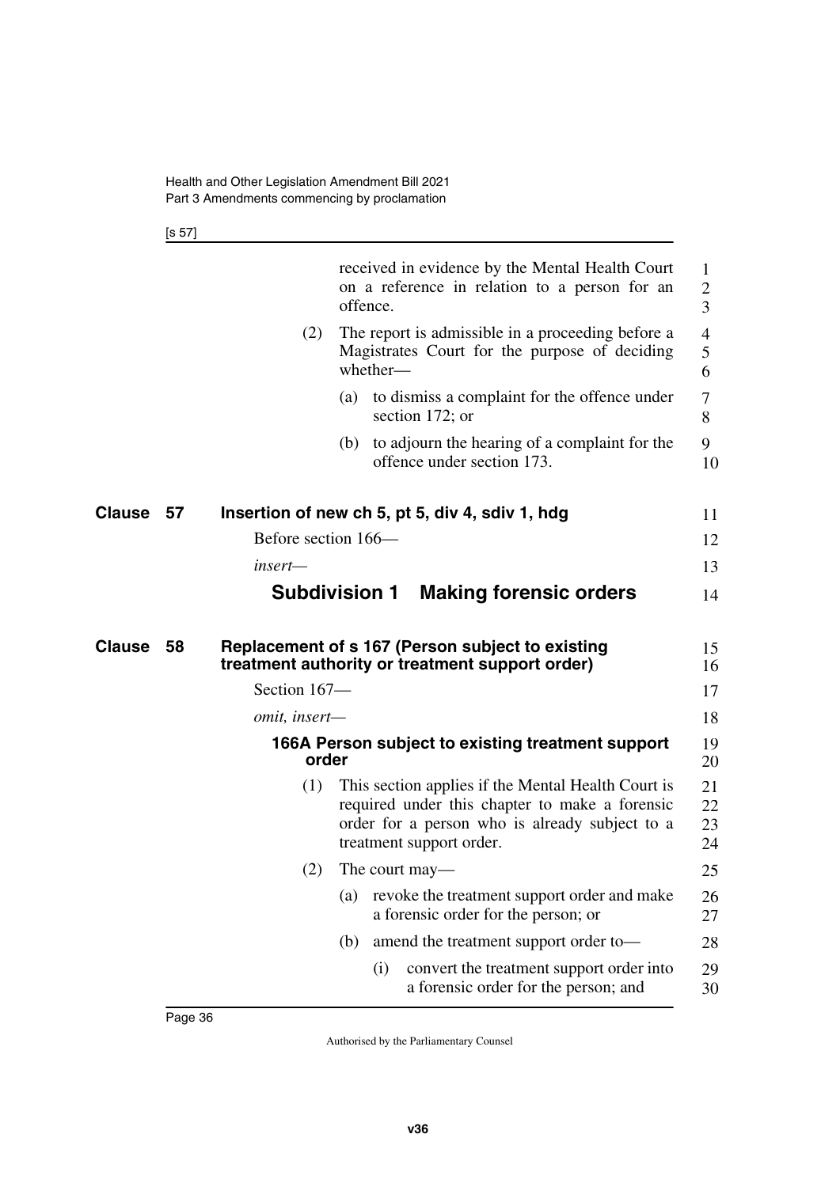received in evidence by the Mental Health Court on a reference in relation to a person for an offence.

(2) The report is admissible in a proceeding before a Magistrates Court for the purpose of deciding whether—

(a) to dismiss a complaint for the offence under section 172; or

(b) to adjourn the hearing of a complaint for the offence under section 173.

**Clause 57 Insertion of new ch 5, pt 5, div 4, sdiv 1, hdg**

Before section 166—

*insert—*

## Subdivision 1 Making forensic orders

**Clause 58 Replacement of s 167 (Person subject to existing treatment authority or treatment support order)**

Section 167—

*omit, insert—*

**166A Person subject to existing treatment support order**

(1) This section applies if the Mental Health Court is required under this chapter to make a forensic order for a person who is already subject to a treatment support order.

(2) The court may—

(a) revoke the treatment support order and make a forensic order for the person; or

(b) amend the treatment support order to—

(i) convert the treatment support order into a forensic order for the person; and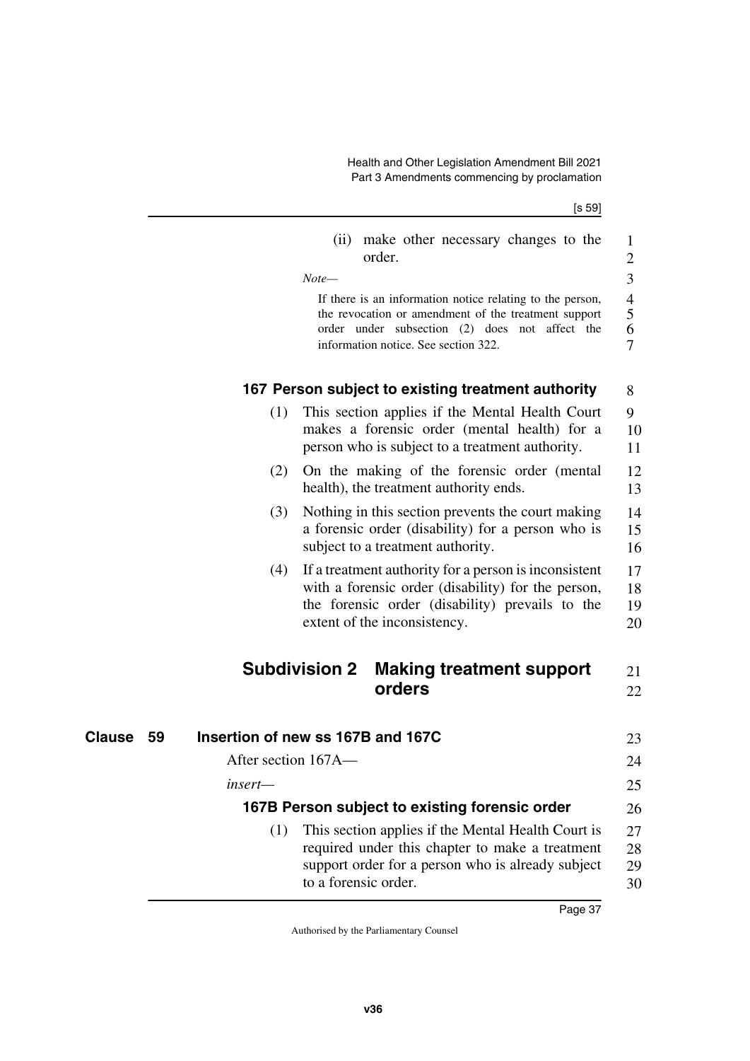(ii) make other necessary changes to the order.

*Note—*

If there is an information notice relating to the person, the revocation or amendment of the treatment support order under subsection (2) does not affect the information notice. See section 322.

**167 Person subject to existing treatment authority**

(1) This section applies if the Mental Health Court makes a forensic order (mental health) for a person who is subject to a treatment authority.

(2) On the making of the forensic order (mental health), the treatment authority ends.

(3) Nothing in this section prevents the court making a forensic order (disability) for a person who is subject to a treatment authority.

(4) If a treatment authority for a person is inconsistent with a forensic order (disability) for the person, the forensic order (disability) prevails to the extent of the inconsistency.

## Subdivision 2 Making treatment support orders

## Clause 59 Insertion of new ss 167B and 167C

After section 167A—

*insert—*

**167B Person subject to existing forensic order**

(1) This section applies if the Mental Health Court is required under this chapter to make a treatment support order for a person who is already subject to a forensic order.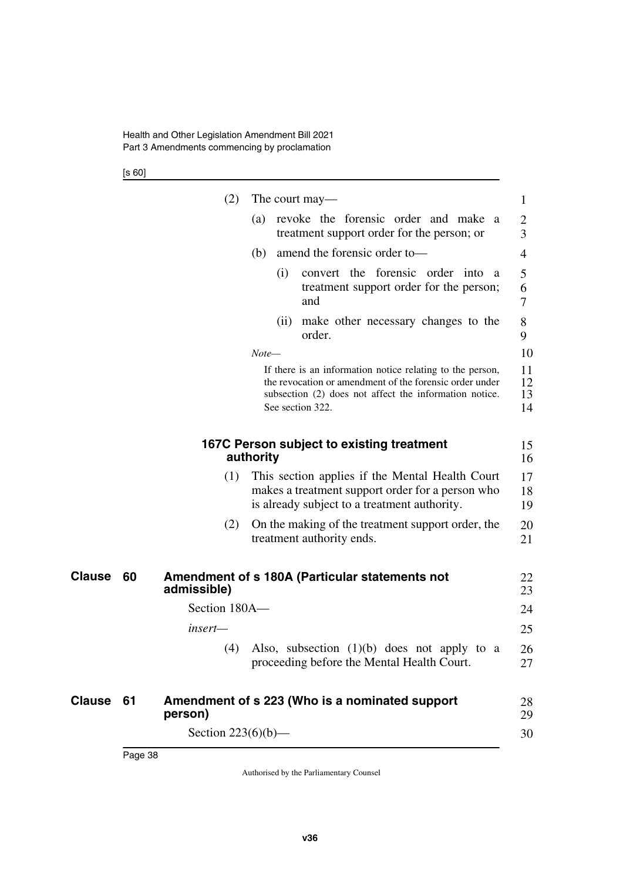(2) The court may—

(a) revoke the forensic order and make a treatment support order for the person; or

(b) amend the forensic order to—

(i) convert the forensic order into a treatment support order for the person; and

(ii) make other necessary changes to the order.

*Note—*

If there is an information notice relating to the person, the revocation or amendment of the forensic order under subsection (2) does not affect the information notice. See section 322.

### 167C Person subject to existing treatment authority

(1) This section applies if the Mental Health Court makes a treatment support order for a person who is already subject to a treatment authority.

(2) On the making of the treatment support order, the treatment authority ends.

## Clause 60 Amendment of s 180A (Particular statements not admissible)

Section 180A—

*insert—*

(4) Also, subsection (1)(b) does not apply to a proceeding before the Mental Health Court.

## Clause 61 Amendment of s 223 (Who is a nominated support person)

Section 223(6)(b)—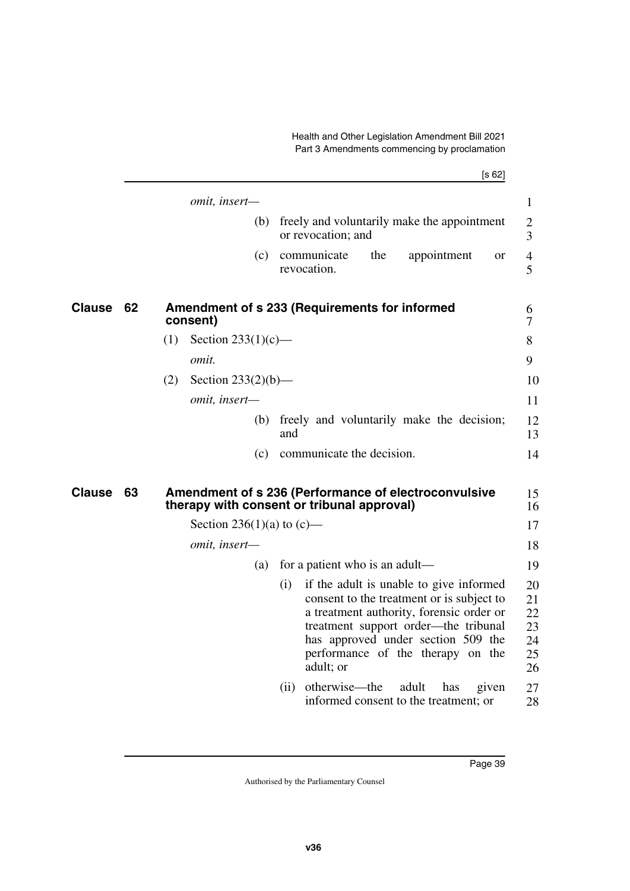*omit, insert—*

(b) freely and voluntarily make the appointment or revocation; and

(c) communicate the appointment or revocation.

## Clause 62 Amendment of s 233 (Requirements for informed consent)

(1) Section 233(1)(c)—

*omit.*

(2) Section 233(2)(b)—

*omit, insert—*

(b) freely and voluntarily make the decision; and

(c) communicate the decision.

## Clause 63 Amendment of s 236 (Performance of electroconvulsive therapy with consent or tribunal approval)

Section 236(1)(a) to (c)—

*omit, insert—*

(a) for a patient who is an adult—

(i) if the adult is unable to give informed consent to the treatment or is subject to a treatment authority, forensic order or treatment support order—the tribunal has approved under section 509 the performance of the therapy on the adult; or

(ii) otherwise—the adult has given informed consent to the treatment; or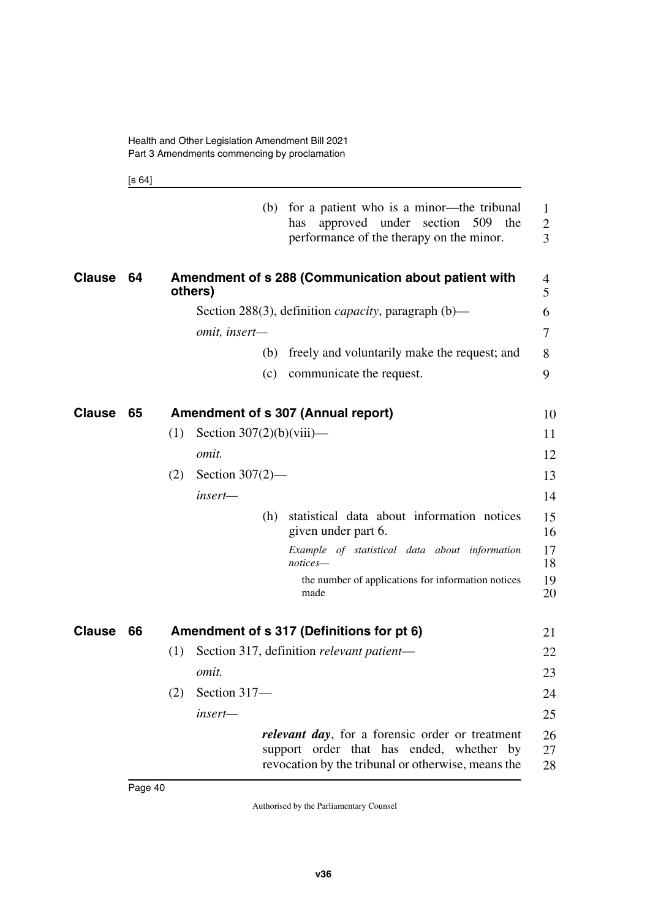(b) for a patient who is a minor—the tribunal has approved under section 509 the performance of the therapy on the minor.

## Clause 64 Amendment of s 288 (Communication about patient with others)

Section 288(3), definition *capacity*, paragraph (b)—

*omit, insert—*

(b) freely and voluntarily make the request; and

(c) communicate the request.

## Clause 65 Amendment of s 307 (Annual report)

(1) Section 307(2)(b)(viii)—

*omit.*

(2) Section 307(2)—

*insert—*

(h) statistical data about information notices given under part 6.

*Example of statistical data about information notices—*

the number of applications for information notices made

## Clause 66 Amendment of s 317 (Definitions for pt 6)

(1) Section 317, definition *relevant patient*—

*omit.*

(2) Section 317—

*insert—*

***relevant day***, for a forensic order or treatment support order that has ended, whether by revocation by the tribunal or otherwise, means the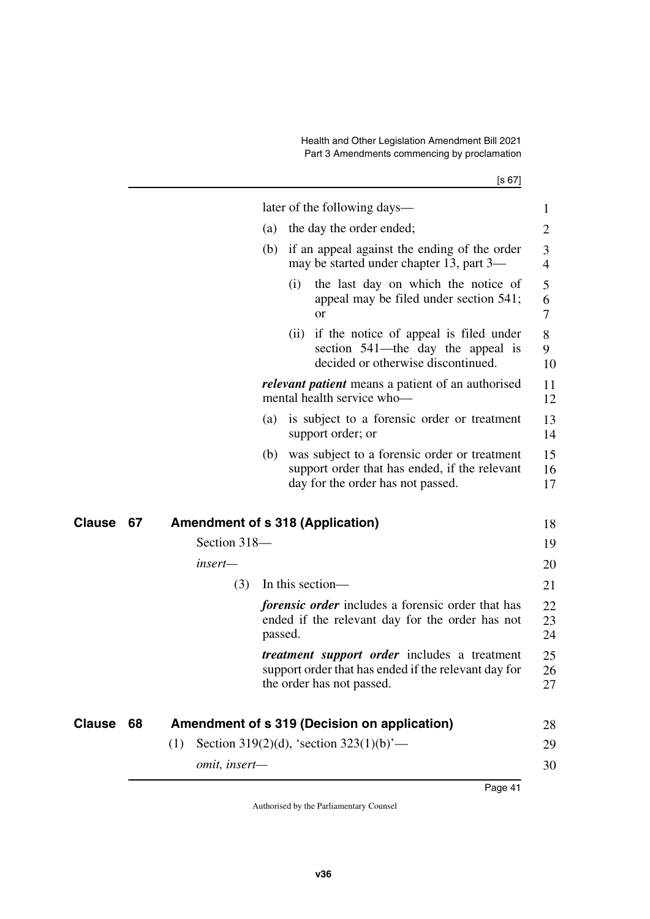later of the following days—

(a) the day the order ended;

(b) if an appeal against the ending of the order may be started under chapter 13, part 3—

(i) the last day on which the notice of appeal may be filed under section 541; or

(ii) if the notice of appeal is filed under section 541—the day the appeal is decided or otherwise discontinued.

***relevant patient*** means a patient of an authorised mental health service who—

(a) is subject to a forensic order or treatment support order; or

(b) was subject to a forensic order or treatment support order that has ended, if the relevant day for the order has not passed.

## Clause 67 Amendment of s 318 (Application)

Section 318—

*insert—*

(3) In this section—

***forensic order*** includes a forensic order that has ended if the relevant day for the order has not passed.

***treatment support order*** includes a treatment support order that has ended if the relevant day for the order has not passed.

## Clause 68 Amendment of s 319 (Decision on application)

(1) Section 319(2)(d), 'section 323(1)(b)'—

*omit, insert—*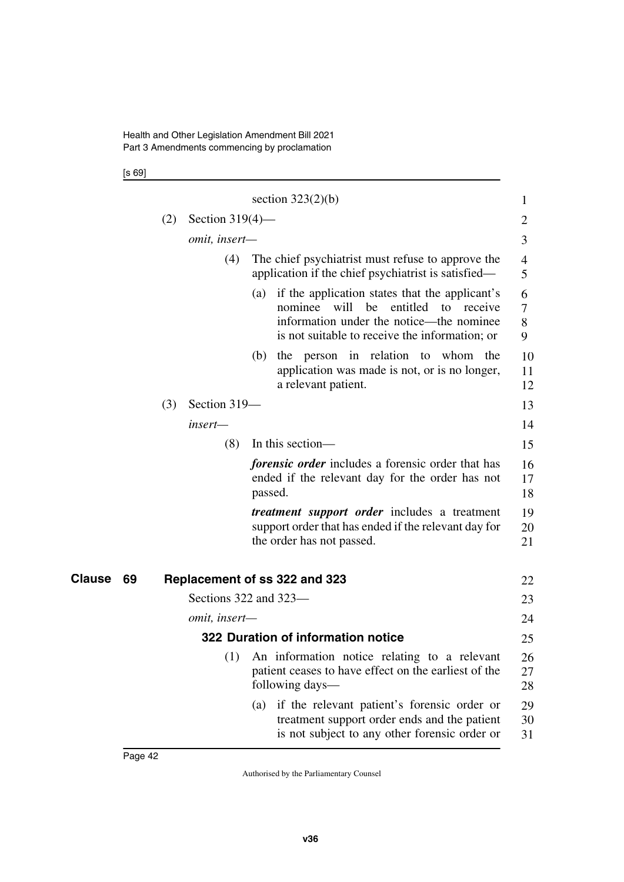section 323(2)(b)

(2) Section 319(4)—

*omit, insert—*

(4) The chief psychiatrist must refuse to approve the application if the chief psychiatrist is satisfied—

(a) if the application states that the applicant's nominee will be entitled to receive information under the notice—the nominee is not suitable to receive the information; or

(b) the person in relation to whom the application was made is not, or is no longer, a relevant patient.

(3) Section 319—

*insert—*

(8) In this section—

***forensic order*** includes a forensic order that has ended if the relevant day for the order has not passed.

***treatment support order*** includes a treatment support order that has ended if the relevant day for the order has not passed.

## Clause 69 Replacement of ss 322 and 323

Sections 322 and 323—

*omit, insert—*

### 322 Duration of information notice

(1) An information notice relating to a relevant patient ceases to have effect on the earliest of the following days—

(a) if the relevant patient's forensic order or treatment support order ends and the patient is not subject to any other forensic order or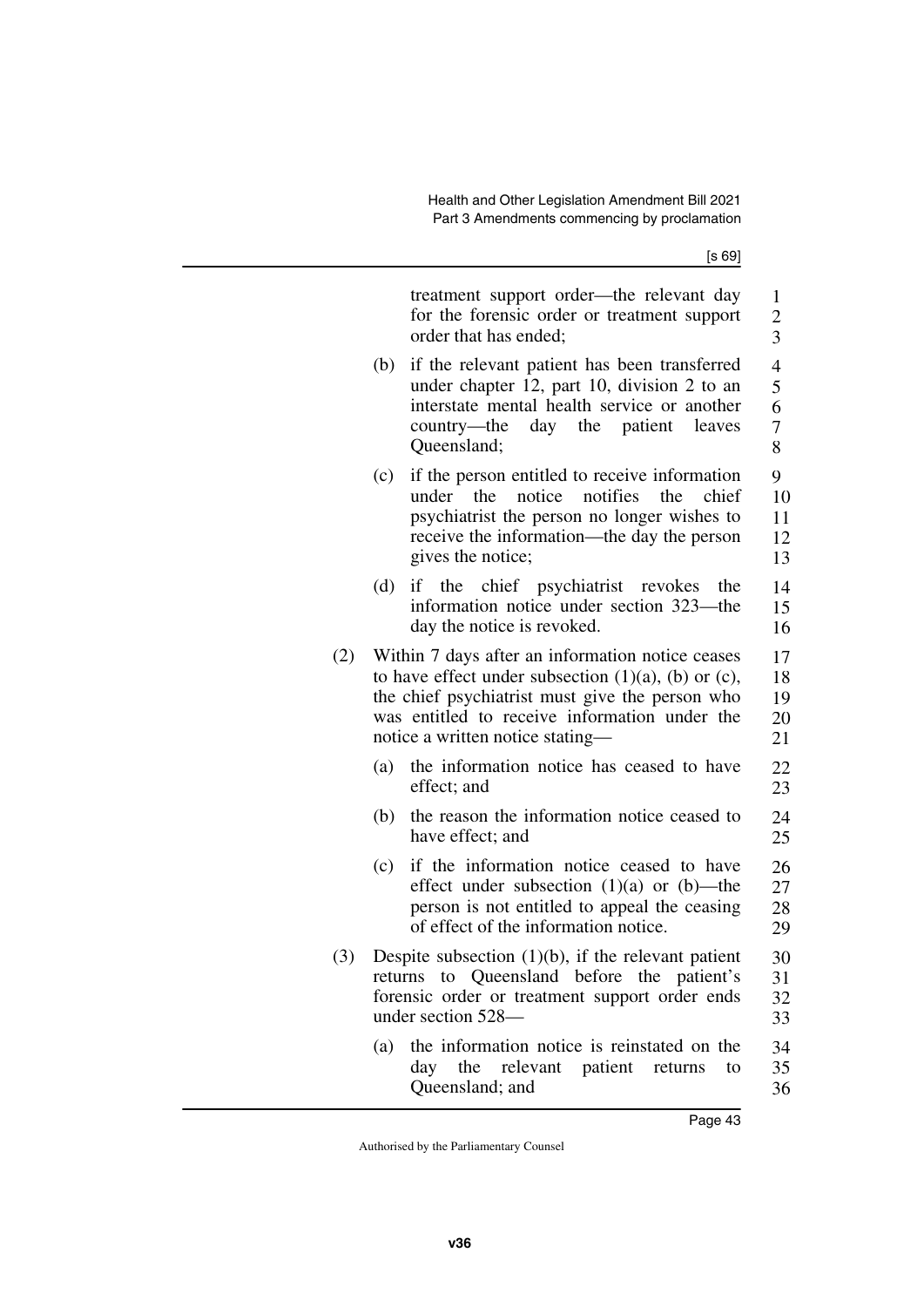treatment support order—the relevant day for the forensic order or treatment support order that has ended;

(b) if the relevant patient has been transferred under chapter 12, part 10, division 2 to an interstate mental health service or another country—the day the patient leaves Queensland;

(c) if the person entitled to receive information under the notice notifies the chief psychiatrist the person no longer wishes to receive the information—the day the person gives the notice;

(d) if the chief psychiatrist revokes the information notice under section 323—the day the notice is revoked.

(2) Within 7 days after an information notice ceases to have effect under subsection (1)(a), (b) or (c), the chief psychiatrist must give the person who was entitled to receive information under the notice a written notice stating—

(a) the information notice has ceased to have effect; and

(b) the reason the information notice ceased to have effect; and

(c) if the information notice ceased to have effect under subsection (1)(a) or (b)—the person is not entitled to appeal the ceasing of effect of the information notice.

(3) Despite subsection (1)(b), if the relevant patient returns to Queensland before the patient's forensic order or treatment support order ends under section 528—

(a) the information notice is reinstated on the day the relevant patient returns to Queensland; and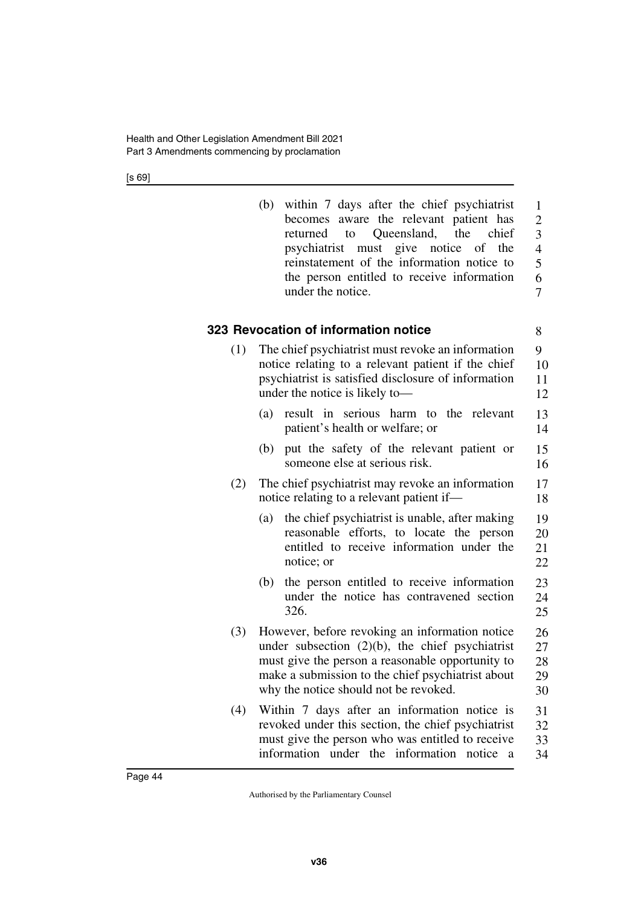(b) within 7 days after the chief psychiatrist becomes aware the relevant patient has returned to Queensland, the chief psychiatrist must give notice of the reinstatement of the information notice to the person entitled to receive information under the notice.

### 323 Revocation of information notice

(1) The chief psychiatrist must revoke an information notice relating to a relevant patient if the chief psychiatrist is satisfied disclosure of information under the notice is likely to—

(a) result in serious harm to the relevant patient's health or welfare; or

(b) put the safety of the relevant patient or someone else at serious risk.

(2) The chief psychiatrist may revoke an information notice relating to a relevant patient if—

(a) the chief psychiatrist is unable, after making reasonable efforts, to locate the person entitled to receive information under the notice; or

(b) the person entitled to receive information under the notice has contravened section 326.

(3) However, before revoking an information notice under subsection (2)(b), the chief psychiatrist must give the person a reasonable opportunity to make a submission to the chief psychiatrist about why the notice should not be revoked.

(4) Within 7 days after an information notice is revoked under this section, the chief psychiatrist must give the person who was entitled to receive information under the information notice a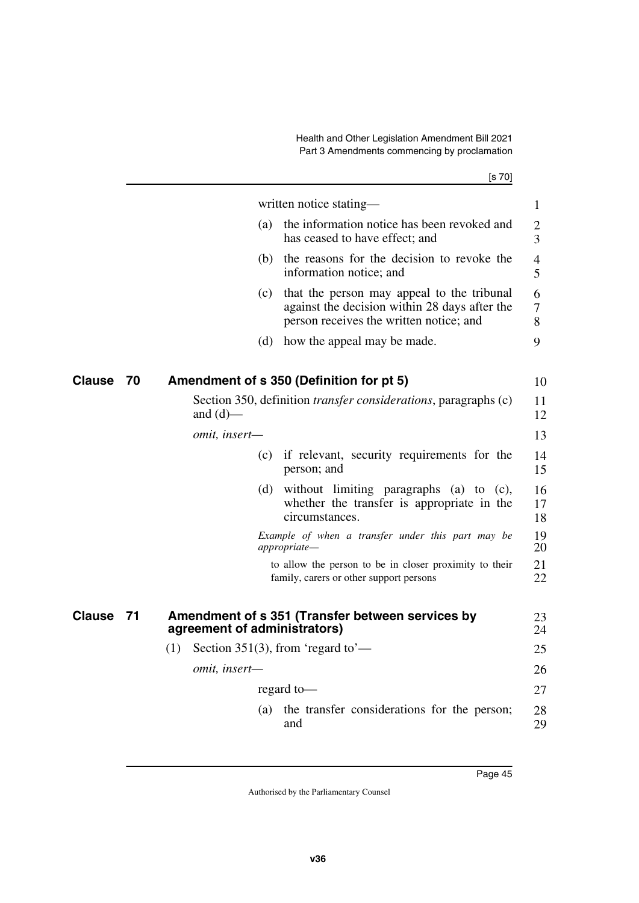written notice stating—

(a) the information notice has been revoked and has ceased to have effect; and

(b) the reasons for the decision to revoke the information notice; and

(c) that the person may appeal to the tribunal against the decision within 28 days after the person receives the written notice; and

(d) how the appeal may be made.

## Clause 70 Amendment of s 350 (Definition for pt 5)

Section 350, definition *transfer considerations*, paragraphs (c) and (d)—

*omit, insert—*

(c) if relevant, security requirements for the person; and

(d) without limiting paragraphs (a) to (c), whether the transfer is appropriate in the circumstances.

*Example of when a transfer under this part may be appropriate—*

to allow the person to be in closer proximity to their family, carers or other support persons

## Clause 71 Amendment of s 351 (Transfer between services by agreement of administrators)

(1) Section 351(3), from 'regard to'—

*omit, insert—*

regard to—

(a) the transfer considerations for the person; and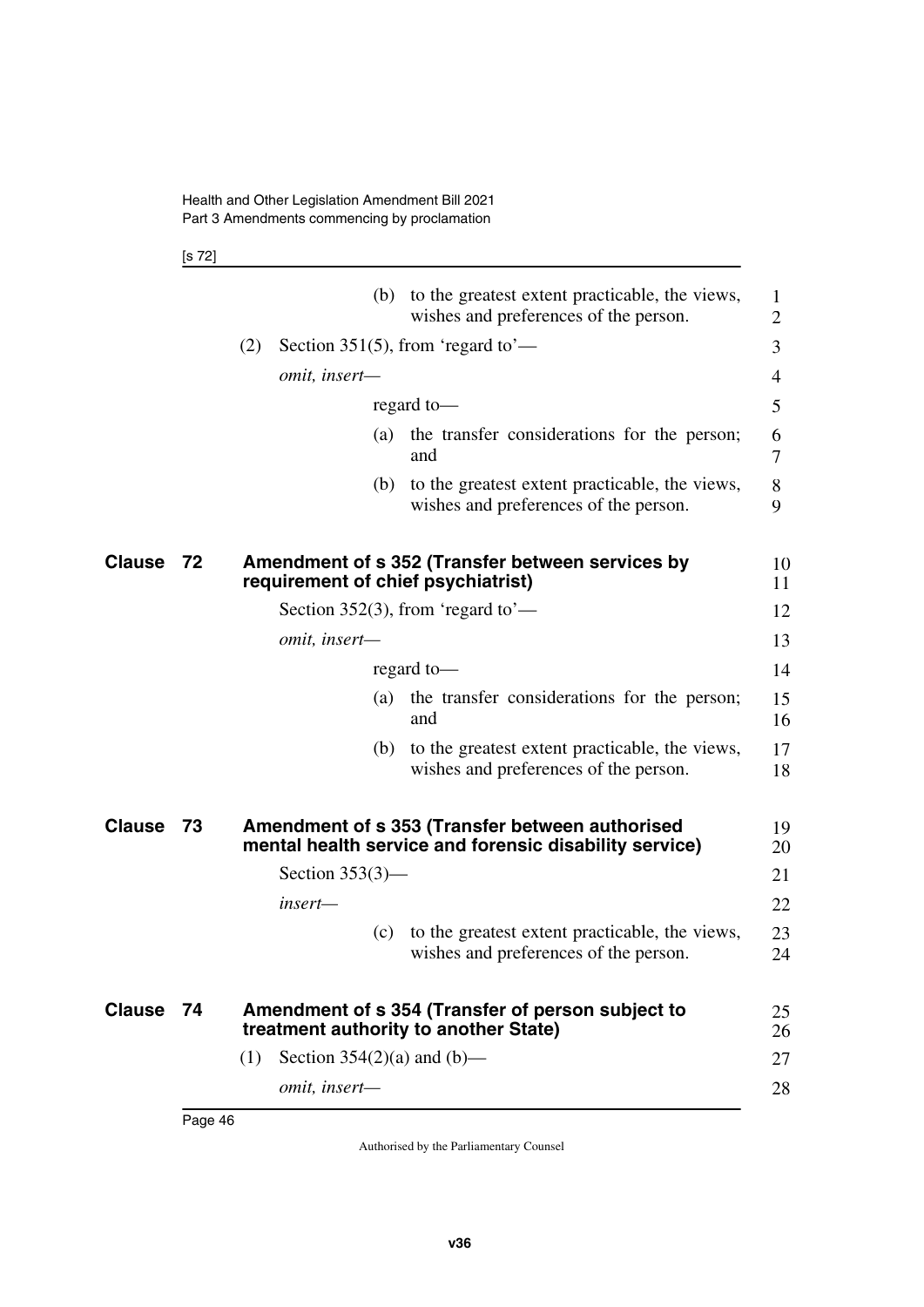(b) to the greatest extent practicable, the views, wishes and preferences of the person.

(2) Section 351(5), from 'regard to'—

*omit, insert—*

regard to—

(a) the transfer considerations for the person; and

(b) to the greatest extent practicable, the views, wishes and preferences of the person.

## Clause 72 Amendment of s 352 (Transfer between services by requirement of chief psychiatrist)

Section 352(3), from 'regard to'—

*omit, insert—*

regard to—

(a) the transfer considerations for the person; and

(b) to the greatest extent practicable, the views, wishes and preferences of the person.

## Clause 73 Amendment of s 353 (Transfer between authorised mental health service and forensic disability service)

Section 353(3)—

*insert—*

(c) to the greatest extent practicable, the views, wishes and preferences of the person.

## Clause 74 Amendment of s 354 (Transfer of person subject to treatment authority to another State)

(1) Section 354(2)(a) and (b)—

*omit, insert—*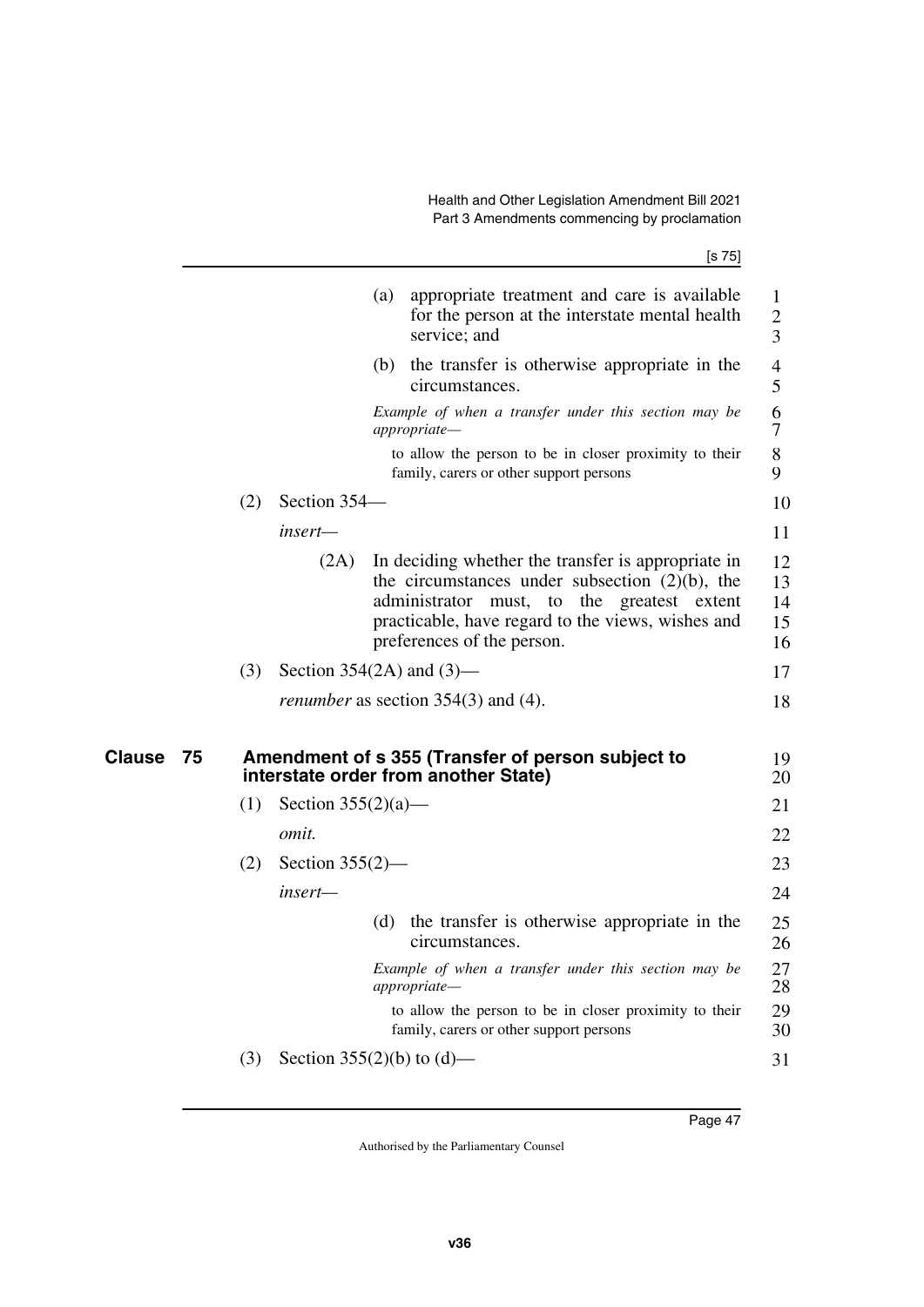(a) appropriate treatment and care is available for the person at the interstate mental health service; and

(b) the transfer is otherwise appropriate in the circumstances.

*Example of when a transfer under this section may be appropriate—*

to allow the person to be in closer proximity to their family, carers or other support persons

(2) Section 354—

*insert—*

(2A) In deciding whether the transfer is appropriate in the circumstances under subsection (2)(b), the administrator must, to the greatest extent practicable, have regard to the views, wishes and preferences of the person.

(3) Section 354(2A) and (3)—

*renumber* as section 354(3) and (4).

## Clause 75 Amendment of s 355 (Transfer of person subject to interstate order from another State)

(1) Section 355(2)(a)—

*omit.*

(2) Section 355(2)—

*insert—*

(d) the transfer is otherwise appropriate in the circumstances.

*Example of when a transfer under this section may be appropriate—*

to allow the person to be in closer proximity to their family, carers or other support persons

(3) Section 355(2)(b) to (d)—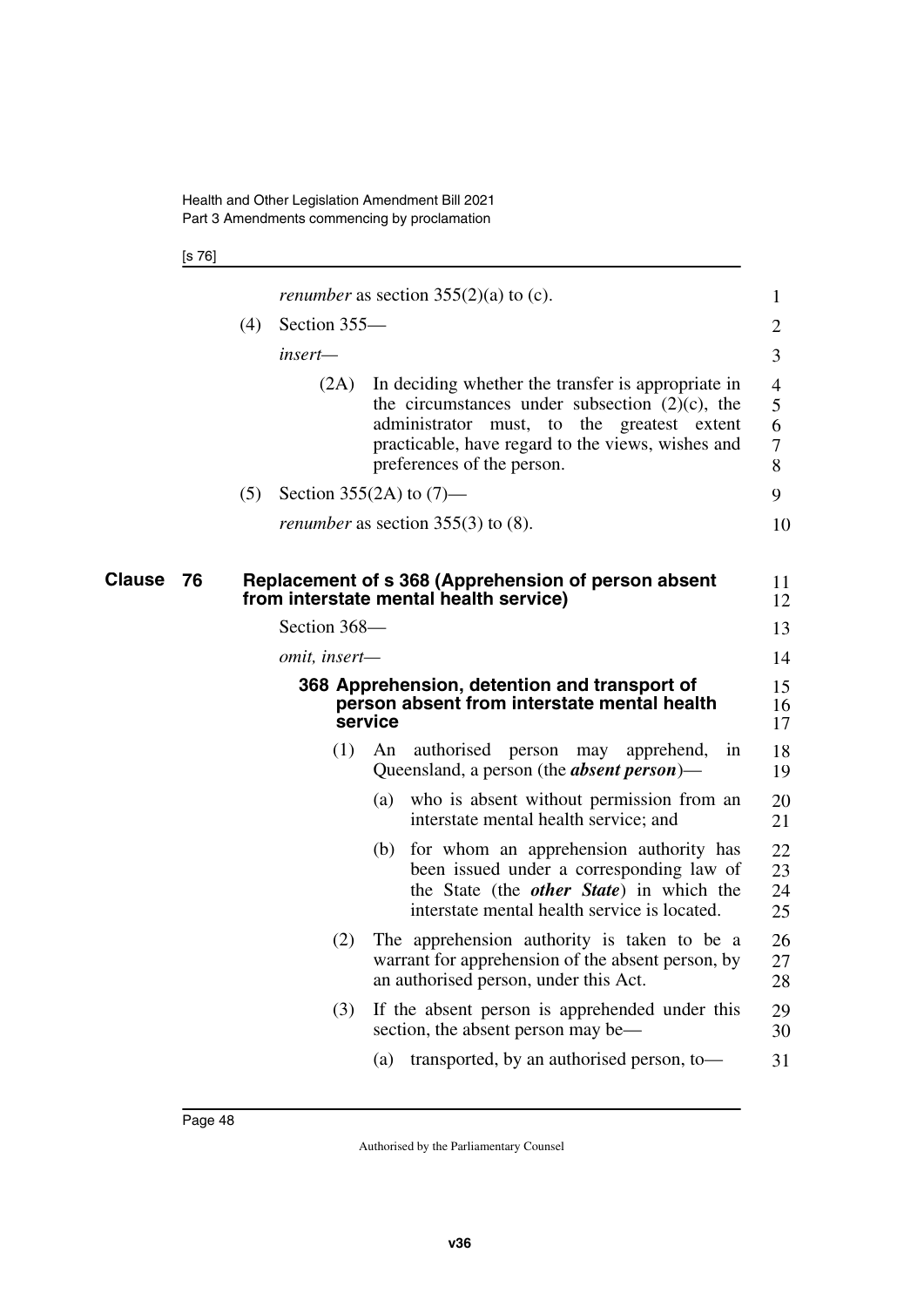*renumber* as section 355(2)(a) to (c).

(4) Section 355—

*insert*—

(2A) In deciding whether the transfer is appropriate in the circumstances under subsection (2)(c), the administrator must, to the greatest extent practicable, have regard to the views, wishes and preferences of the person.

(5) Section 355(2A) to (7)—

*renumber* as section 355(3) to (8).

## Clause 76 Replacement of s 368 (Apprehension of person absent from interstate mental health service)

Section 368—

*omit, insert*—

### 368 Apprehension, detention and transport of person absent from interstate mental health service

(1) An authorised person may apprehend, in Queensland, a person (the ***absent person***)—

(a) who is absent without permission from an interstate mental health service; and

(b) for whom an apprehension authority has been issued under a corresponding law of the State (the ***other State***) in which the interstate mental health service is located.

(2) The apprehension authority is taken to be a warrant for apprehension of the absent person, by an authorised person, under this Act.

(3) If the absent person is apprehended under this section, the absent person may be—

(a) transported, by an authorised person, to—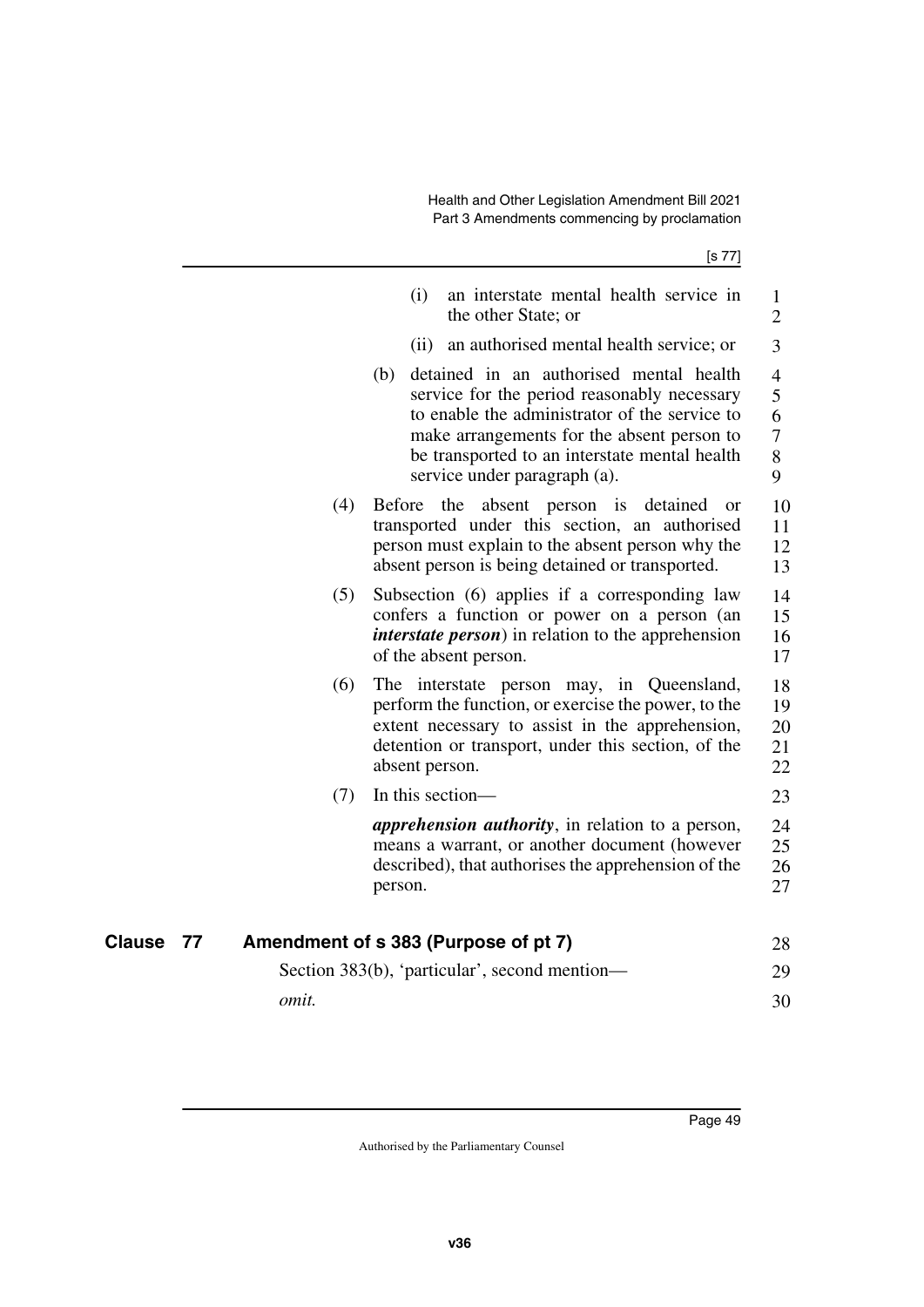(i) an interstate mental health service in the other State; or

(ii) an authorised mental health service; or

(b) detained in an authorised mental health service for the period reasonably necessary to enable the administrator of the service to make arrangements for the absent person to be transported to an interstate mental health service under paragraph (a).

(4) Before the absent person is detained or transported under this section, an authorised person must explain to the absent person why the absent person is being detained or transported.

(5) Subsection (6) applies if a corresponding law confers a function or power on a person (an ***interstate person***) in relation to the apprehension of the absent person.

(6) The interstate person may, in Queensland, perform the function, or exercise the power, to the extent necessary to assist in the apprehension, detention or transport, under this section, of the absent person.

(7) In this section—

***apprehension authority***, in relation to a person, means a warrant, or another document (however described), that authorises the apprehension of the person.

## Clause 77 Amendment of s 383 (Purpose of pt 7)

Section 383(b), 'particular', second mention—

*omit.*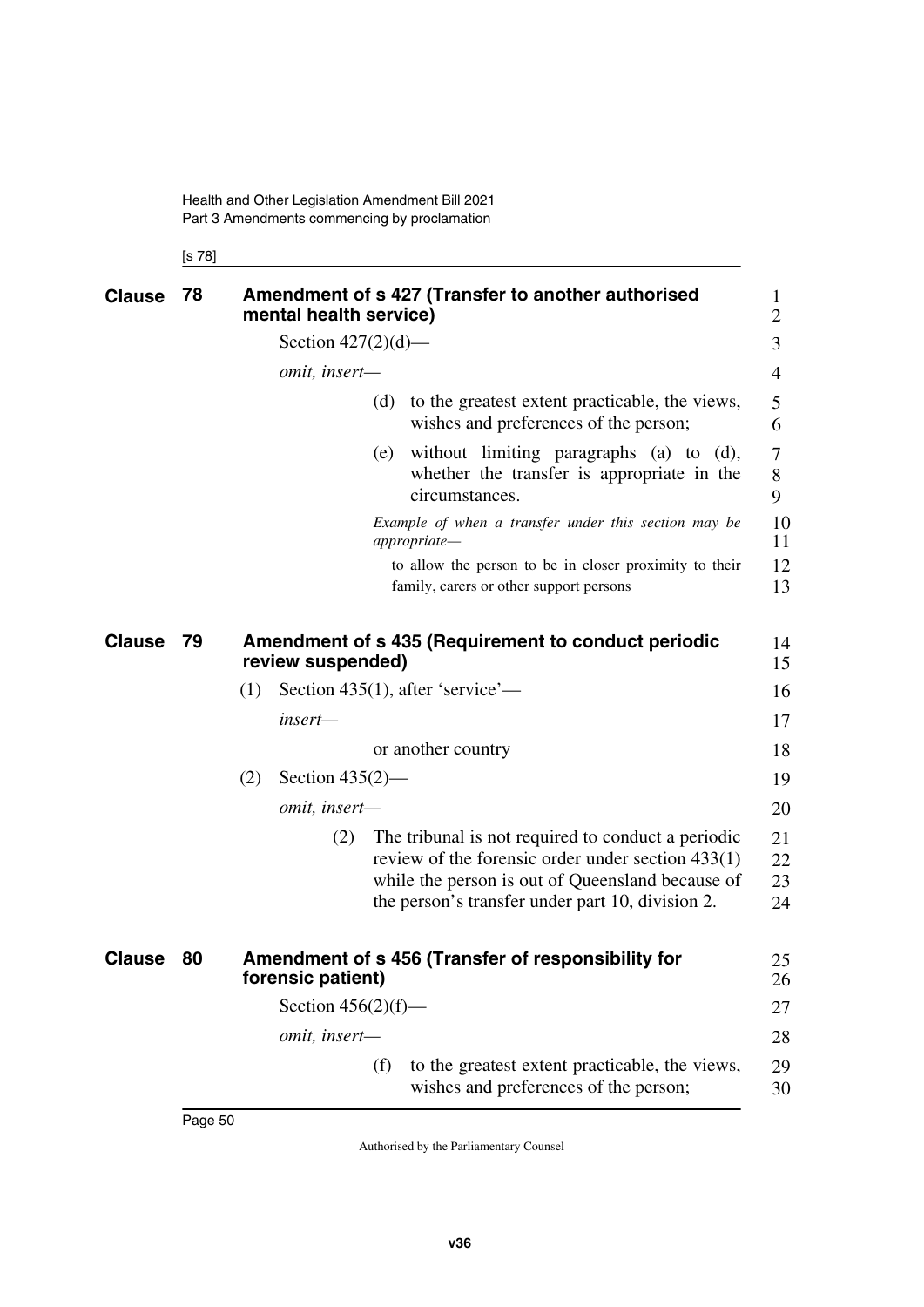## Clause 78 Amendment of s 427 (Transfer to another authorised mental health service)

Section 427(2)(d)—

*omit, insert—*

> (d) to the greatest extent practicable, the views, wishes and preferences of the person;
>
> (e) without limiting paragraphs (a) to (d), whether the transfer is appropriate in the circumstances.
>
> *Example of when a transfer under this section may be appropriate—*
>
> to allow the person to be in closer proximity to their family, carers or other support persons

## Clause 79 Amendment of s 435 (Requirement to conduct periodic review suspended)

(1) Section 435(1), after 'service'—

*insert—*

> or another country

(2) Section 435(2)—

*omit, insert—*

> (2) The tribunal is not required to conduct a periodic review of the forensic order under section 433(1) while the person is out of Queensland because of the person's transfer under part 10, division 2.

## Clause 80 Amendment of s 456 (Transfer of responsibility for forensic patient)

Section 456(2)(f)—

*omit, insert—*

> (f) to the greatest extent practicable, the views, wishes and preferences of the person;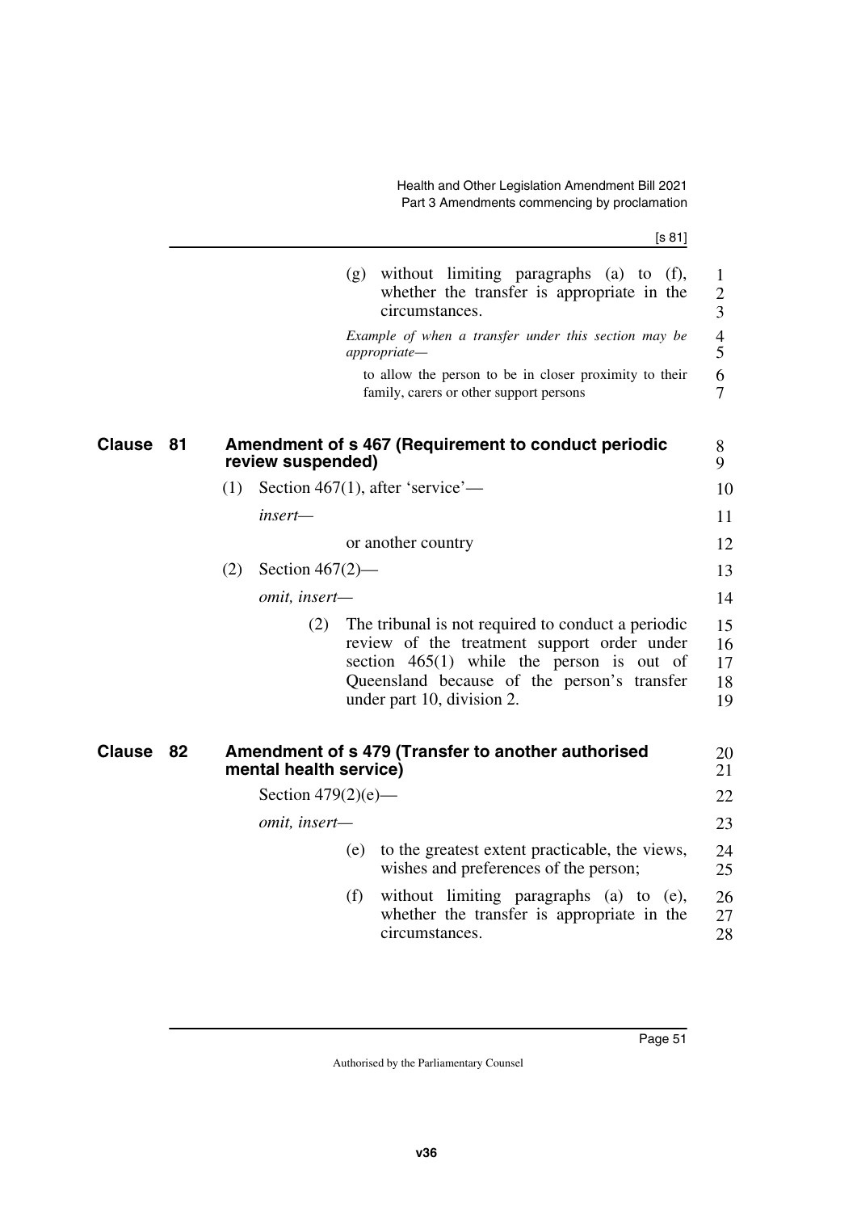(g) without limiting paragraphs (a) to (f), whether the transfer is appropriate in the circumstances.

*Example of when a transfer under this section may be appropriate—*

to allow the person to be in closer proximity to their family, carers or other support persons

## Clause 81 Amendment of s 467 (Requirement to conduct periodic review suspended)

(1) Section 467(1), after 'service'—

*insert—*

or another country

(2) Section 467(2)—

*omit, insert—*

(2) The tribunal is not required to conduct a periodic review of the treatment support order under section 465(1) while the person is out of Queensland because of the person's transfer under part 10, division 2.

## Clause 82 Amendment of s 479 (Transfer to another authorised mental health service)

Section 479(2)(e)—

*omit, insert—*

(e) to the greatest extent practicable, the views, wishes and preferences of the person;

(f) without limiting paragraphs (a) to (e), whether the transfer is appropriate in the circumstances.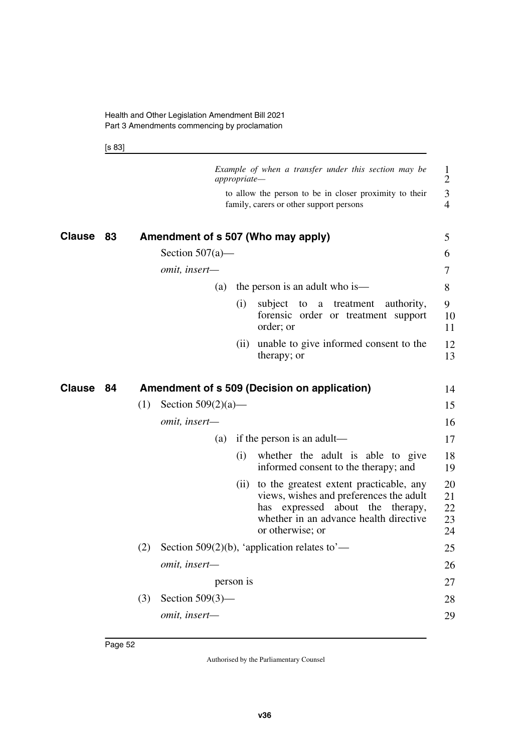*Example of when a transfer under this section may be appropriate—*

to allow the person to be in closer proximity to their family, carers or other support persons

## Clause 83 Amendment of s 507 (Who may apply)

Section 507(a)—

*omit, insert—*

(a) the person is an adult who is—

(i) subject to a treatment authority, forensic order or treatment support order; or

(ii) unable to give informed consent to the therapy; or

## Clause 84 Amendment of s 509 (Decision on application)

(1) Section 509(2)(a)—

*omit, insert—*

(a) if the person is an adult—

(i) whether the adult is able to give informed consent to the therapy; and

(ii) to the greatest extent practicable, any views, wishes and preferences the adult has expressed about the therapy, whether in an advance health directive or otherwise; or

(2) Section 509(2)(b), 'application relates to'—

*omit, insert—*

person is

(3) Section 509(3)—

*omit, insert—*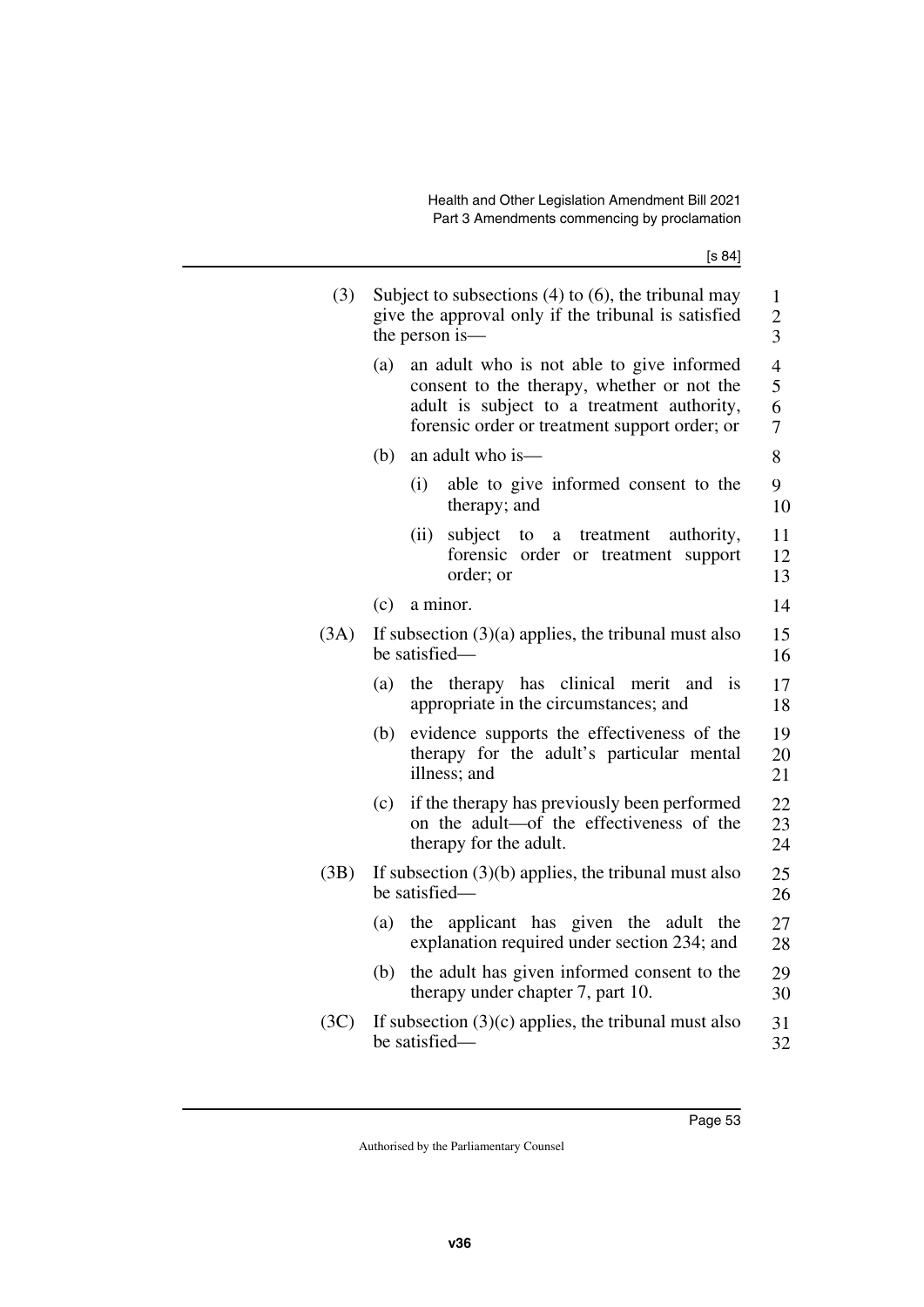(3) Subject to subsections (4) to (6), the tribunal may give the approval only if the tribunal is satisfied the person is—

(a) an adult who is not able to give informed consent to the therapy, whether or not the adult is subject to a treatment authority, forensic order or treatment support order; or

(b) an adult who is—

(i) able to give informed consent to the therapy; and

(ii) subject to a treatment authority, forensic order or treatment support order; or

(c) a minor.

(3A) If subsection (3)(a) applies, the tribunal must also be satisfied—

(a) the therapy has clinical merit and is appropriate in the circumstances; and

(b) evidence supports the effectiveness of the therapy for the adult's particular mental illness; and

(c) if the therapy has previously been performed on the adult—of the effectiveness of the therapy for the adult.

(3B) If subsection (3)(b) applies, the tribunal must also be satisfied—

(a) the applicant has given the adult the explanation required under section 234; and

(b) the adult has given informed consent to the therapy under chapter 7, part 10.

(3C) If subsection (3)(c) applies, the tribunal must also be satisfied—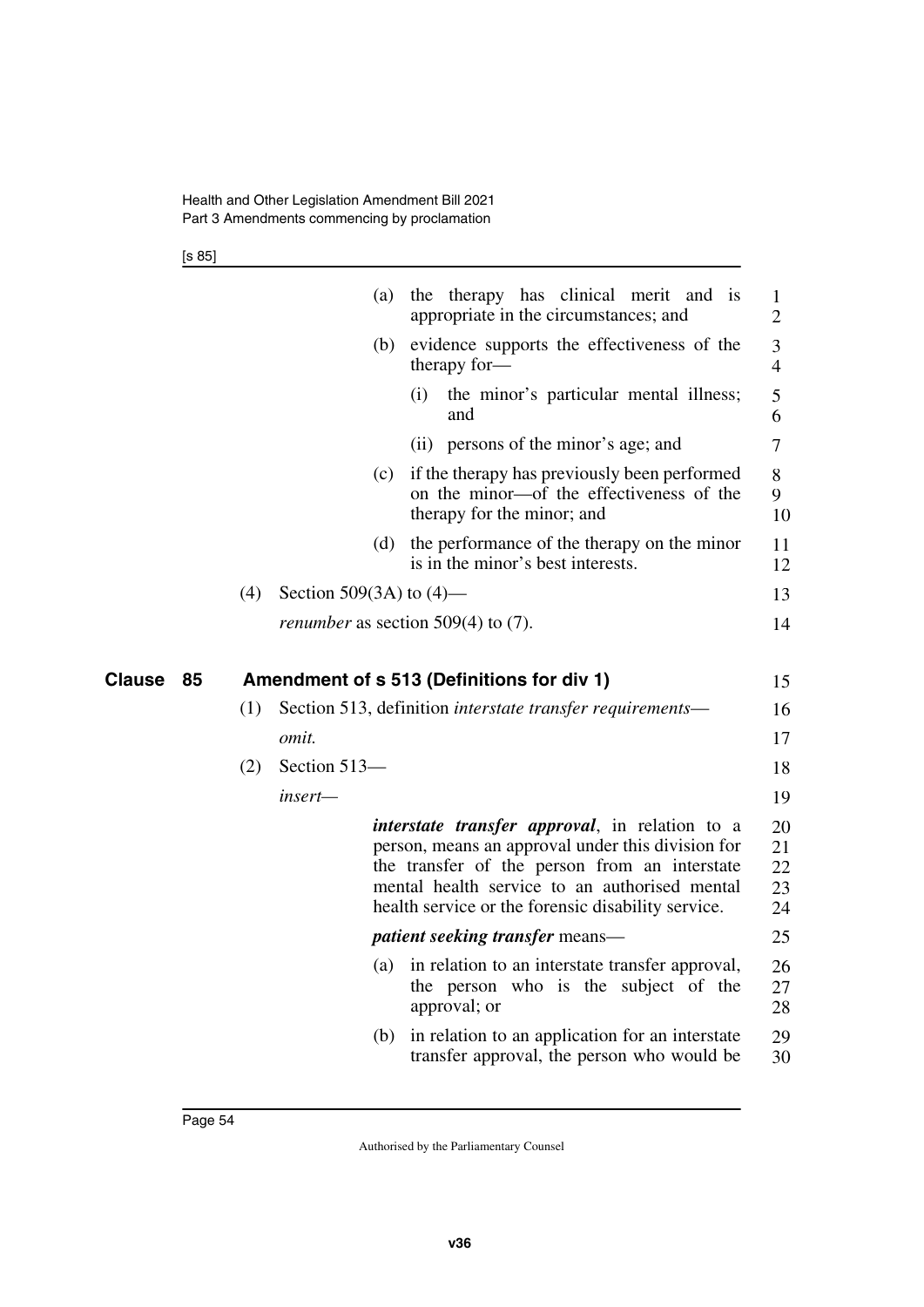(a) the therapy has clinical merit and is appropriate in the circumstances; and

(b) evidence supports the effectiveness of the therapy for—

(i) the minor's particular mental illness; and

(ii) persons of the minor's age; and

(c) if the therapy has previously been performed on the minor—of the effectiveness of the therapy for the minor; and

(d) the performance of the therapy on the minor is in the minor's best interests.

(4) Section 509(3A) to (4)—

*renumber* as section 509(4) to (7).

## Clause 85 Amendment of s 513 (Definitions for div 1)

(1) Section 513, definition *interstate transfer requirements*—

*omit.*

(2) Section 513—

*insert*—

***interstate transfer approval***, in relation to a person, means an approval under this division for the transfer of the person from an interstate mental health service to an authorised mental health service or the forensic disability service.

***patient seeking transfer*** means—

(a) in relation to an interstate transfer approval, the person who is the subject of the approval; or

(b) in relation to an application for an interstate transfer approval, the person who would be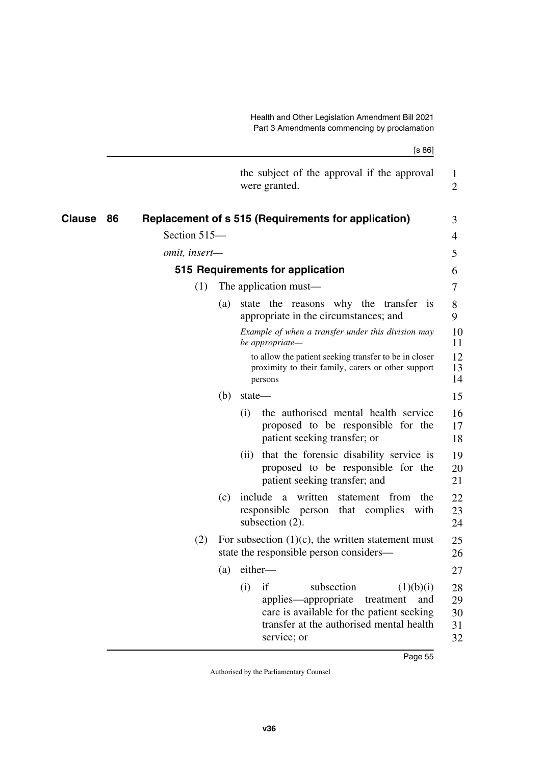the subject of the approval if the approval were granted.

## Clause 86 Replacement of s 515 (Requirements for application)

Section 515—

*omit, insert—*

### 515 Requirements for application

(1) The application must—

(a) state the reasons why the transfer is appropriate in the circumstances; and

*Example of when a transfer under this division may be appropriate—*

to allow the patient seeking transfer to be in closer proximity to their family, carers or other support persons

(b) state—

(i) the authorised mental health service proposed to be responsible for the patient seeking transfer; or

(ii) that the forensic disability service is proposed to be responsible for the patient seeking transfer; and

(c) include a written statement from the responsible person that complies with subsection (2).

(2) For subsection (1)(c), the written statement must state the responsible person considers—

(a) either—

(i) if subsection (1)(b)(i) applies—appropriate treatment and care is available for the patient seeking transfer at the authorised mental health service; or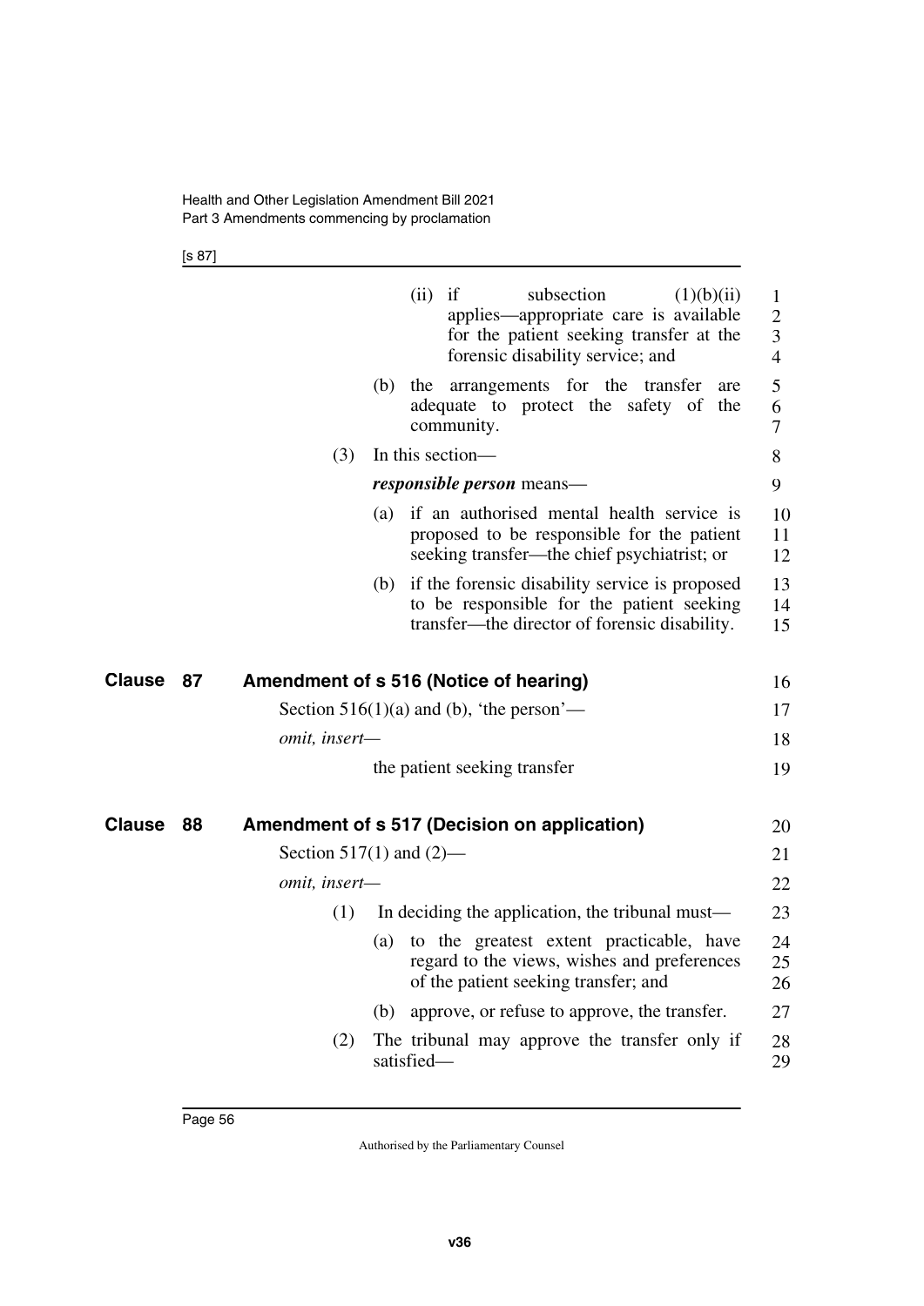(ii) if subsection (1)(b)(ii) applies—appropriate care is available for the patient seeking transfer at the forensic disability service; and

(b) the arrangements for the transfer are adequate to protect the safety of the community.

(3) In this section—

***responsible person*** means—

(a) if an authorised mental health service is proposed to be responsible for the patient seeking transfer—the chief psychiatrist; or

(b) if the forensic disability service is proposed to be responsible for the patient seeking transfer—the director of forensic disability.

## Clause 87 Amendment of s 516 (Notice of hearing)

Section 516(1)(a) and (b), 'the person'—

*omit, insert—*

the patient seeking transfer

## Clause 88 Amendment of s 517 (Decision on application)

Section 517(1) and (2)—

*omit, insert—*

(1) In deciding the application, the tribunal must—

(a) to the greatest extent practicable, have regard to the views, wishes and preferences of the patient seeking transfer; and

(b) approve, or refuse to approve, the transfer.

(2) The tribunal may approve the transfer only if satisfied—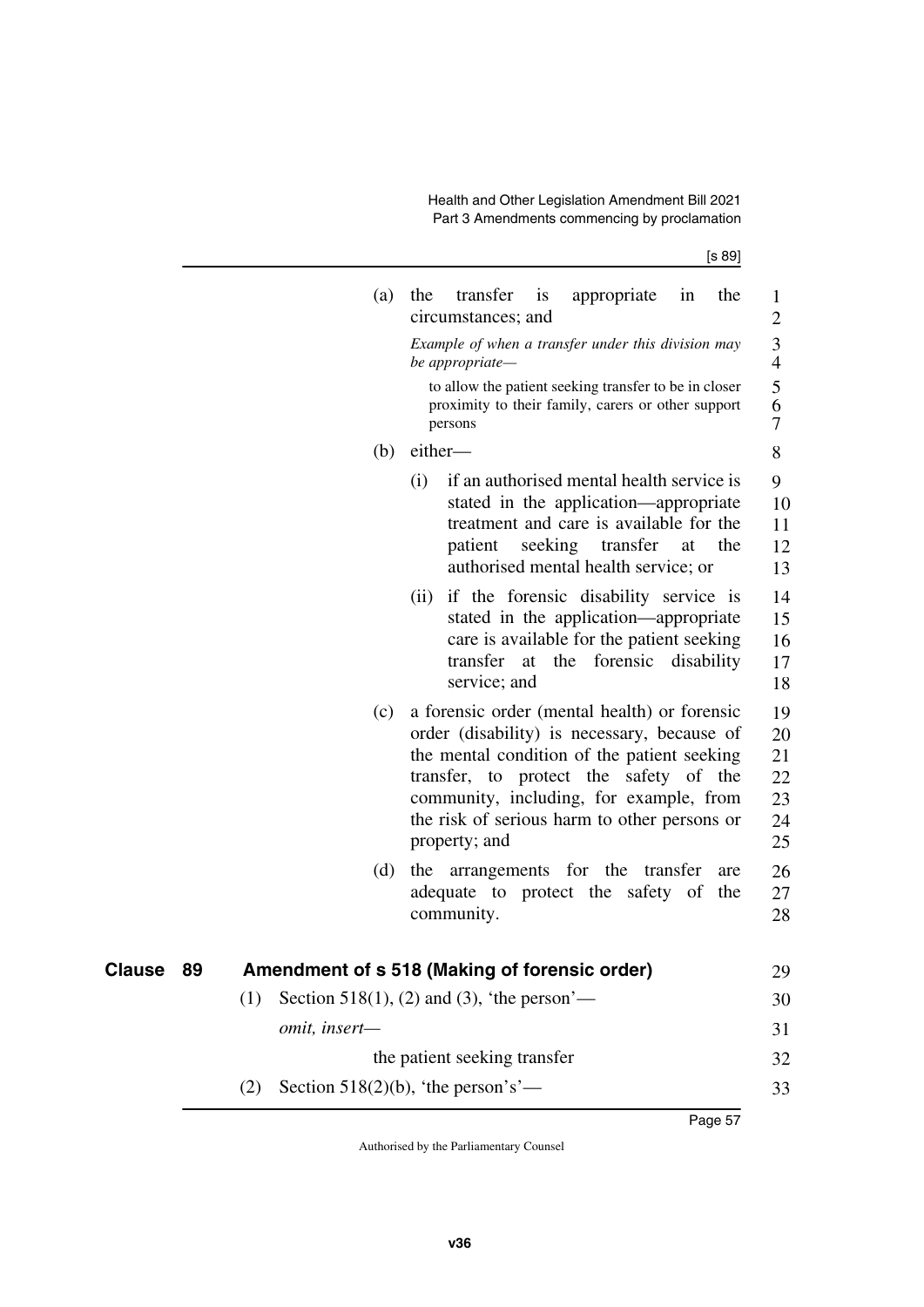(a) the transfer is appropriate in the circumstances; and

*Example of when a transfer under this division may be appropriate—*

to allow the patient seeking transfer to be in closer proximity to their family, carers or other support persons

(b) either—

(i) if an authorised mental health service is stated in the application—appropriate treatment and care is available for the patient seeking transfer at the authorised mental health service; or

(ii) if the forensic disability service is stated in the application—appropriate care is available for the patient seeking transfer at the forensic disability service; and

(c) a forensic order (mental health) or forensic order (disability) is necessary, because of the mental condition of the patient seeking transfer, to protect the safety of the community, including, for example, from the risk of serious harm to other persons or property; and

(d) the arrangements for the transfer are adequate to protect the safety of the community.

## Clause 89 Amendment of s 518 (Making of forensic order)

(1) Section 518(1), (2) and (3), 'the person'—

*omit, insert—*

the patient seeking transfer

(2) Section 518(2)(b), 'the person's'—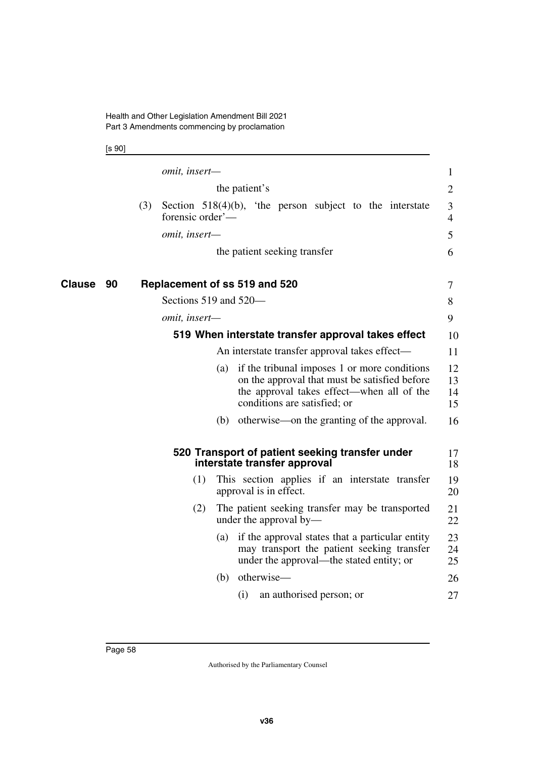*omit, insert—*

the patient's

(3) Section 518(4)(b), 'the person subject to the interstate forensic order'—

*omit, insert—*

the patient seeking transfer

## Clause 90 Replacement of ss 519 and 520

Sections 519 and 520—

*omit, insert—*

### 519 When interstate transfer approval takes effect

An interstate transfer approval takes effect—

(a) if the tribunal imposes 1 or more conditions on the approval that must be satisfied before the approval takes effect—when all of the conditions are satisfied; or

(b) otherwise—on the granting of the approval.

### 520 Transport of patient seeking transfer under interstate transfer approval

(1) This section applies if an interstate transfer approval is in effect.

(2) The patient seeking transfer may be transported under the approval by—

(a) if the approval states that a particular entity may transport the patient seeking transfer under the approval—the stated entity; or

(b) otherwise—

(i) an authorised person; or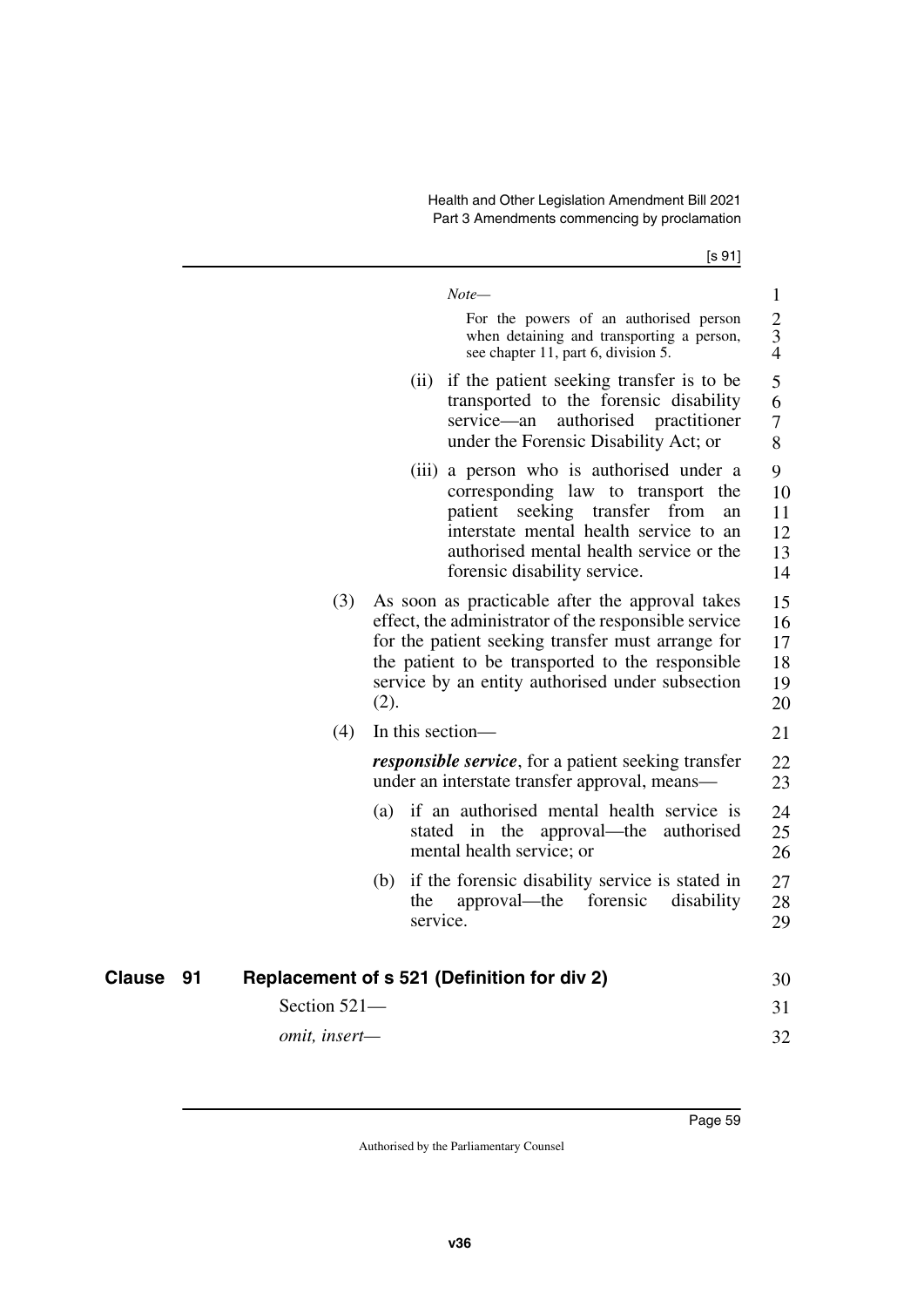*Note—*

For the powers of an authorised person when detaining and transporting a person, see chapter 11, part 6, division 5.

(ii) if the patient seeking transfer is to be transported to the forensic disability service—an authorised practitioner under the Forensic Disability Act; or

(iii) a person who is authorised under a corresponding law to transport the patient seeking transfer from an interstate mental health service to an authorised mental health service or the forensic disability service.

(3) As soon as practicable after the approval takes effect, the administrator of the responsible service for the patient seeking transfer must arrange for the patient to be transported to the responsible service by an entity authorised under subsection (2).

(4) In this section—

***responsible service***, for a patient seeking transfer under an interstate transfer approval, means—

(a) if an authorised mental health service is stated in the approval—the authorised mental health service; or

(b) if the forensic disability service is stated in the approval—the forensic disability service.

## Clause 91 Replacement of s 521 (Definition for div 2)

Section 521—

*omit, insert—*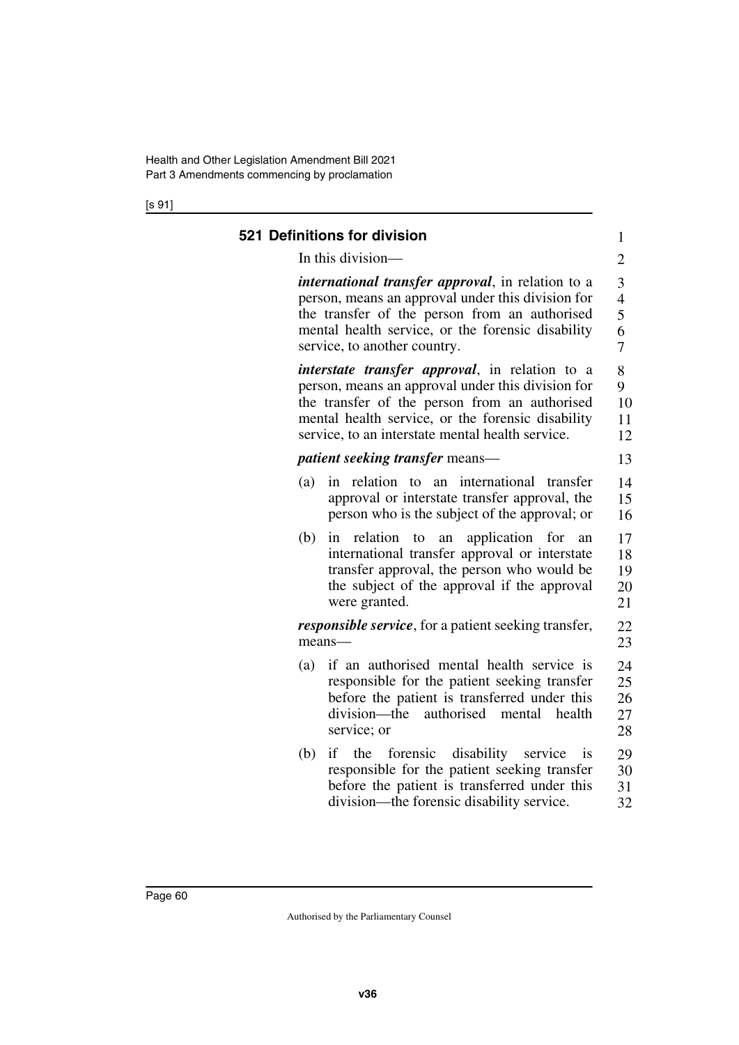### 521 Definitions for division

In this division—

***international transfer approval***, in relation to a person, means an approval under this division for the transfer of the person from an authorised mental health service, or the forensic disability service, to another country.

***interstate transfer approval***, in relation to a person, means an approval under this division for the transfer of the person from an authorised mental health service, or the forensic disability service, to an interstate mental health service.

***patient seeking transfer*** means—

(a) in relation to an international transfer approval or interstate transfer approval, the person who is the subject of the approval; or

(b) in relation to an application for an international transfer approval or interstate transfer approval, the person who would be the subject of the approval if the approval were granted.

***responsible service***, for a patient seeking transfer, means—

(a) if an authorised mental health service is responsible for the patient seeking transfer before the patient is transferred under this division—the authorised mental health service; or

(b) if the forensic disability service is responsible for the patient seeking transfer before the patient is transferred under this division—the forensic disability service.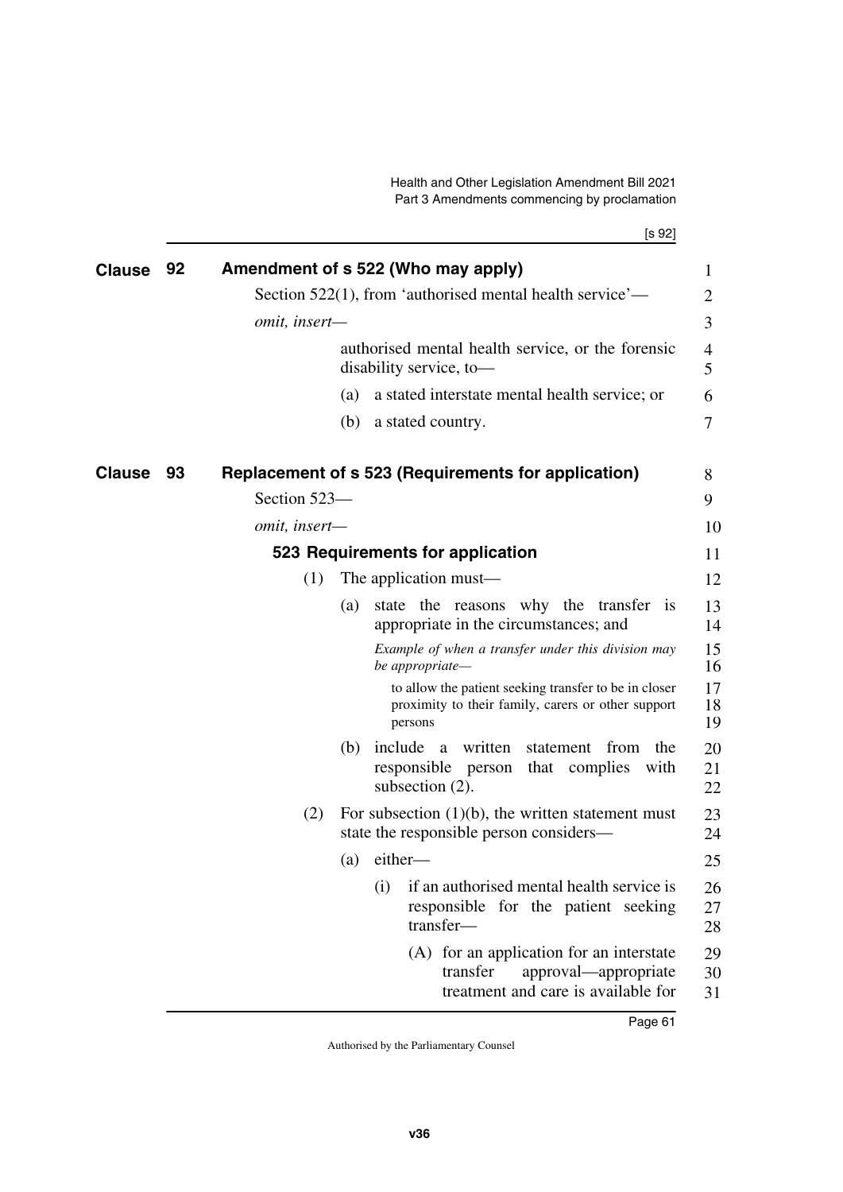## Clause 92 Amendment of s 522 (Who may apply)

Section 522(1), from 'authorised mental health service'—

*omit, insert—*

> authorised mental health service, or the forensic disability service, to—
>
> (a) a stated interstate mental health service; or
>
> (b) a stated country.

## Clause 93 Replacement of s 523 (Requirements for application)

Section 523—

*omit, insert—*

### 523 Requirements for application

(1) The application must—

(a) state the reasons why the transfer is appropriate in the circumstances; and

*Example of when a transfer under this division may be appropriate—*

to allow the patient seeking transfer to be in closer proximity to their family, carers or other support persons

(b) include a written statement from the responsible person that complies with subsection (2).

(2) For subsection (1)(b), the written statement must state the responsible person considers—

(a) either—

(i) if an authorised mental health service is responsible for the patient seeking transfer—

(A) for an application for an interstate transfer approval—appropriate treatment and care is available for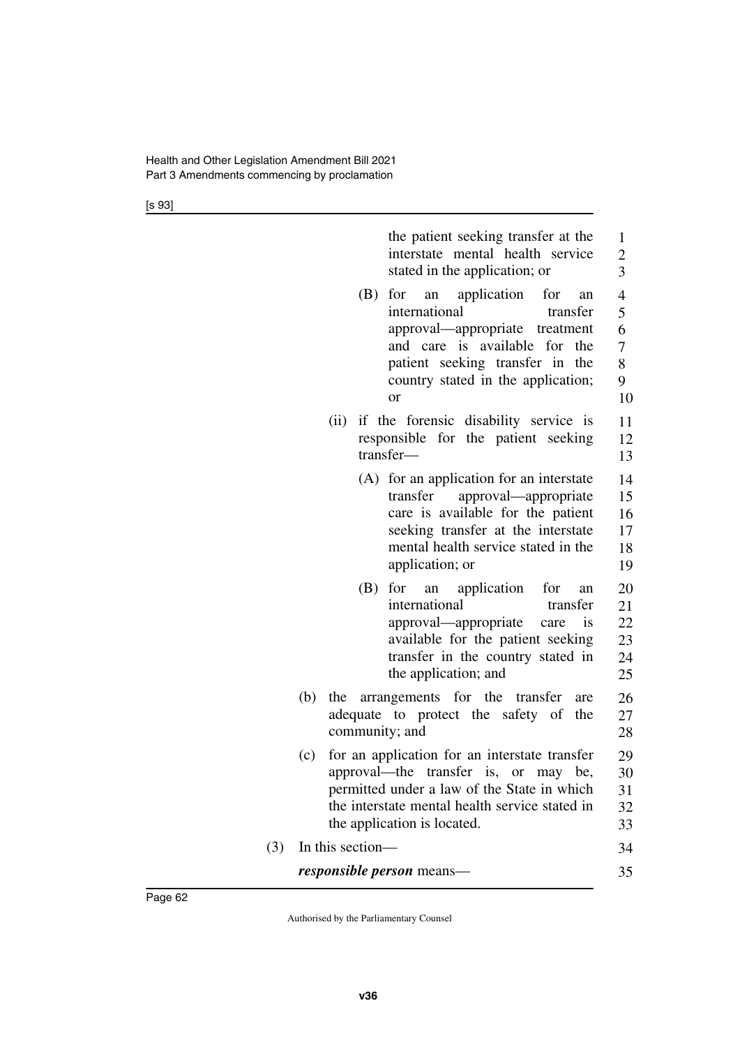the patient seeking transfer at the interstate mental health service stated in the application; or

(B) for an application for an international transfer approval—appropriate treatment and care is available for the patient seeking transfer in the country stated in the application; or

(ii) if the forensic disability service is responsible for the patient seeking transfer—

(A) for an application for an interstate transfer approval—appropriate care is available for the patient seeking transfer at the interstate mental health service stated in the application; or

(B) for an application for an international transfer approval—appropriate care is available for the patient seeking transfer in the country stated in the application; and

(b) the arrangements for the transfer are adequate to protect the safety of the community; and

(c) for an application for an interstate transfer approval—the transfer is, or may be, permitted under a law of the State in which the interstate mental health service stated in the application is located.

(3) In this section—

***responsible person*** means—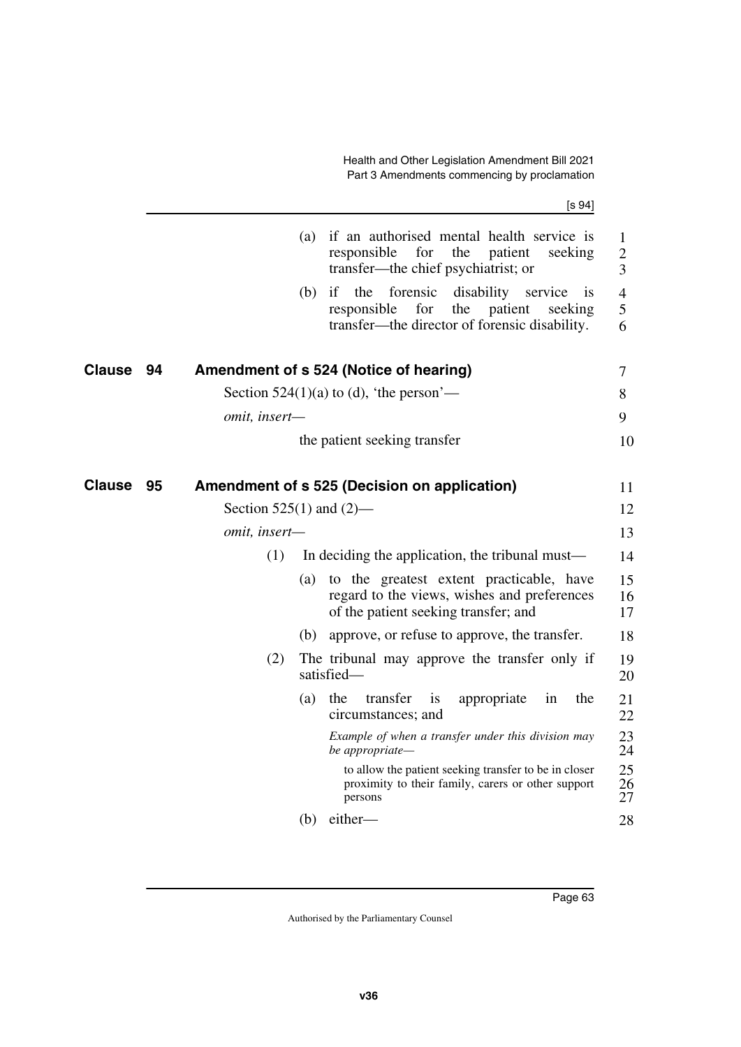(a) if an authorised mental health service is responsible for the patient seeking transfer—the chief psychiatrist; or

(b) if the forensic disability service is responsible for the patient seeking transfer—the director of forensic disability.

## Clause 94 Amendment of s 524 (Notice of hearing)

Section 524(1)(a) to (d), 'the person'—

*omit, insert—*

the patient seeking transfer

## Clause 95 Amendment of s 525 (Decision on application)

Section 525(1) and (2)—

*omit, insert—*

(1) In deciding the application, the tribunal must—

(a) to the greatest extent practicable, have regard to the views, wishes and preferences of the patient seeking transfer; and

(b) approve, or refuse to approve, the transfer.

(2) The tribunal may approve the transfer only if satisfied—

(a) the transfer is appropriate in the circumstances; and

*Example of when a transfer under this division may be appropriate—*

to allow the patient seeking transfer to be in closer proximity to their family, carers or other support persons

(b) either—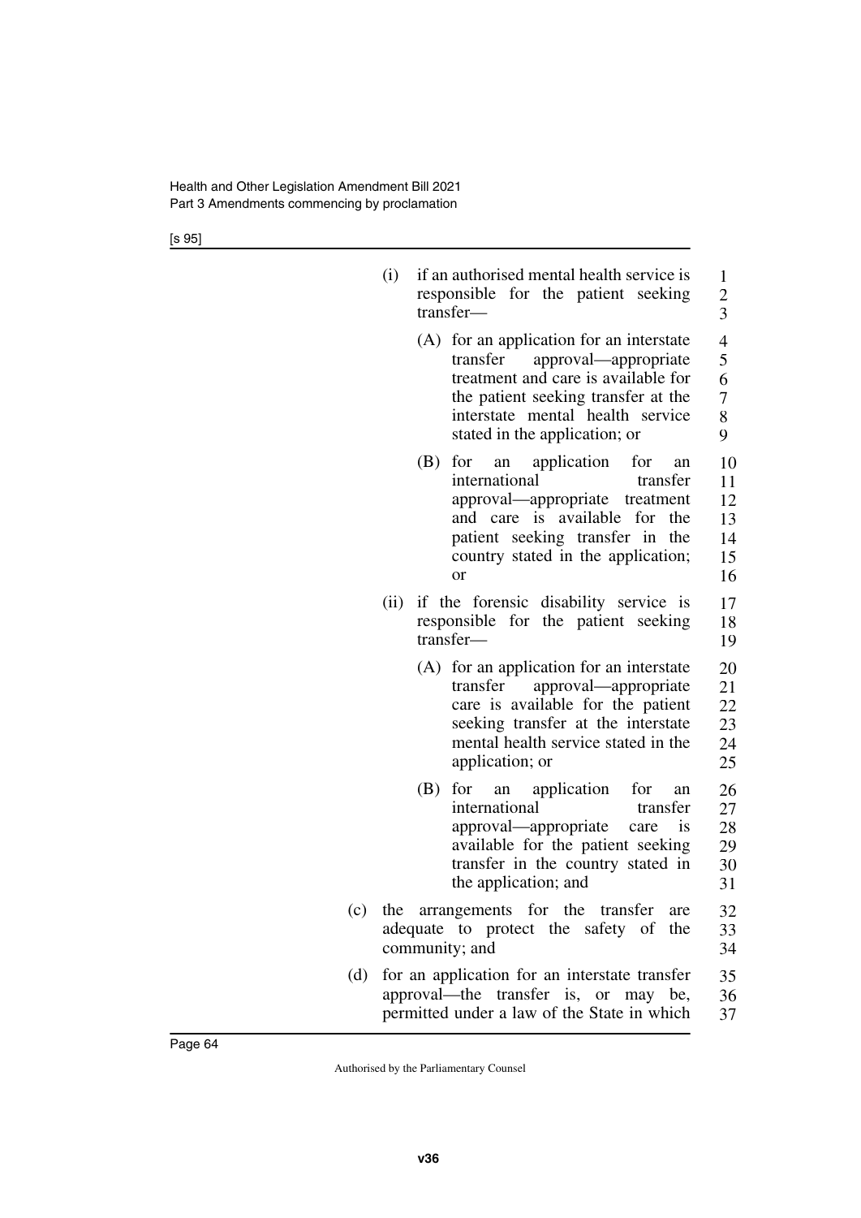(i) if an authorised mental health service is responsible for the patient seeking transfer—

(A) for an application for an interstate transfer approval—appropriate treatment and care is available for the patient seeking transfer at the interstate mental health service stated in the application; or

(B) for an application for an international transfer approval—appropriate treatment and care is available for the patient seeking transfer in the country stated in the application; or

(ii) if the forensic disability service is responsible for the patient seeking transfer—

(A) for an application for an interstate transfer approval—appropriate care is available for the patient seeking transfer at the interstate mental health service stated in the application; or

(B) for an application for an international transfer approval—appropriate care is available for the patient seeking transfer in the country stated in the application; and

(c) the arrangements for the transfer are adequate to protect the safety of the community; and

(d) for an application for an interstate transfer approval—the transfer is, or may be, permitted under a law of the State in which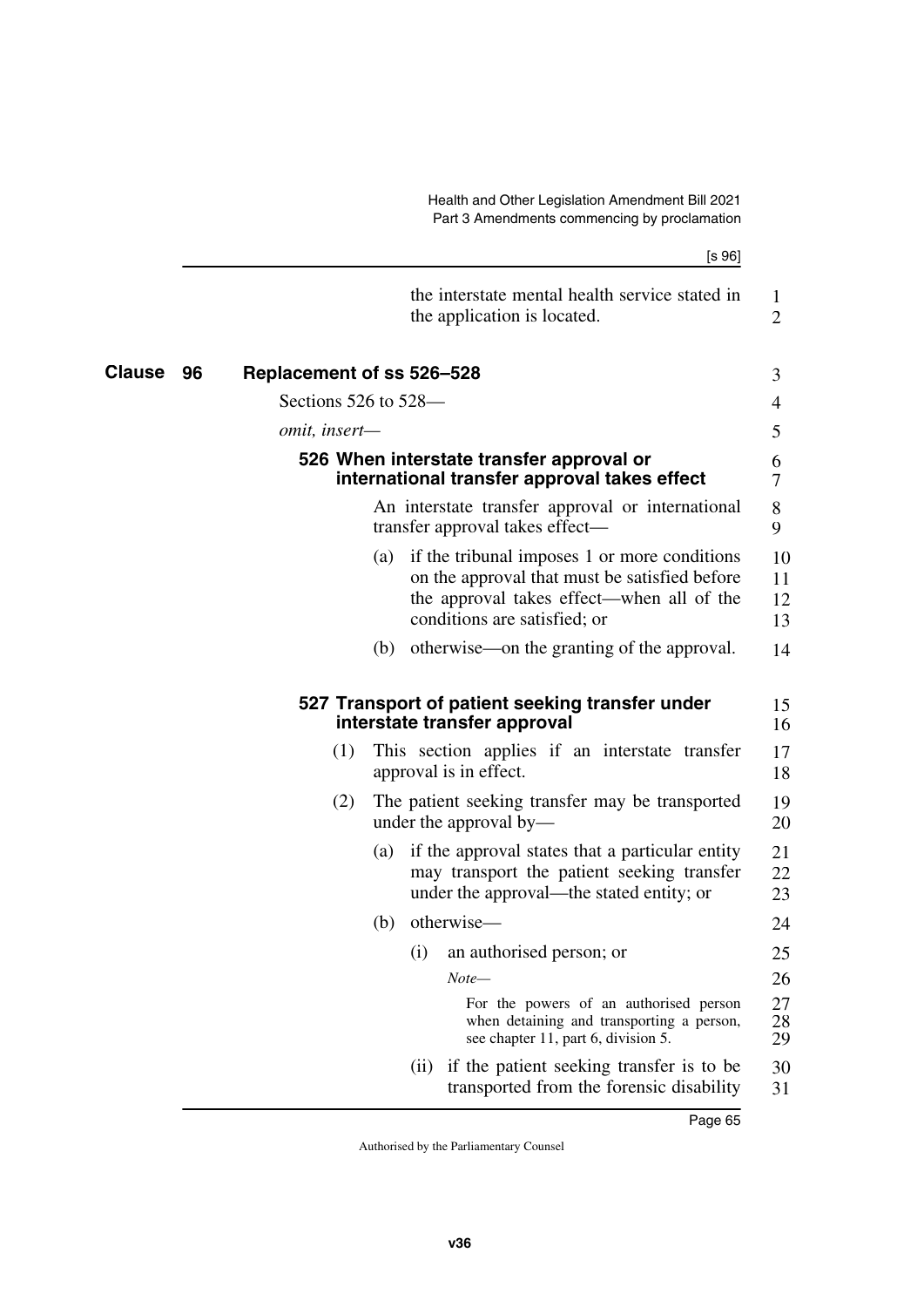the interstate mental health service stated in the application is located.

## Clause 96 Replacement of ss 526–528

Sections 526 to 528—

*omit, insert—*

### 526 When interstate transfer approval or international transfer approval takes effect

An interstate transfer approval or international transfer approval takes effect—

(a) if the tribunal imposes 1 or more conditions on the approval that must be satisfied before the approval takes effect—when all of the conditions are satisfied; or

(b) otherwise—on the granting of the approval.

### 527 Transport of patient seeking transfer under interstate transfer approval

(1) This section applies if an interstate transfer approval is in effect.

(2) The patient seeking transfer may be transported under the approval by—

(a) if the approval states that a particular entity may transport the patient seeking transfer under the approval—the stated entity; or

(b) otherwise—

(i) an authorised person; or

*Note—*

For the powers of an authorised person when detaining and transporting a person, see chapter 11, part 6, division 5.

(ii) if the patient seeking transfer is to be transported from the forensic disability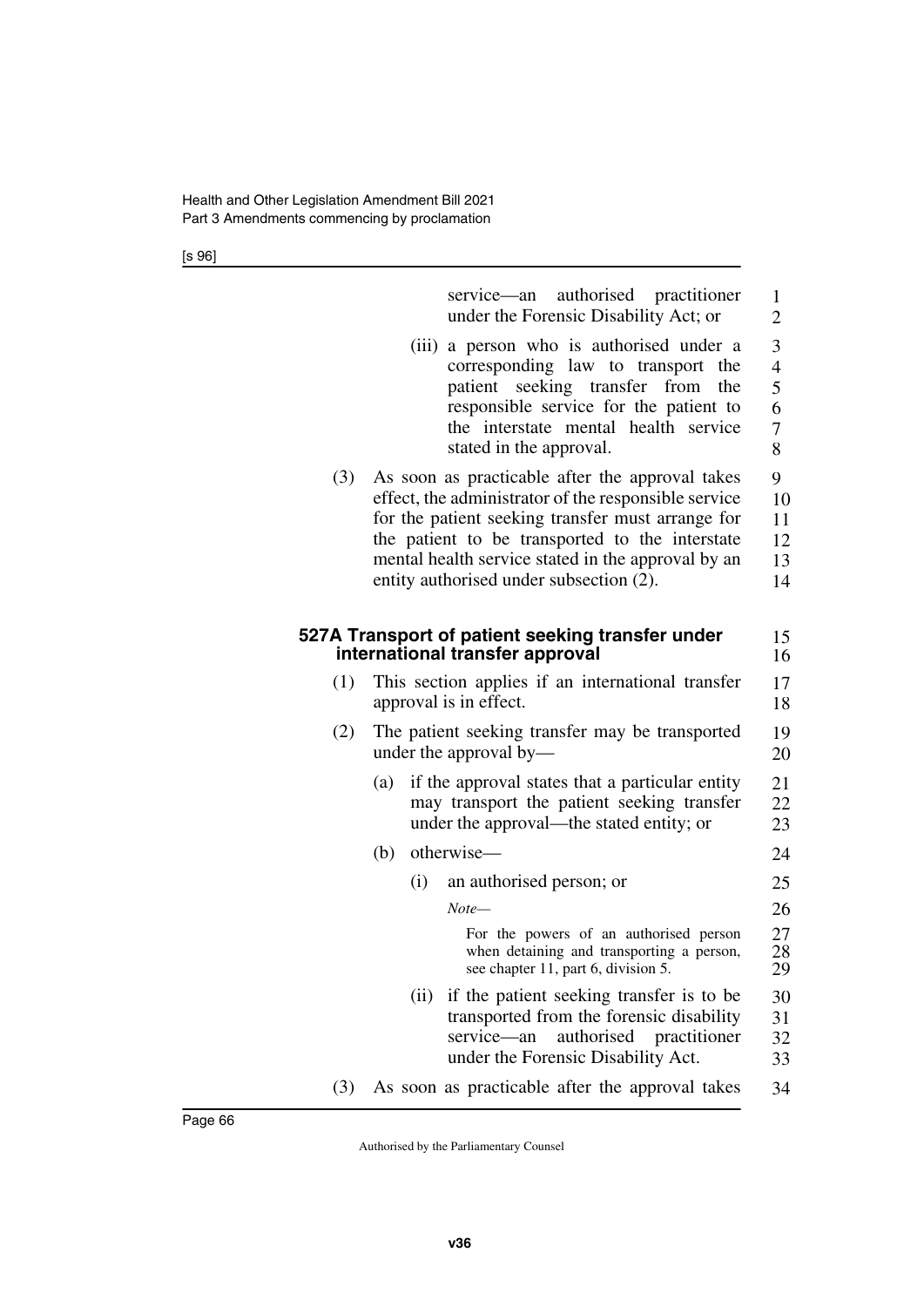service—an authorised practitioner under the Forensic Disability Act; or

(iii) a person who is authorised under a corresponding law to transport the patient seeking transfer from the responsible service for the patient to the interstate mental health service stated in the approval.

(3) As soon as practicable after the approval takes effect, the administrator of the responsible service for the patient seeking transfer must arrange for the patient to be transported to the interstate mental health service stated in the approval by an entity authorised under subsection (2).

### 527A Transport of patient seeking transfer under international transfer approval

(1) This section applies if an international transfer approval is in effect.

(2) The patient seeking transfer may be transported under the approval by—

(a) if the approval states that a particular entity may transport the patient seeking transfer under the approval—the stated entity; or

(b) otherwise—

(i) an authorised person; or

*Note—*

For the powers of an authorised person when detaining and transporting a person, see chapter 11, part 6, division 5.

(ii) if the patient seeking transfer is to be transported from the forensic disability service—an authorised practitioner under the Forensic Disability Act.

(3) As soon as practicable after the approval takes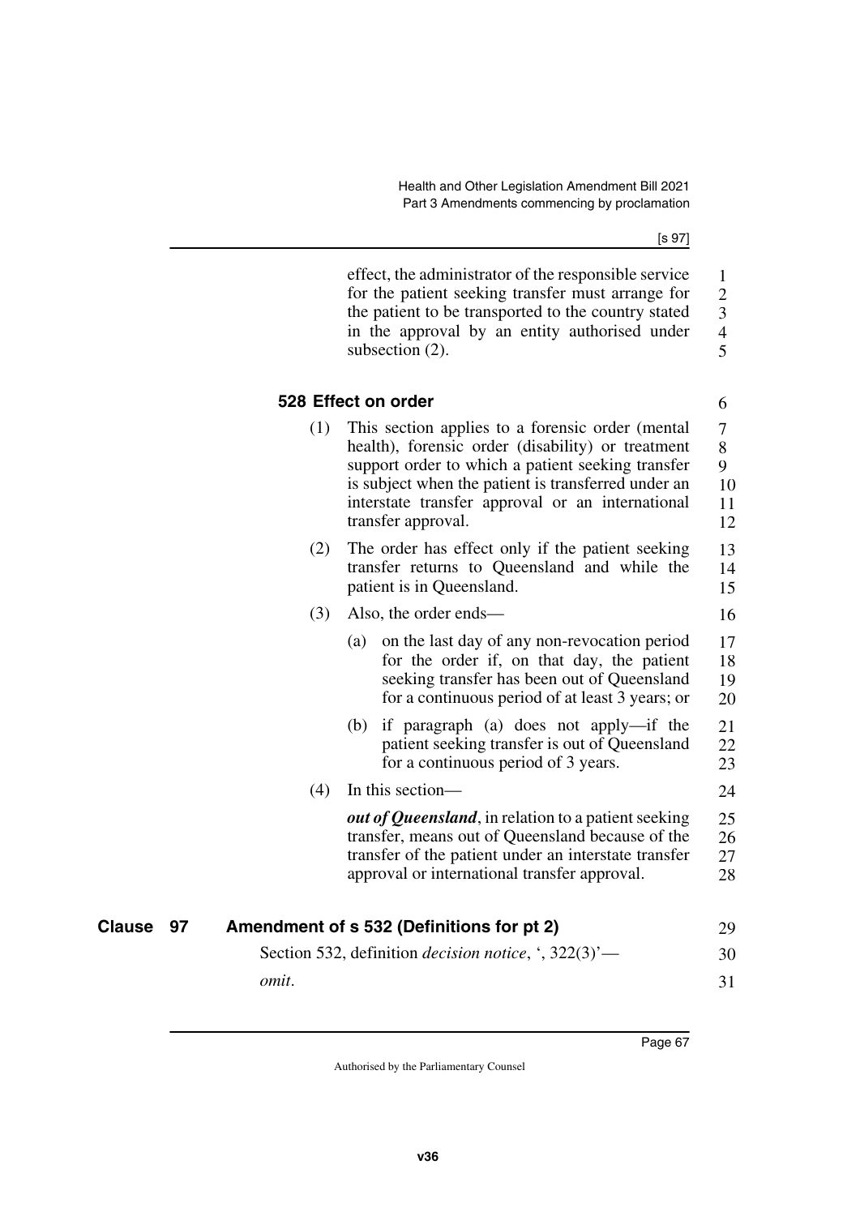effect, the administrator of the responsible service for the patient seeking transfer must arrange for the patient to be transported to the country stated in the approval by an entity authorised under subsection (2).

### 528 Effect on order

(1) This section applies to a forensic order (mental health), forensic order (disability) or treatment support order to which a patient seeking transfer is subject when the patient is transferred under an interstate transfer approval or an international transfer approval.

(2) The order has effect only if the patient seeking transfer returns to Queensland and while the patient is in Queensland.

(3) Also, the order ends—

(a) on the last day of any non-revocation period for the order if, on that day, the patient seeking transfer has been out of Queensland for a continuous period of at least 3 years; or

(b) if paragraph (a) does not apply—if the patient seeking transfer is out of Queensland for a continuous period of 3 years.

(4) In this section—

***out of Queensland***, in relation to a patient seeking transfer, means out of Queensland because of the transfer of the patient under an interstate transfer approval or international transfer approval.

## Clause 97 Amendment of s 532 (Definitions for pt 2)

Section 532, definition *decision notice*, ', 322(3)'—

*omit*.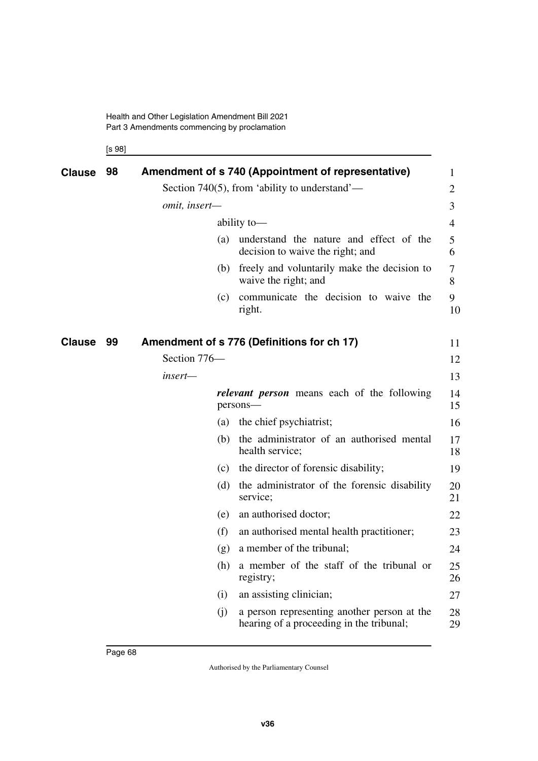## Clause 98 Amendment of s 740 (Appointment of representative)

Section 740(5), from 'ability to understand'—

*omit, insert—*

ability to—

(a) understand the nature and effect of the decision to waive the right; and

(b) freely and voluntarily make the decision to waive the right; and

(c) communicate the decision to waive the right.

## Clause 99 Amendment of s 776 (Definitions for ch 17)

Section 776—

*insert—*

***relevant person*** means each of the following persons—

(a) the chief psychiatrist;

(b) the administrator of an authorised mental health service;

(c) the director of forensic disability;

(d) the administrator of the forensic disability service;

(e) an authorised doctor;

(f) an authorised mental health practitioner;

(g) a member of the tribunal;

(h) a member of the staff of the tribunal or registry;

(i) an assisting clinician;

(j) a person representing another person at the hearing of a proceeding in the tribunal;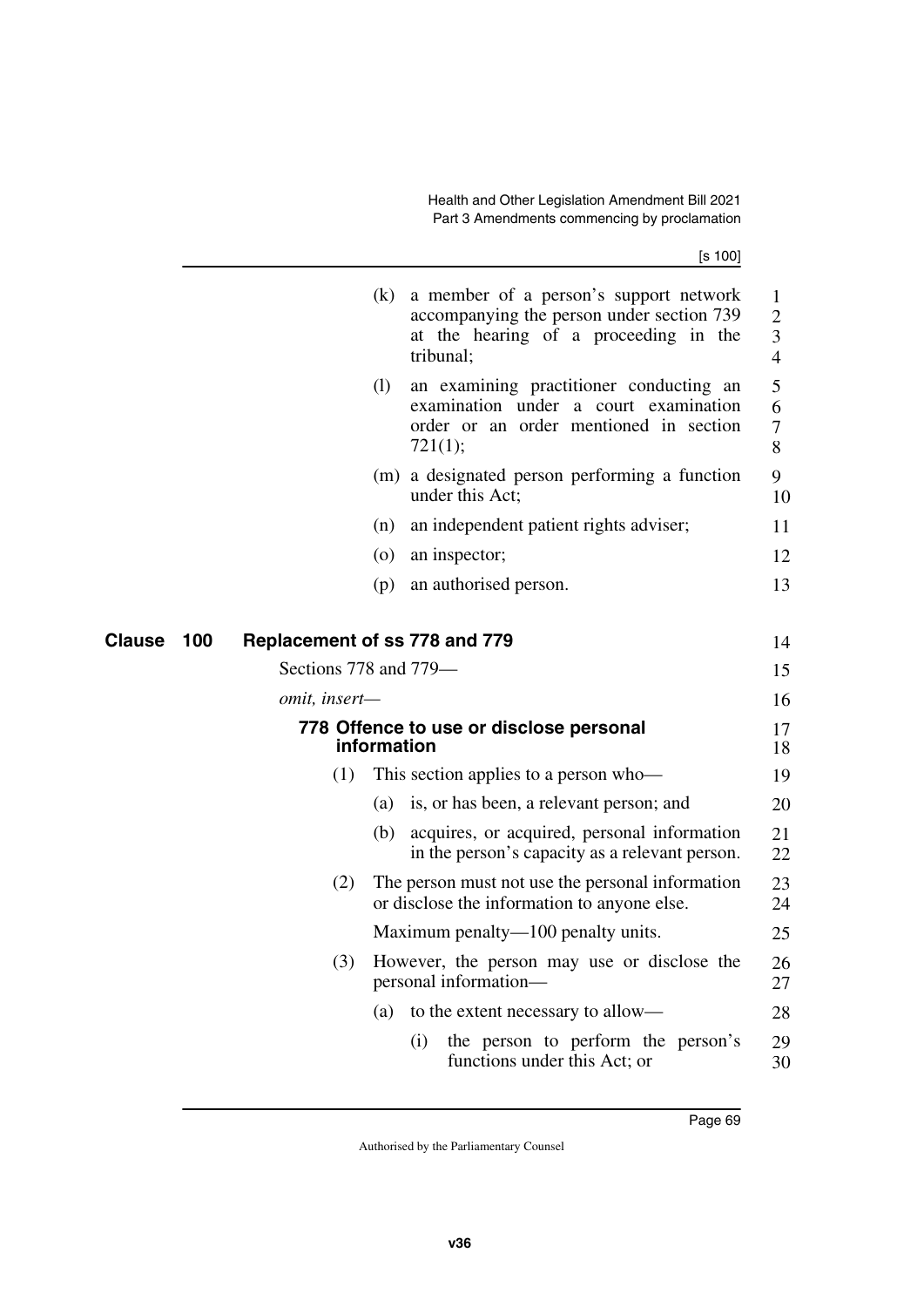(k) a member of a person's support network accompanying the person under section 739 at the hearing of a proceeding in the tribunal;

(l) an examining practitioner conducting an examination under a court examination order or an order mentioned in section 721(1);

(m) a designated person performing a function under this Act;

(n) an independent patient rights adviser;

(o) an inspector;

(p) an authorised person.

## Clause 100 Replacement of ss 778 and 779

Sections 778 and 779—

*omit, insert—*

### 778 Offence to use or disclose personal information

(1) This section applies to a person who—

(a) is, or has been, a relevant person; and

(b) acquires, or acquired, personal information in the person's capacity as a relevant person.

(2) The person must not use the personal information or disclose the information to anyone else.

Maximum penalty—100 penalty units.

(3) However, the person may use or disclose the personal information—

(a) to the extent necessary to allow—

(i) the person to perform the person's functions under this Act; or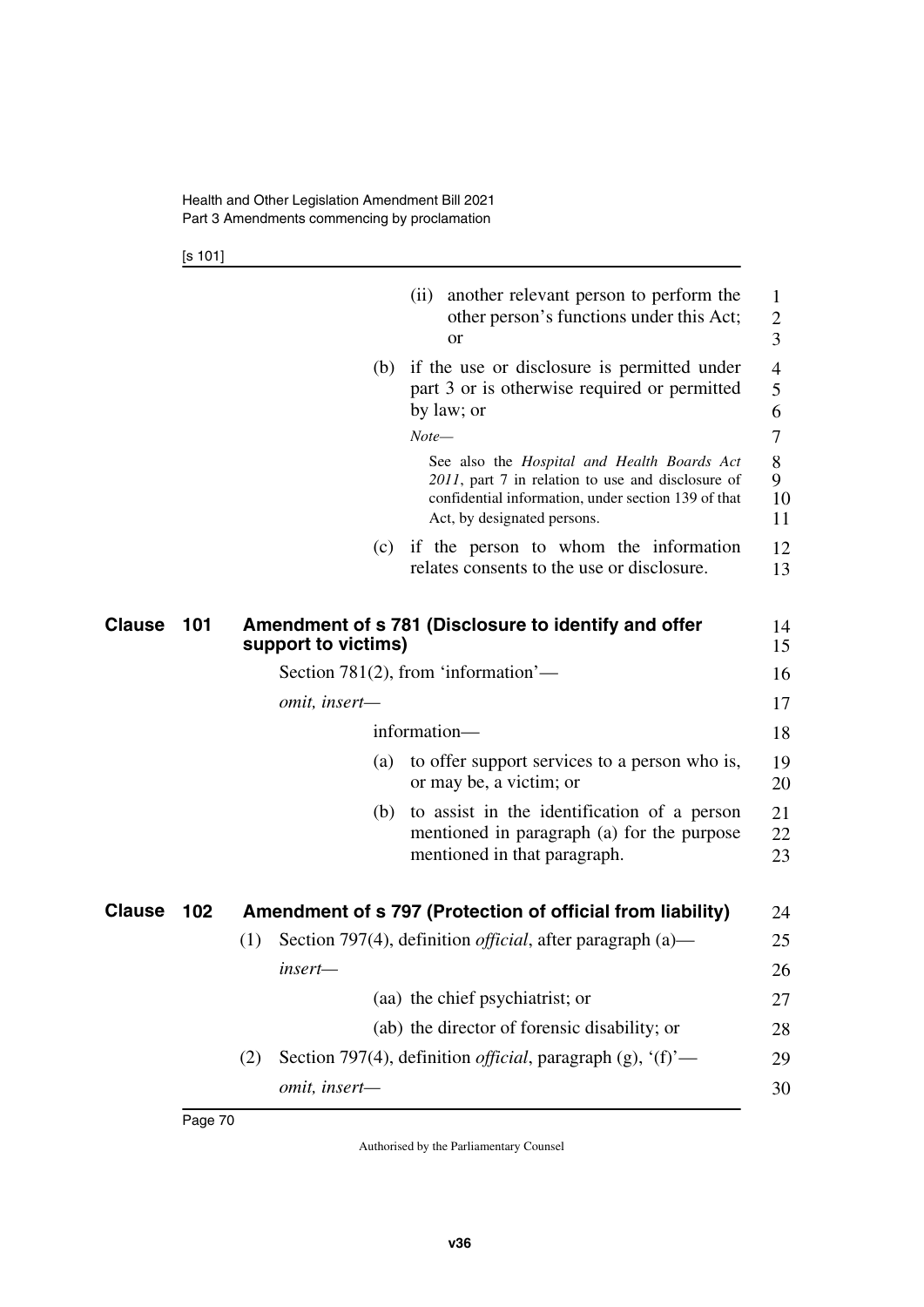(ii) another relevant person to perform the other person's functions under this Act; or

(b) if the use or disclosure is permitted under part 3 or is otherwise required or permitted by law; or

*Note—*

See also the *Hospital and Health Boards Act 2011*, part 7 in relation to use and disclosure of confidential information, under section 139 of that Act, by designated persons.

(c) if the person to whom the information relates consents to the use or disclosure.

## Clause 101 Amendment of s 781 (Disclosure to identify and offer support to victims)

Section 781(2), from 'information'—

*omit, insert—*

information—

(a) to offer support services to a person who is, or may be, a victim; or

(b) to assist in the identification of a person mentioned in paragraph (a) for the purpose mentioned in that paragraph.

## Clause 102 Amendment of s 797 (Protection of official from liability)

(1) Section 797(4), definition *official*, after paragraph (a)—

*insert—*

(aa) the chief psychiatrist; or

(ab) the director of forensic disability; or

(2) Section 797(4), definition *official*, paragraph (g), '(f)'—

*omit, insert—*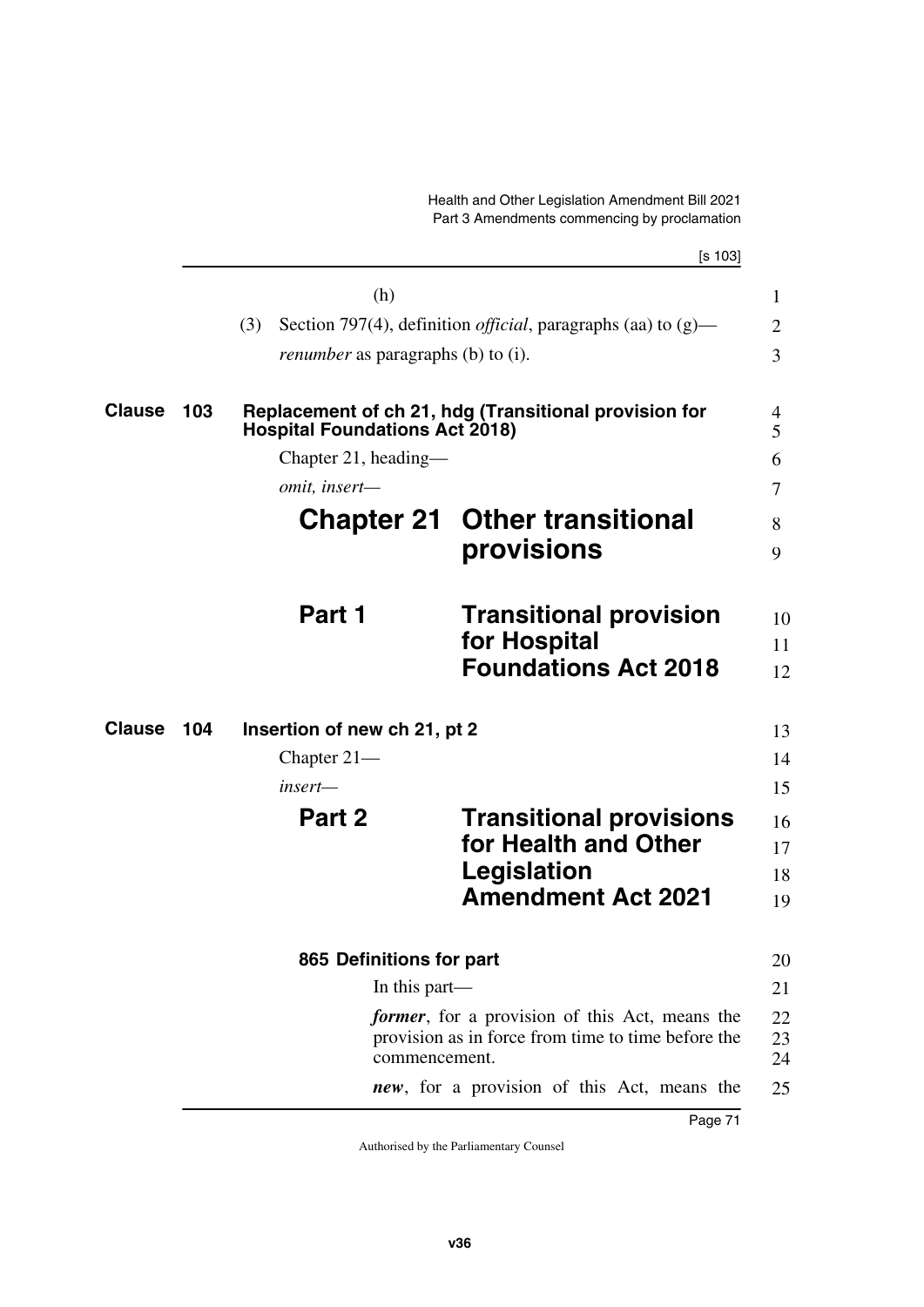(h)

(3) Section 797(4), definition *official*, paragraphs (aa) to (g)—

*renumber* as paragraphs (b) to (i).

**Clause 103 Replacement of ch 21, hdg (Transitional provision for Hospital Foundations Act 2018)**

Chapter 21, heading—

*omit, insert—*

# Chapter 21 Other transitional provisions

## Part 1 Transitional provision for Hospital Foundations Act 2018

**Clause 104 Insertion of new ch 21, pt 2**

Chapter 21—

*insert—*

## Part 2 Transitional provisions for Health and Other Legislation Amendment Act 2021

### 865 Definitions for part

In this part—

***former***, for a provision of this Act, means the provision as in force from time to time before the commencement.

***new***, for a provision of this Act, means the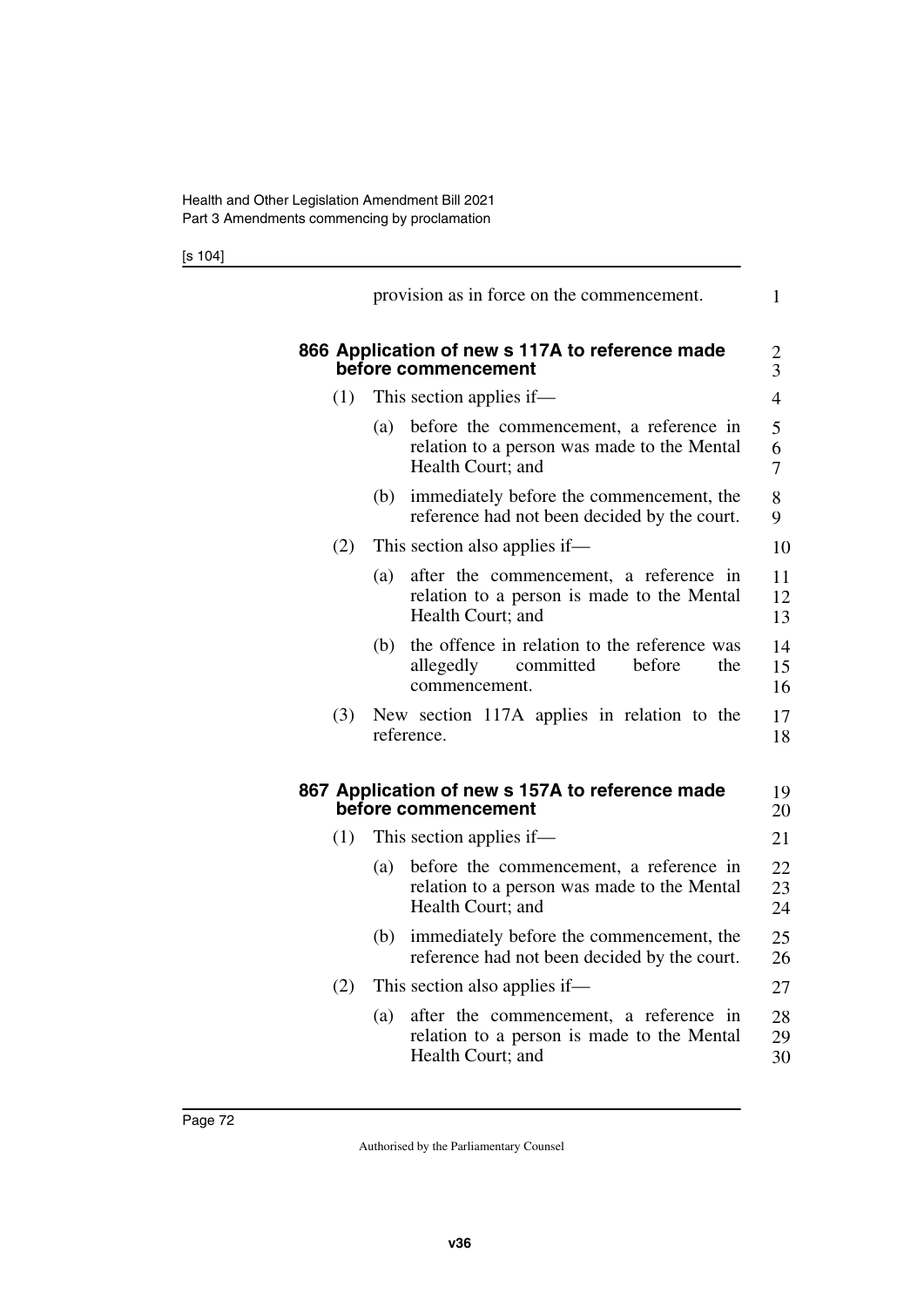provision as in force on the commencement.

**866 Application of new s 117A to reference made before commencement**

(1) This section applies if—

(a) before the commencement, a reference in relation to a person was made to the Mental Health Court; and

(b) immediately before the commencement, the reference had not been decided by the court.

(2) This section also applies if—

(a) after the commencement, a reference in relation to a person is made to the Mental Health Court; and

(b) the offence in relation to the reference was allegedly committed before the commencement.

(3) New section 117A applies in relation to the reference.

**867 Application of new s 157A to reference made before commencement**

(1) This section applies if—

(a) before the commencement, a reference in relation to a person was made to the Mental Health Court; and

(b) immediately before the commencement, the reference had not been decided by the court.

(2) This section also applies if—

(a) after the commencement, a reference in relation to a person is made to the Mental Health Court; and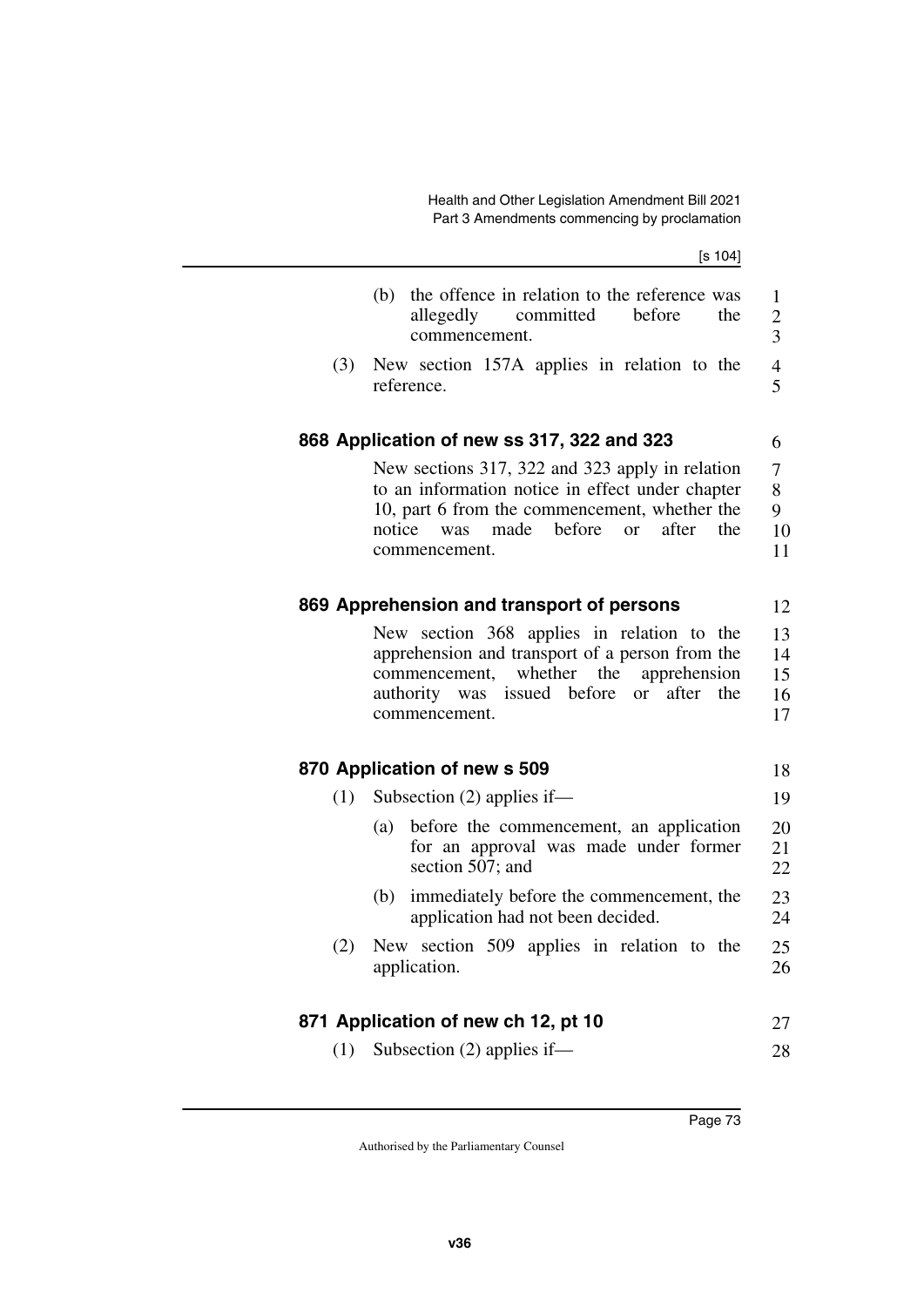(b) the offence in relation to the reference was allegedly committed before the commencement.

(3) New section 157A applies in relation to the reference.

### 868 Application of new ss 317, 322 and 323

New sections 317, 322 and 323 apply in relation to an information notice in effect under chapter 10, part 6 from the commencement, whether the notice was made before or after the commencement.

### 869 Apprehension and transport of persons

New section 368 applies in relation to the apprehension and transport of a person from the commencement, whether the apprehension authority was issued before or after the commencement.

### 870 Application of new s 509

(1) Subsection (2) applies if—

(a) before the commencement, an application for an approval was made under former section 507; and

(b) immediately before the commencement, the application had not been decided.

(2) New section 509 applies in relation to the application.

### 871 Application of new ch 12, pt 10

(1) Subsection (2) applies if—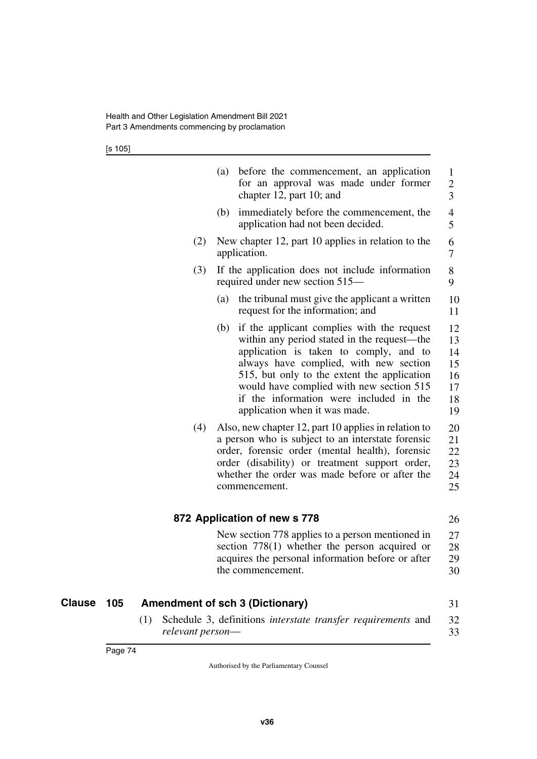(a) before the commencement, an application for an approval was made under former chapter 12, part 10; and

(b) immediately before the commencement, the application had not been decided.

(2) New chapter 12, part 10 applies in relation to the application.

(3) If the application does not include information required under new section 515—

(a) the tribunal must give the applicant a written request for the information; and

(b) if the applicant complies with the request within any period stated in the request—the application is taken to comply, and to always have complied, with new section 515, but only to the extent the application would have complied with new section 515 if the information were included in the application when it was made.

(4) Also, new chapter 12, part 10 applies in relation to a person who is subject to an interstate forensic order, forensic order (mental health), forensic order (disability) or treatment support order, whether the order was made before or after the commencement.

### 872 Application of new s 778

New section 778 applies to a person mentioned in section 778(1) whether the person acquired or acquires the personal information before or after the commencement.

## Clause 105 Amendment of sch 3 (Dictionary)

(1) Schedule 3, definitions *interstate transfer requirements* and *relevant person*—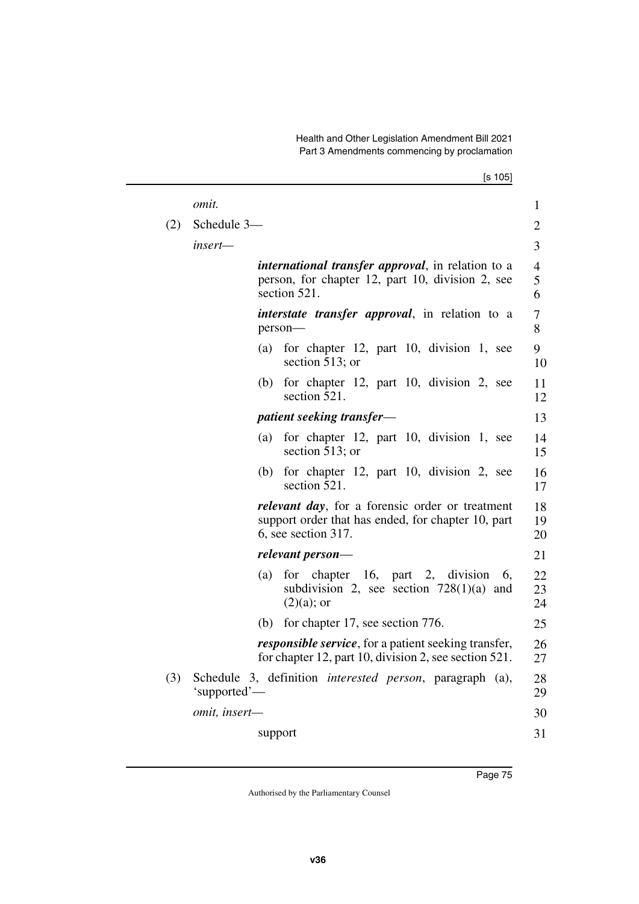*omit.*

(2) Schedule 3—

*insert—*

***international transfer approval***, in relation to a person, for chapter 12, part 10, division 2, see section 521.

***interstate transfer approval***, in relation to a person—

(a) for chapter 12, part 10, division 1, see section 513; or

(b) for chapter 12, part 10, division 2, see section 521.

***patient seeking transfer***—

(a) for chapter 12, part 10, division 1, see section 513; or

(b) for chapter 12, part 10, division 2, see section 521.

***relevant day***, for a forensic order or treatment support order that has ended, for chapter 10, part 6, see section 317.

***relevant person***—

(a) for chapter 16, part 2, division 6, subdivision 2, see section 728(1)(a) and (2)(a); or

(b) for chapter 17, see section 776.

***responsible service***, for a patient seeking transfer, for chapter 12, part 10, division 2, see section 521.

(3) Schedule 3, definition *interested person*, paragraph (a), 'supported'—

*omit, insert—*

support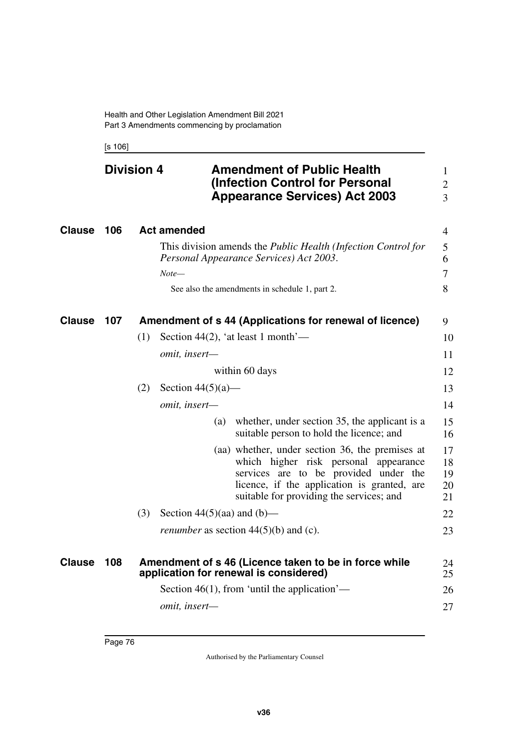## Division 4 Amendment of Public Health (Infection Control for Personal Appearance Services) Act 2003

### Clause 106 Act amended

This division amends the *Public Health (Infection Control for Personal Appearance Services) Act 2003*.

*Note—*

See also the amendments in schedule 1, part 2.

### Clause 107 Amendment of s 44 (Applications for renewal of licence)

(1) Section 44(2), 'at least 1 month'—

*omit, insert—*

within 60 days

(2) Section 44(5)(a)—

*omit, insert—*

(a) whether, under section 35, the applicant is a suitable person to hold the licence; and

(aa) whether, under section 36, the premises at which higher risk personal appearance services are to be provided under the licence, if the application is granted, are suitable for providing the services; and

(3) Section 44(5)(aa) and (b)—

*renumber* as section 44(5)(b) and (c).

### Clause 108 Amendment of s 46 (Licence taken to be in force while application for renewal is considered)

Section 46(1), from 'until the application'—

*omit, insert—*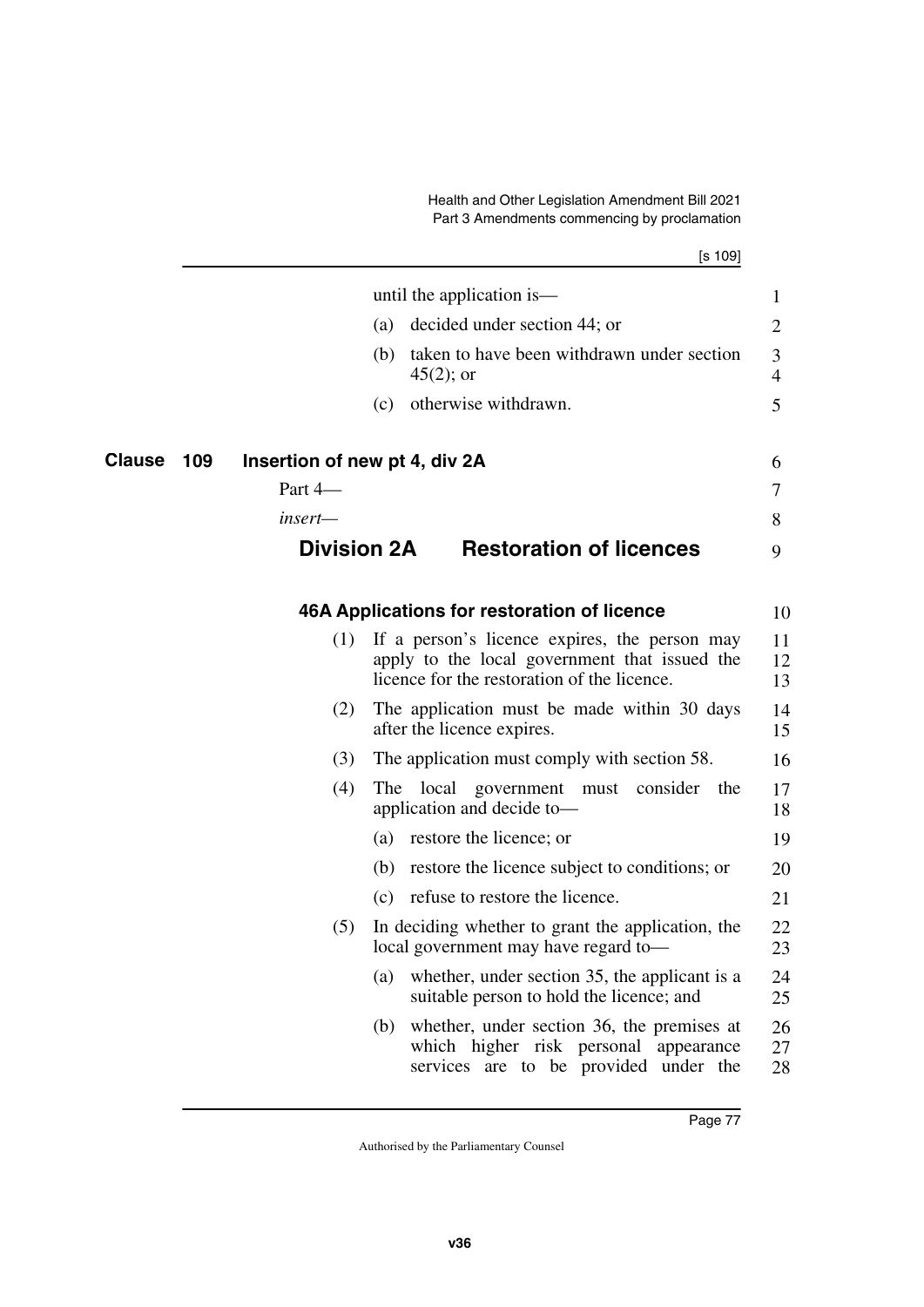until the application is—

(a) decided under section 44; or

(b) taken to have been withdrawn under section 45(2); or

(c) otherwise withdrawn.

**Clause 109 Insertion of new pt 4, div 2A**

Part 4—

*insert*—

## Division 2A Restoration of licences

### 46A Applications for restoration of licence

(1) If a person's licence expires, the person may apply to the local government that issued the licence for the restoration of the licence.

(2) The application must be made within 30 days after the licence expires.

(3) The application must comply with section 58.

(4) The local government must consider the application and decide to—

(a) restore the licence; or

(b) restore the licence subject to conditions; or

(c) refuse to restore the licence.

(5) In deciding whether to grant the application, the local government may have regard to—

(a) whether, under section 35, the applicant is a suitable person to hold the licence; and

(b) whether, under section 36, the premises at which higher risk personal appearance services are to be provided under the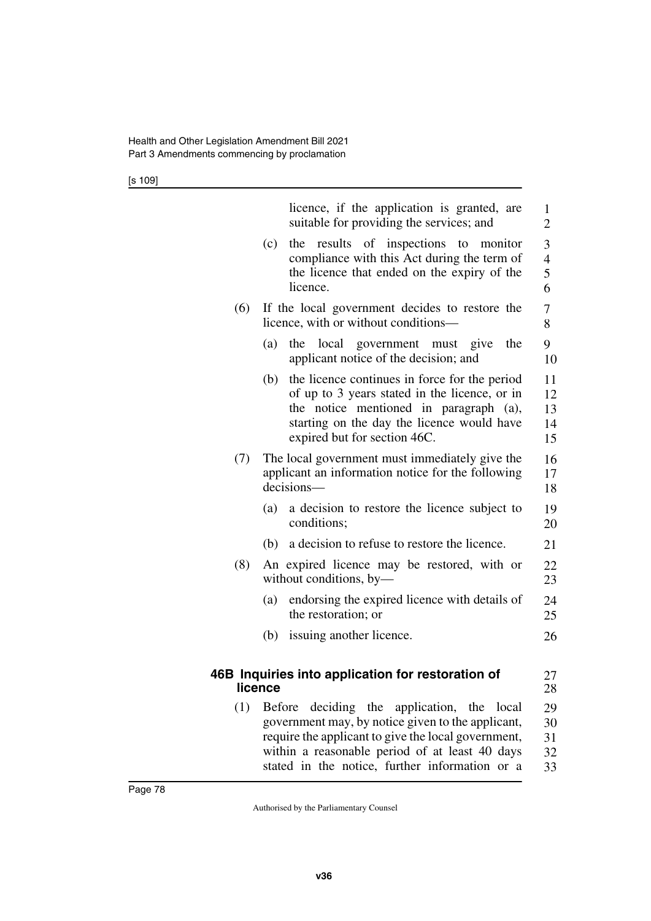licence, if the application is granted, are suitable for providing the services; and

(c) the results of inspections to monitor compliance with this Act during the term of the licence that ended on the expiry of the licence.

(6) If the local government decides to restore the licence, with or without conditions—

(a) the local government must give the applicant notice of the decision; and

(b) the licence continues in force for the period of up to 3 years stated in the licence, or in the notice mentioned in paragraph (a), starting on the day the licence would have expired but for section 46C.

(7) The local government must immediately give the applicant an information notice for the following decisions—

(a) a decision to restore the licence subject to conditions;

(b) a decision to refuse to restore the licence.

(8) An expired licence may be restored, with or without conditions, by—

(a) endorsing the expired licence with details of the restoration; or

(b) issuing another licence.

### 46B Inquiries into application for restoration of licence

(1) Before deciding the application, the local government may, by notice given to the applicant, require the applicant to give the local government, within a reasonable period of at least 40 days stated in the notice, further information or a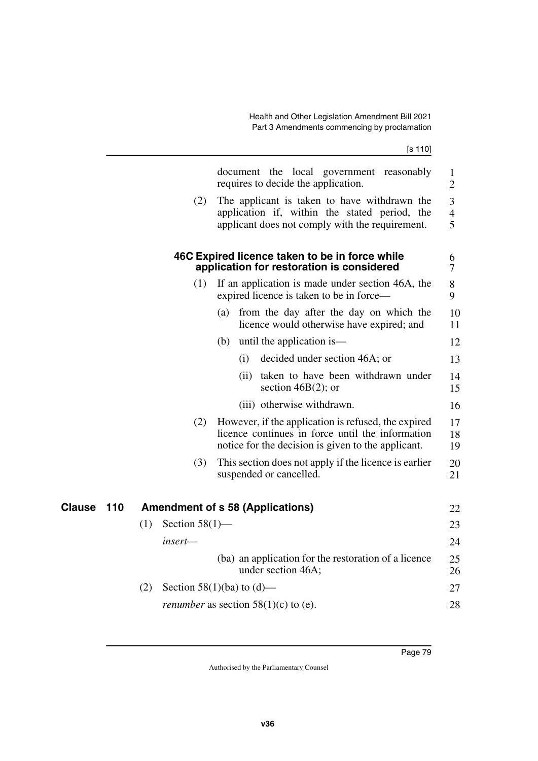document the local government reasonably requires to decide the application.

(2) The applicant is taken to have withdrawn the application if, within the stated period, the applicant does not comply with the requirement.

### 46C Expired licence taken to be in force while application for restoration is considered

(1) If an application is made under section 46A, the expired licence is taken to be in force—

(a) from the day after the day on which the licence would otherwise have expired; and

(b) until the application is—

(i) decided under section 46A; or

(ii) taken to have been withdrawn under section 46B(2); or

(iii) otherwise withdrawn.

(2) However, if the application is refused, the expired licence continues in force until the information notice for the decision is given to the applicant.

(3) This section does not apply if the licence is earlier suspended or cancelled.

## Clause 110 Amendment of s 58 (Applications)

(1) Section 58(1)—

*insert*—

(ba) an application for the restoration of a licence under section 46A;

(2) Section 58(1)(ba) to (d)—

*renumber* as section 58(1)(c) to (e).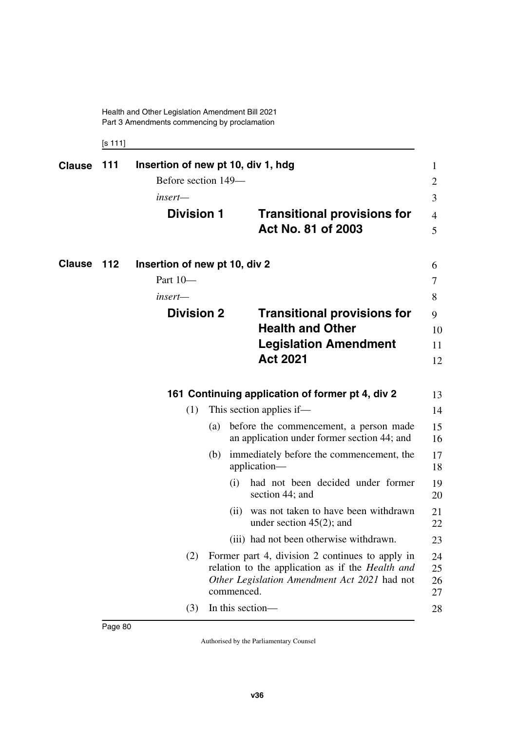**Clause 111 Insertion of new pt 10, div 1, hdg**

Before section 149—

*insert*—

## Division 1 Transitional provisions for Act No. 81 of 2003

**Clause 112 Insertion of new pt 10, div 2**

Part 10—

*insert*—

## Division 2 Transitional provisions for Health and Other Legislation Amendment Act 2021

### 161 Continuing application of former pt 4, div 2

(1) This section applies if—

(a) before the commencement, a person made an application under former section 44; and

(b) immediately before the commencement, the application—

(i) had not been decided under former section 44; and

(ii) was not taken to have been withdrawn under section 45(2); and

(iii) had not been otherwise withdrawn.

(2) Former part 4, division 2 continues to apply in relation to the application as if the *Health and Other Legislation Amendment Act 2021* had not commenced.

(3) In this section—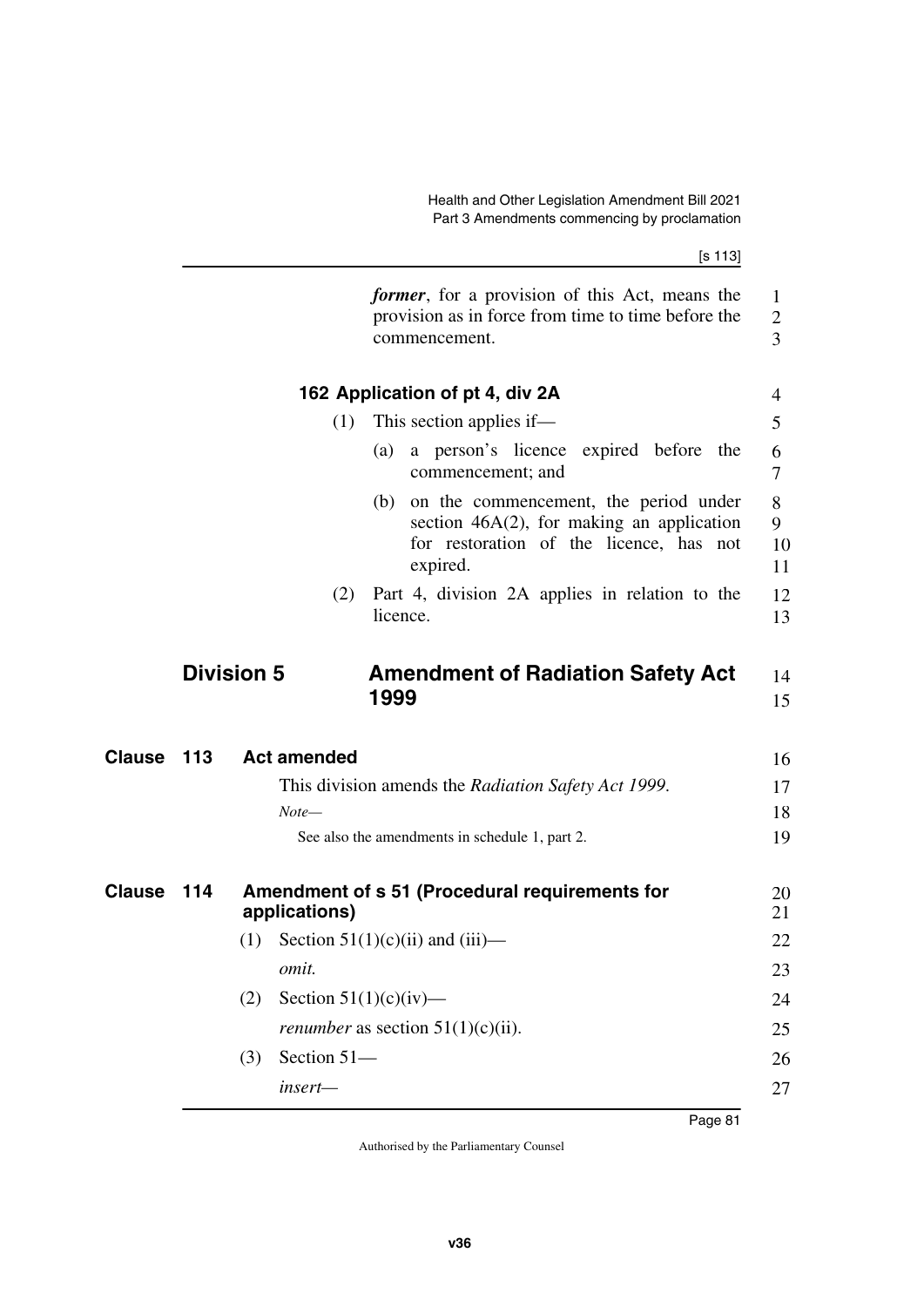***former***, for a provision of this Act, means the provision as in force from time to time before the commencement.

**162 Application of pt 4, div 2A**

(1) This section applies if—

(a) a person's licence expired before the commencement; and

(b) on the commencement, the period under section 46A(2), for making an application for restoration of the licence, has not expired.

(2) Part 4, division 2A applies in relation to the licence.

## Division 5 Amendment of Radiation Safety Act 1999

### Clause 113 Act amended

This division amends the *Radiation Safety Act 1999*.

*Note*—

See also the amendments in schedule 1, part 2.

### Clause 114 Amendment of s 51 (Procedural requirements for applications)

(1) Section 51(1)(c)(ii) and (iii)—

*omit.*

(2) Section 51(1)(c)(iv)—

*renumber* as section 51(1)(c)(ii).

(3) Section 51—

*insert*—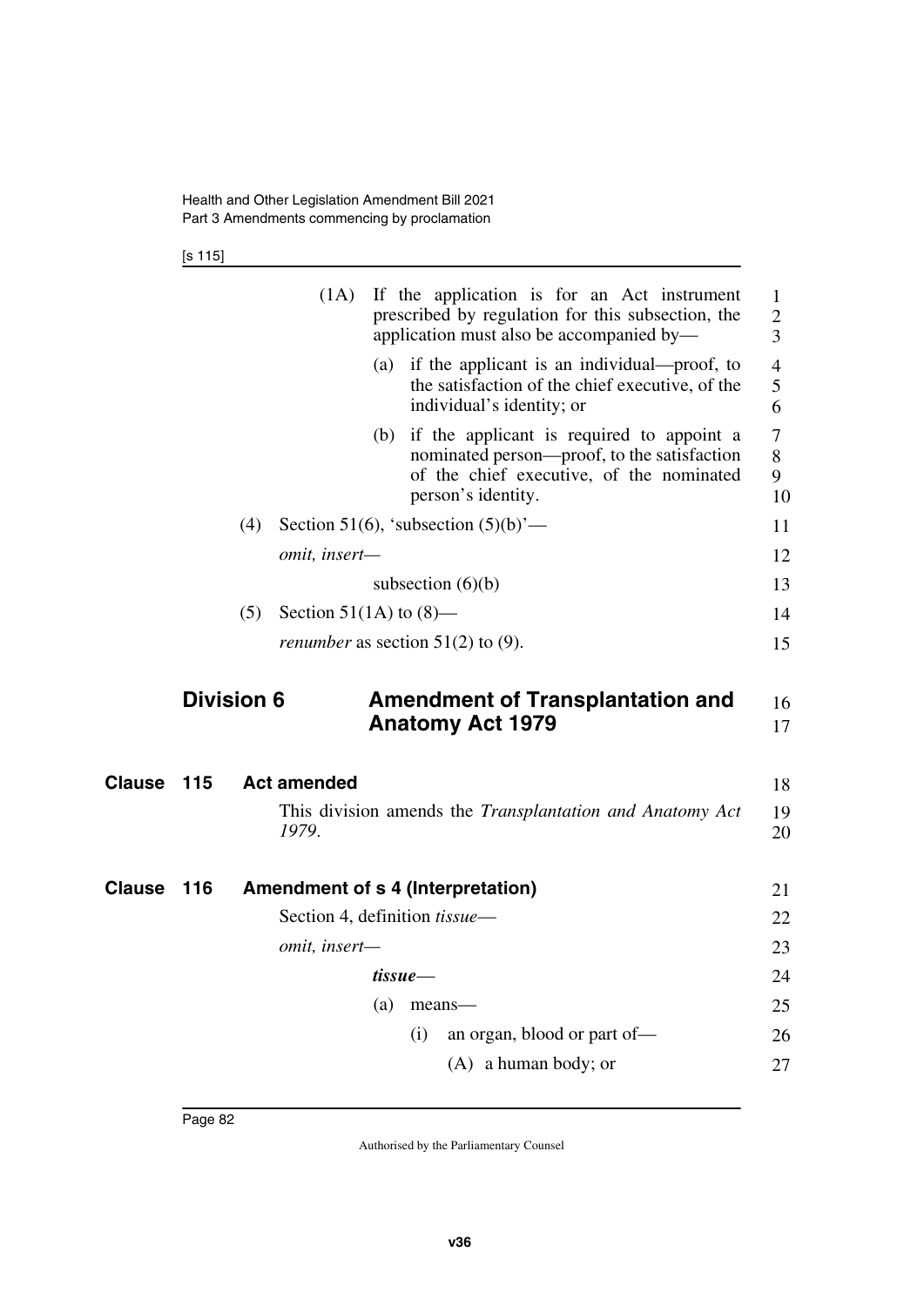(1A) If the application is for an Act instrument prescribed by regulation for this subsection, the application must also be accompanied by—

(a) if the applicant is an individual—proof, to the satisfaction of the chief executive, of the individual's identity; or

(b) if the applicant is required to appoint a nominated person—proof, to the satisfaction of the chief executive, of the nominated person's identity.

(4) Section 51(6), 'subsection (5)(b)'—

*omit, insert—*

subsection (6)(b)

(5) Section 51(1A) to (8)—

*renumber* as section 51(2) to (9).

## Division 6 Amendment of Transplantation and Anatomy Act 1979

### Clause 115 Act amended

This division amends the *Transplantation and Anatomy Act 1979*.

### Clause 116 Amendment of s 4 (Interpretation)

Section 4, definition *tissue*—

*omit, insert—*

***tissue***—

(a) means—

(i) an organ, blood or part of—

(A) a human body; or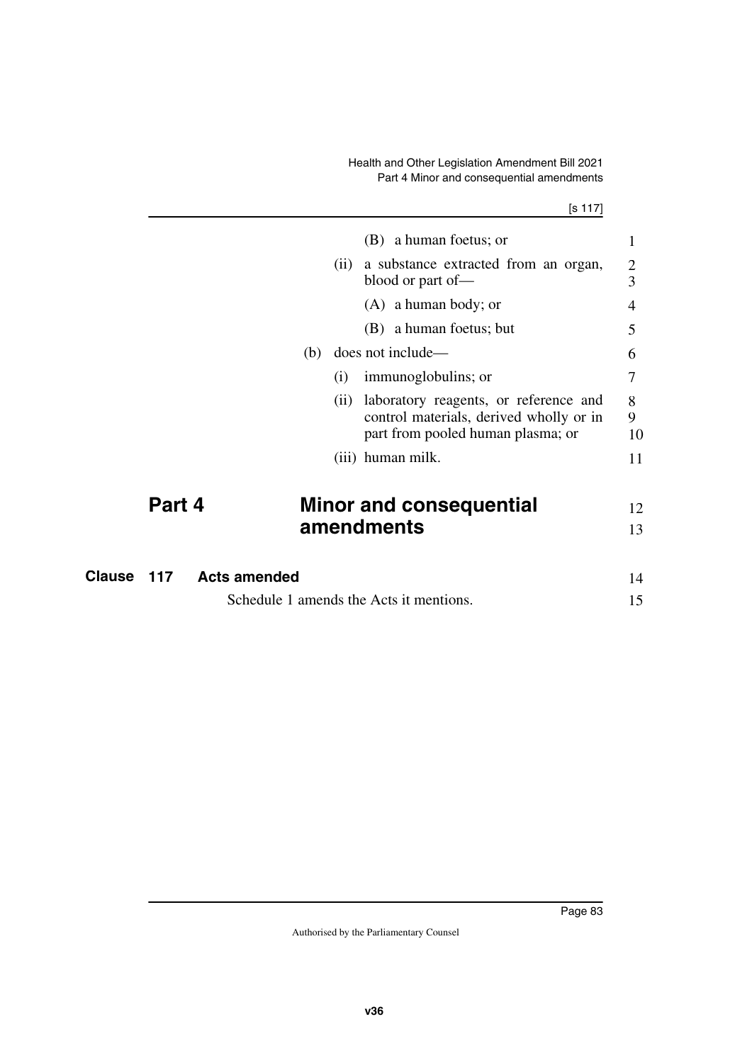(B) a human foetus; or

(ii) a substance extracted from an organ, blood or part of—

(A) a human body; or

(B) a human foetus; but

(b) does not include—

(i) immunoglobulins; or

(ii) laboratory reagents, or reference and control materials, derived wholly or in part from pooled human plasma; or

(iii) human milk.

# Part 4 Minor and consequential amendments

## Clause 117 Acts amended

Schedule 1 amends the Acts it mentions.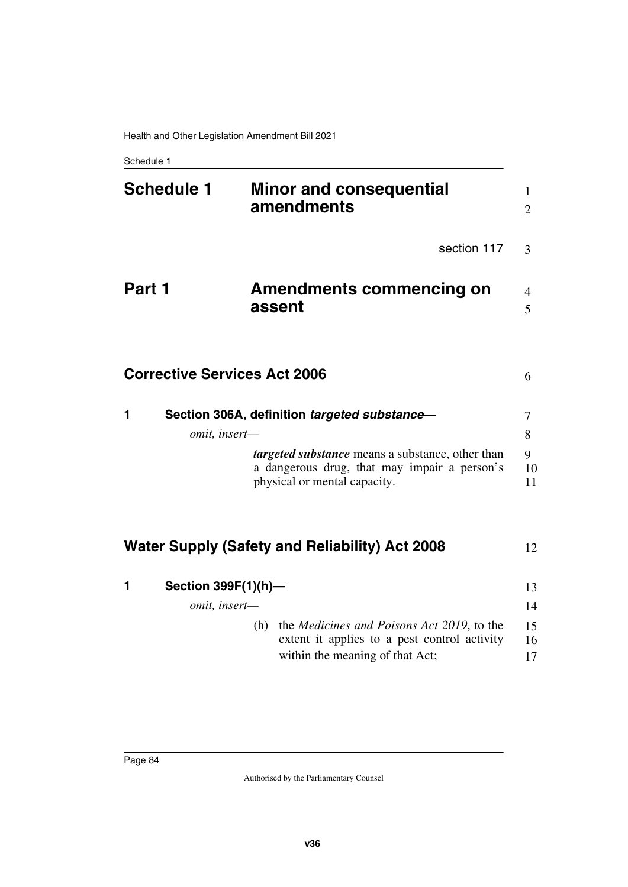# Schedule 1 Minor and consequential amendments

section 117

## Part 1 Amendments commencing on assent

### Corrective Services Act 2006

**1 Section 306A, definition *targeted substance*—**

*omit, insert—*

***targeted substance*** means a substance, other than a dangerous drug, that may impair a person's physical or mental capacity.

### Water Supply (Safety and Reliability) Act 2008

**1 Section 399F(1)(h)—**

*omit, insert—*

(h) the *Medicines and Poisons Act 2019*, to the extent it applies to a pest control activity within the meaning of that Act;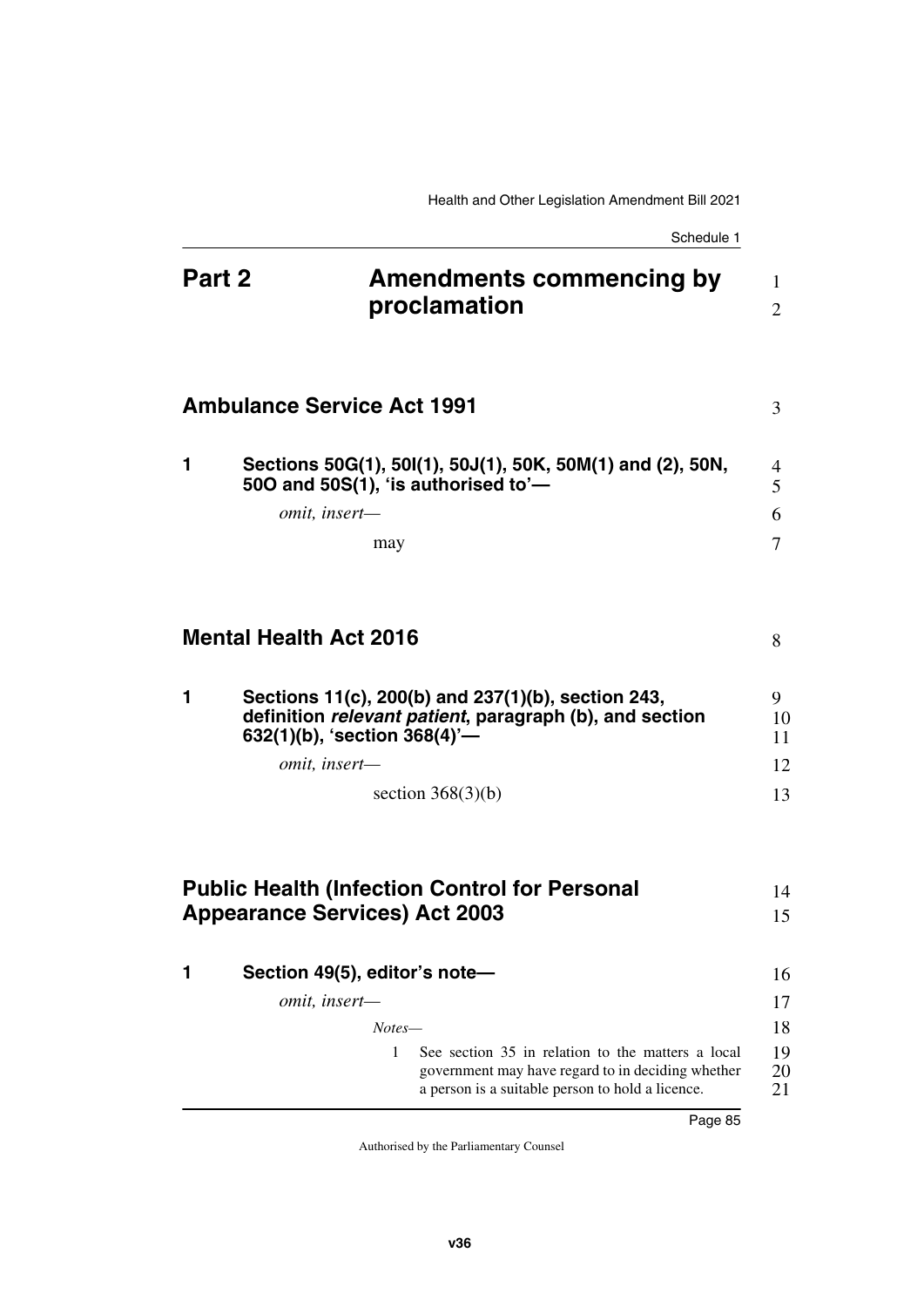# Part 2 Amendments commencing by proclamation

## Ambulance Service Act 1991

**1 Sections 50G(1), 50I(1), 50J(1), 50K, 50M(1) and (2), 50N, 50O and 50S(1), 'is authorised to'—**

*omit, insert—*

may

## Mental Health Act 2016

**1 Sections 11(c), 200(b) and 237(1)(b), section 243, definition *relevant patient*, paragraph (b), and section 632(1)(b), 'section 368(4)'—**

*omit, insert—*

section 368(3)(b)

## Public Health (Infection Control for Personal Appearance Services) Act 2003

**1 Section 49(5), editor's note—**

*omit, insert—*

*Notes—*

1 See section 35 in relation to the matters a local government may have regard to in deciding whether a person is a suitable person to hold a licence.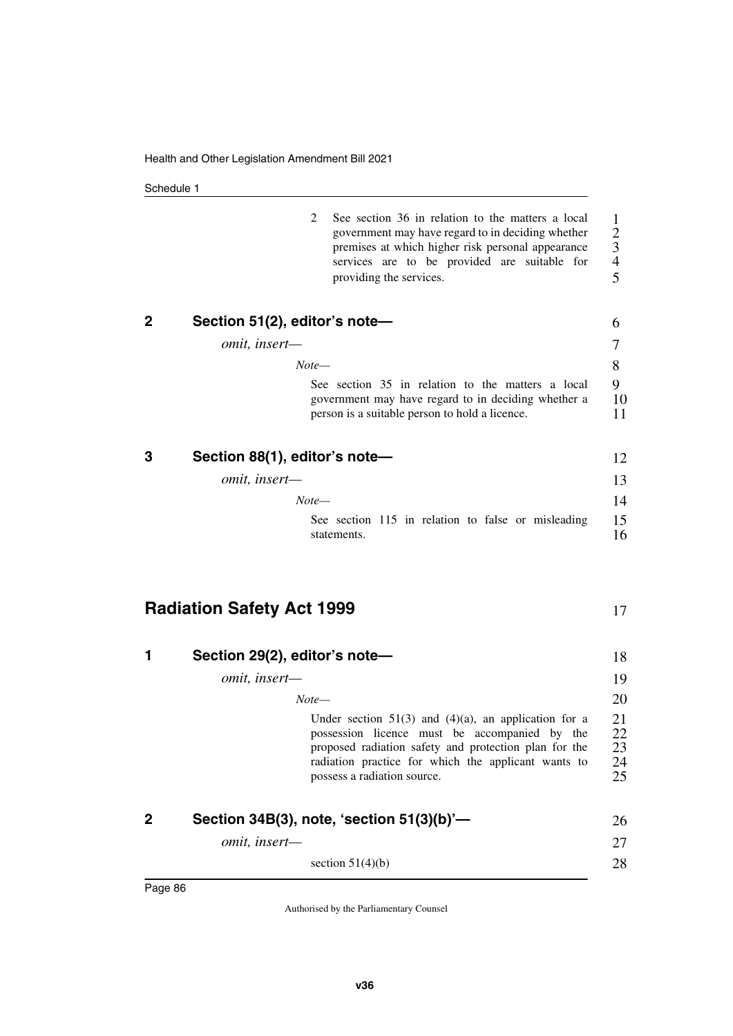2 See section 36 in relation to the matters a local government may have regard to in deciding whether premises at which higher risk personal appearance services are to be provided are suitable for providing the services.

### 2 Section 51(2), editor's note—

*omit, insert—*

*Note—*

See section 35 in relation to the matters a local government may have regard to in deciding whether a person is a suitable person to hold a licence.

### 3 Section 88(1), editor's note—

*omit, insert—*

*Note—*

See section 115 in relation to false or misleading statements.

## Radiation Safety Act 1999

### 1 Section 29(2), editor's note—

*omit, insert—*

*Note—*

Under section 51(3) and (4)(a), an application for a possession licence must be accompanied by the proposed radiation safety and protection plan for the radiation practice for which the applicant wants to possess a radiation source.

### 2 Section 34B(3), note, 'section 51(3)(b)'—

*omit, insert—*

section 51(4)(b)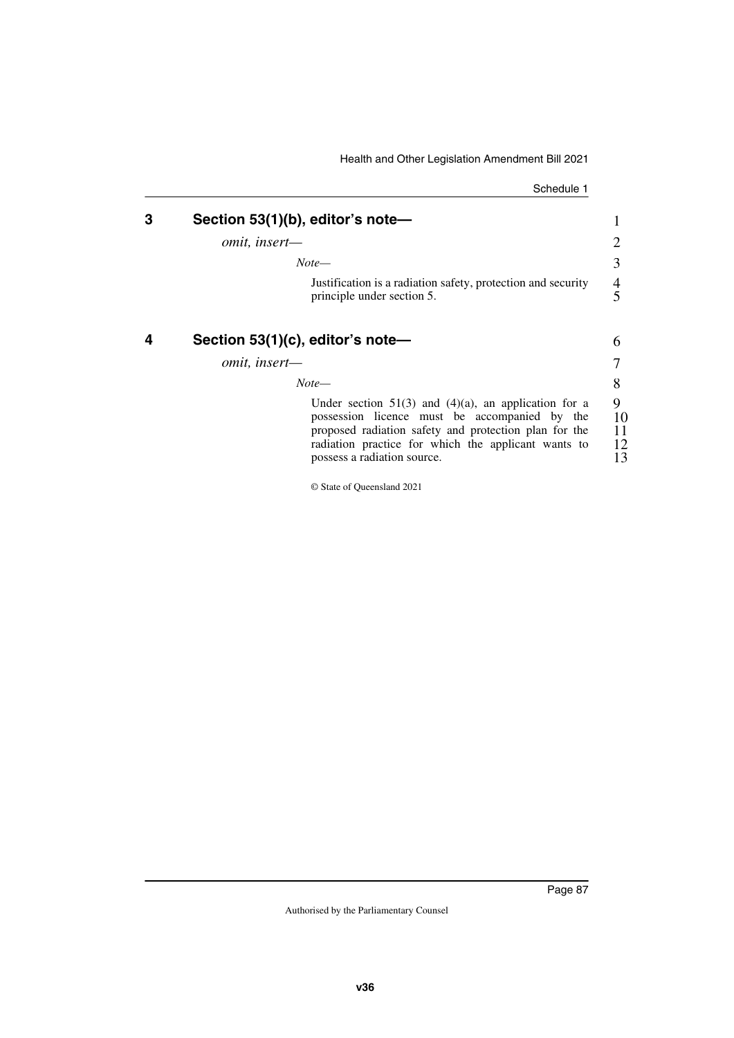## 3 Section 53(1)(b), editor's note—

*omit, insert—*

*Note—*

Justification is a radiation safety, protection and security principle under section 5.

## 4 Section 53(1)(c), editor's note—

*omit, insert—*

*Note—*

Under section 51(3) and (4)(a), an application for a possession licence must be accompanied by the proposed radiation safety and protection plan for the radiation practice for which the applicant wants to possess a radiation source.

© State of Queensland 2021